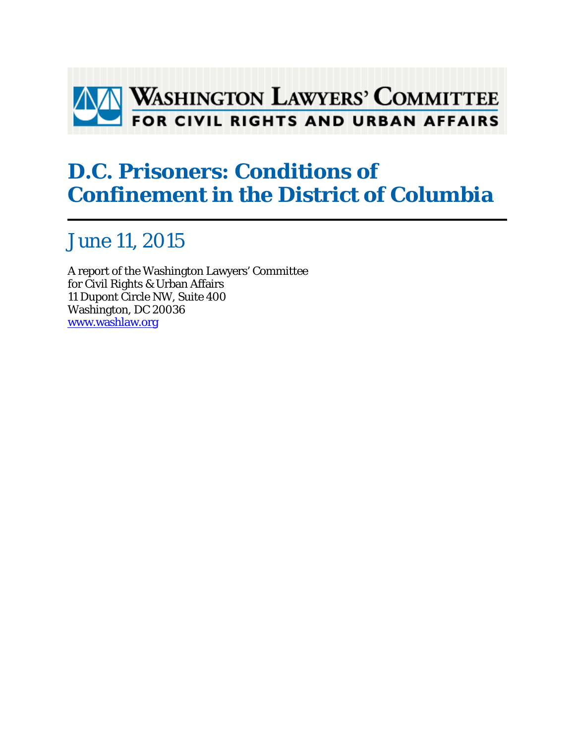WASHINGTON LAWYERS' COMMITTEE
FOR CIVIL RIGHTS AND URBAN AFFAIRS

# D.C. Prisoners: Conditions of Confinement in the District of Columbia

## June 11, 2015

A report of the Washington Lawyers' Committee
for Civil Rights & Urban Affairs
11 Dupont Circle NW, Suite 400
Washington, DC 20036
www.washlaw.org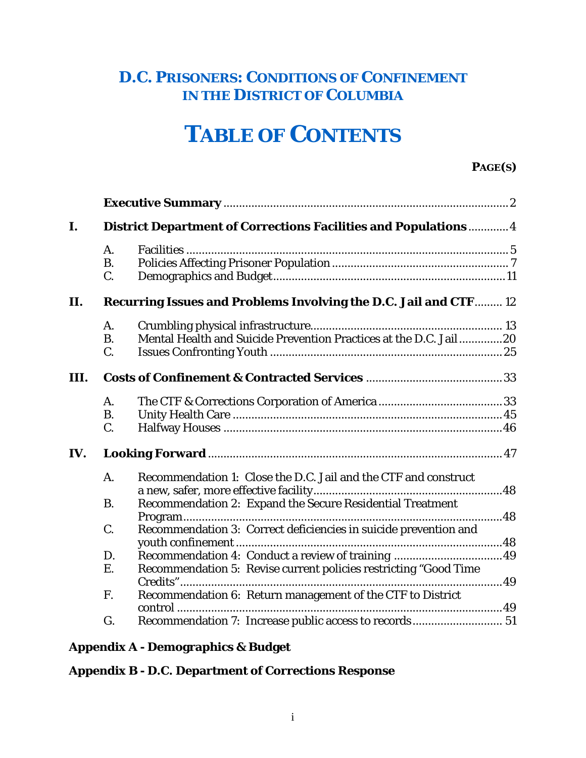# D.C. PRISONERS: CONDITIONS OF CONFINEMENT IN THE DISTRICT OF COLUMBIA

# TABLE OF CONTENTS

**PAGE(S)**

| | | | |
|---|---|---|---|
| | **Executive Summary** | | 2 |
| **I.** | **District Department of Corrections Facilities and Populations** | | 4 |
| | A. | Facilities | 5 |
| | B. | Policies Affecting Prisoner Population | 7 |
| | C. | Demographics and Budget | 11 |
| **II.** | **Recurring Issues and Problems Involving the D.C. Jail and CTF** | | 12 |
| | A. | Crumbling physical infrastructure | 13 |
| | B. | Mental Health and Suicide Prevention Practices at the D.C. Jail | 20 |
| | C. | Issues Confronting Youth | 25 |
| **III.** | **Costs of Confinement & Contracted Services** | | 33 |
| | A. | The CTF & Corrections Corporation of America | 33 |
| | B. | Unity Health Care | 45 |
| | C. | Halfway Houses | 46 |
| **IV.** | **Looking Forward** | | 47 |
| | A. | Recommendation 1: Close the D.C. Jail and the CTF and construct a new, safer, more effective facility | 48 |
| | B. | Recommendation 2: Expand the Secure Residential Treatment Program | 48 |
| | C. | Recommendation 3: Correct deficiencies in suicide prevention and youth confinement | 48 |
| | D. | Recommendation 4: Conduct a review of training | 49 |
| | E. | Recommendation 5: Revise current policies restricting "Good Time Credits" | 49 |
| | F. | Recommendation 6: Return management of the CTF to District control | 49 |
| | G. | Recommendation 7: Increase public access to records | 51 |

**Appendix A - Demographics & Budget**

**Appendix B - D.C. Department of Corrections Response**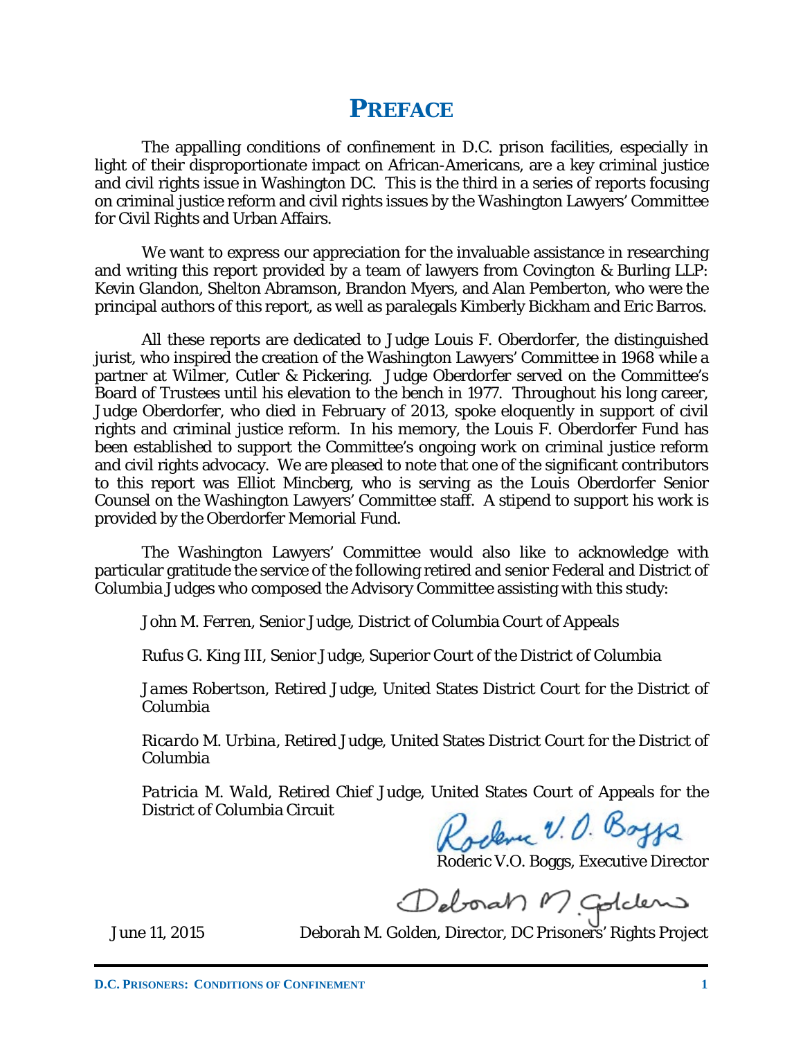# PREFACE

The appalling conditions of confinement in D.C. prison facilities, especially in light of their disproportionate impact on African-Americans, are a key criminal justice and civil rights issue in Washington DC. This is the third in a series of reports focusing on criminal justice reform and civil rights issues by the Washington Lawyers' Committee for Civil Rights and Urban Affairs.

We want to express our appreciation for the invaluable assistance in researching and writing this report provided by a team of lawyers from Covington & Burling LLP: Kevin Glandon, Shelton Abramson, Brandon Myers, and Alan Pemberton, who were the principal authors of this report, as well as paralegals Kimberly Bickham and Eric Barros.

All these reports are dedicated to Judge Louis F. Oberdorfer, the distinguished jurist, who inspired the creation of the Washington Lawyers' Committee in 1968 while a partner at Wilmer, Cutler & Pickering. Judge Oberdorfer served on the Committee's Board of Trustees until his elevation to the bench in 1977. Throughout his long career, Judge Oberdorfer, who died in February of 2013, spoke eloquently in support of civil rights and criminal justice reform. In his memory, the Louis F. Oberdorfer Fund has been established to support the Committee's ongoing work on criminal justice reform and civil rights advocacy. We are pleased to note that one of the significant contributors to this report was Elliot Mincberg, who is serving as the Louis Oberdorfer Senior Counsel on the Washington Lawyers' Committee staff. A stipend to support his work is provided by the Oberdorfer Memorial Fund.

The Washington Lawyers' Committee would also like to acknowledge with particular gratitude the service of the following retired and senior Federal and District of Columbia Judges who composed the Advisory Committee assisting with this study:

John M. Ferren, Senior Judge, District of Columbia Court of Appeals

Rufus G. King III, Senior Judge, Superior Court of the District of Columbia

James Robertson, Retired Judge, United States District Court for the District of Columbia

Ricardo M. Urbina, Retired Judge, United States District Court for the District of Columbia

Patricia M. Wald, Retired Chief Judge, United States Court of Appeals for the District of Columbia Circuit

Roderic V.O. Boggs, Executive Director

June 11, 2015

Deborah M. Golden, Director, DC Prisoners' Rights Project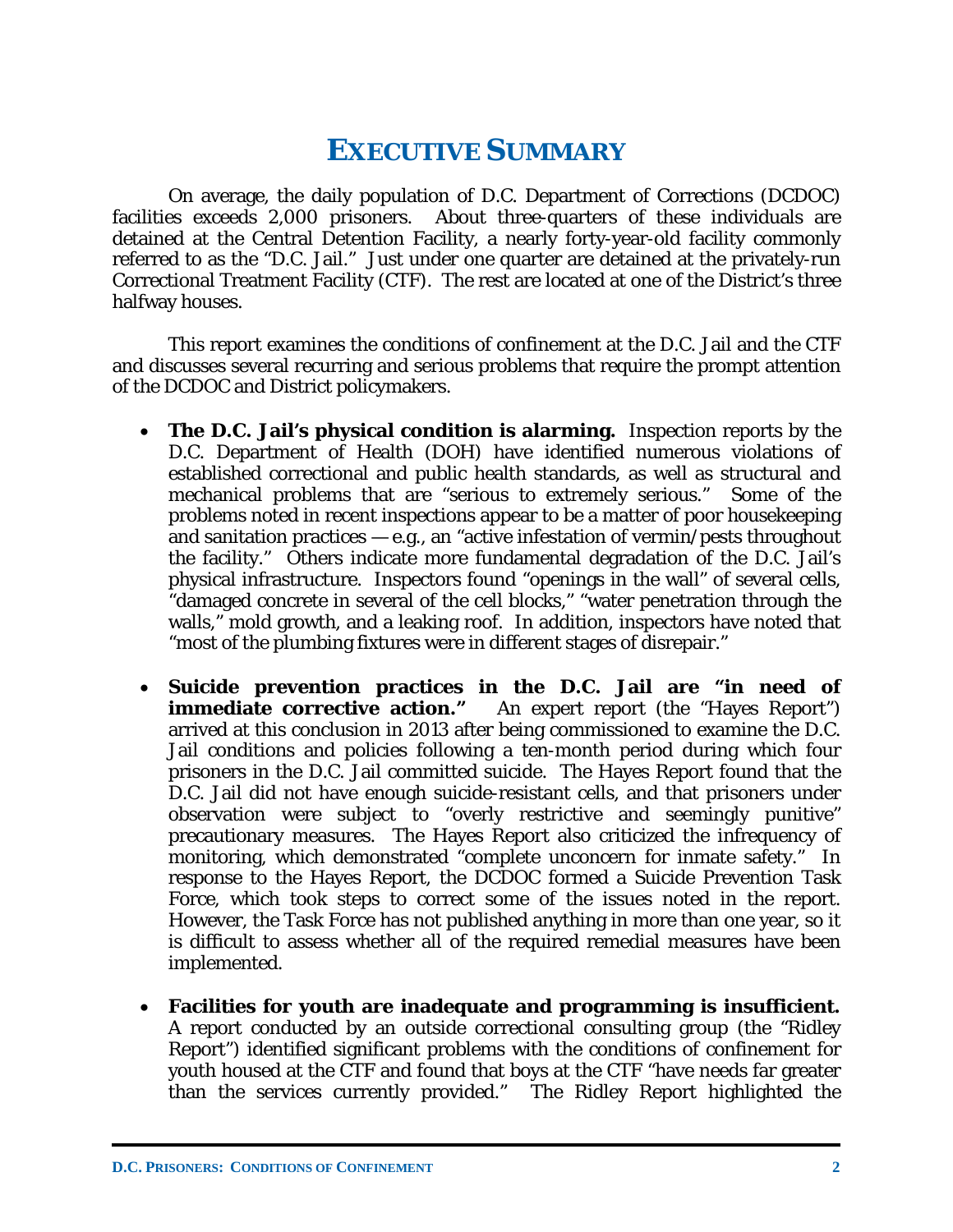# EXECUTIVE SUMMARY

On average, the daily population of D.C. Department of Corrections (DCDOC) facilities exceeds 2,000 prisoners. About three-quarters of these individuals are detained at the Central Detention Facility, a nearly forty-year-old facility commonly referred to as the "D.C. Jail." Just under one quarter are detained at the privately-run Correctional Treatment Facility (CTF). The rest are located at one of the District's three halfway houses.

This report examines the conditions of confinement at the D.C. Jail and the CTF and discusses several recurring and serious problems that require the prompt attention of the DCDOC and District policymakers.

- **The D.C. Jail's physical condition is alarming.** Inspection reports by the D.C. Department of Health (DOH) have identified numerous violations of established correctional and public health standards, as well as structural and mechanical problems that are "serious to extremely serious." Some of the problems noted in recent inspections appear to be a matter of poor housekeeping and sanitation practices — e.g., an "active infestation of vermin/pests throughout the facility." Others indicate more fundamental degradation of the D.C. Jail's physical infrastructure. Inspectors found "openings in the wall" of several cells, "damaged concrete in several of the cell blocks," "water penetration through the walls," mold growth, and a leaking roof. In addition, inspectors have noted that "most of the plumbing fixtures were in different stages of disrepair."

- **Suicide prevention practices in the D.C. Jail are "in need of immediate corrective action."** An expert report (the "Hayes Report") arrived at this conclusion in 2013 after being commissioned to examine the D.C. Jail conditions and policies following a ten-month period during which four prisoners in the D.C. Jail committed suicide. The Hayes Report found that the D.C. Jail did not have enough suicide-resistant cells, and that prisoners under observation were subject to "overly restrictive and seemingly punitive" precautionary measures. The Hayes Report also criticized the infrequency of monitoring, which demonstrated "complete unconcern for inmate safety." In response to the Hayes Report, the DCDOC formed a Suicide Prevention Task Force, which took steps to correct some of the issues noted in the report. However, the Task Force has not published anything in more than one year, so it is difficult to assess whether all of the required remedial measures have been implemented.

- **Facilities for youth are inadequate and programming is insufficient.** A report conducted by an outside correctional consulting group (the "Ridley Report") identified significant problems with the conditions of confinement for youth housed at the CTF and found that boys at the CTF "have needs far greater than the services currently provided." The Ridley Report highlighted the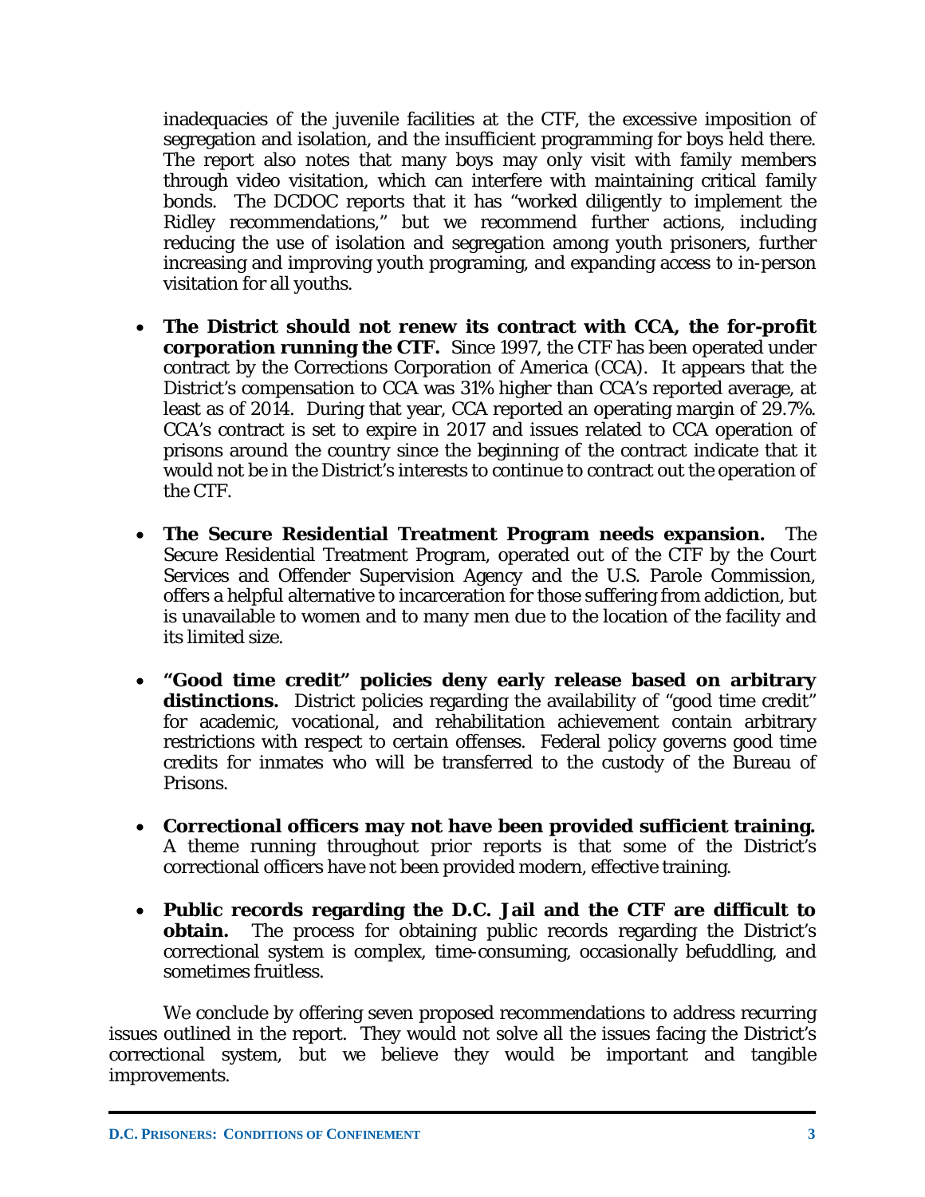inadequacies of the juvenile facilities at the CTF, the excessive imposition of segregation and isolation, and the insufficient programming for boys held there. The report also notes that many boys may only visit with family members through video visitation, which can interfere with maintaining critical family bonds. The DCDOC reports that it has "worked diligently to implement the Ridley recommendations," but we recommend further actions, including reducing the use of isolation and segregation among youth prisoners, further increasing and improving youth programing, and expanding access to in-person visitation for all youths.

- **The District should not renew its contract with CCA, the for-profit corporation running the CTF.** Since 1997, the CTF has been operated under contract by the Corrections Corporation of America (CCA). It appears that the District's compensation to CCA was 31% higher than CCA's reported average, at least as of 2014. During that year, CCA reported an operating margin of 29.7%. CCA's contract is set to expire in 2017 and issues related to CCA operation of prisons around the country since the beginning of the contract indicate that it would not be in the District's interests to continue to contract out the operation of the CTF.

- **The Secure Residential Treatment Program needs expansion.** The Secure Residential Treatment Program, operated out of the CTF by the Court Services and Offender Supervision Agency and the U.S. Parole Commission, offers a helpful alternative to incarceration for those suffering from addiction, but is unavailable to women and to many men due to the location of the facility and its limited size.

- **"Good time credit" policies deny early release based on arbitrary distinctions.** District policies regarding the availability of "good time credit" for academic, vocational, and rehabilitation achievement contain arbitrary restrictions with respect to certain offenses. Federal policy governs good time credits for inmates who will be transferred to the custody of the Bureau of Prisons.

- **Correctional officers may not have been provided sufficient training.** A theme running throughout prior reports is that some of the District's correctional officers have not been provided modern, effective training.

- **Public records regarding the D.C. Jail and the CTF are difficult to obtain.** The process for obtaining public records regarding the District's correctional system is complex, time-consuming, occasionally befuddling, and sometimes fruitless.

We conclude by offering seven proposed recommendations to address recurring issues outlined in the report. They would not solve all the issues facing the District's correctional system, but we believe they would be important and tangible improvements.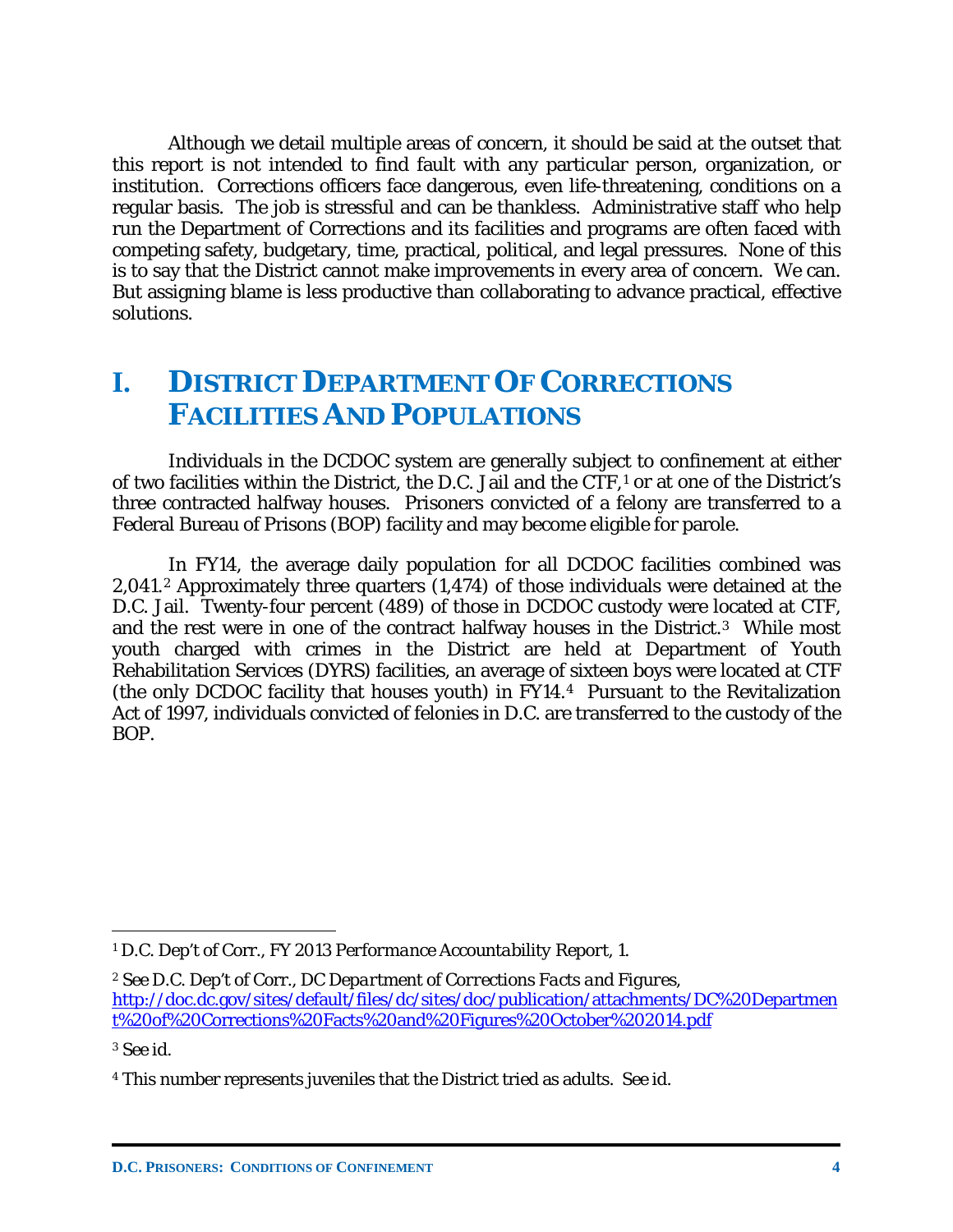Although we detail multiple areas of concern, it should be said at the outset that this report is not intended to find fault with any particular person, organization, or institution. Corrections officers face dangerous, even life-threatening, conditions on a regular basis. The job is stressful and can be thankless. Administrative staff who help run the Department of Corrections and its facilities and programs are often faced with competing safety, budgetary, time, practical, political, and legal pressures. None of this is to say that the District cannot make improvements in every area of concern. We can. But assigning blame is less productive than collaborating to advance practical, effective solutions.

# I. District Department Of Corrections Facilities And Populations

Individuals in the DCDOC system are generally subject to confinement at either of two facilities within the District, the D.C. Jail and the CTF,[1] or at one of the District's three contracted halfway houses. Prisoners convicted of a felony are transferred to a Federal Bureau of Prisons (BOP) facility and may become eligible for parole.

In FY14, the average daily population for all DCDOC facilities combined was 2,041.[2] Approximately three quarters (1,474) of those individuals were detained at the D.C. Jail. Twenty-four percent (489) of those in DCDOC custody were located at CTF, and the rest were in one of the contract halfway houses in the District.[3] While most youth charged with crimes in the District are held at Department of Youth Rehabilitation Services (DYRS) facilities, an average of sixteen boys were located at CTF (the only DCDOC facility that houses youth) in FY14.[4] Pursuant to the Revitalization Act of 1997, individuals convicted of felonies in D.C. are transferred to the custody of the BOP.

---

[1] D.C. Dep't of Corr., *FY 2013 Performance Accountability Report*, 1.

[2] *See* D.C. Dep't of Corr., *DC Department of Corrections Facts and Figures*, http://doc.dc.gov/sites/default/files/dc/sites/doc/publication/attachments/DC%20Department%20of%20Corrections%20Facts%20and%20Figures%20October%202014.pdf

[3] *See id.*

[4] This number represents juveniles that the District tried as adults. *See id.*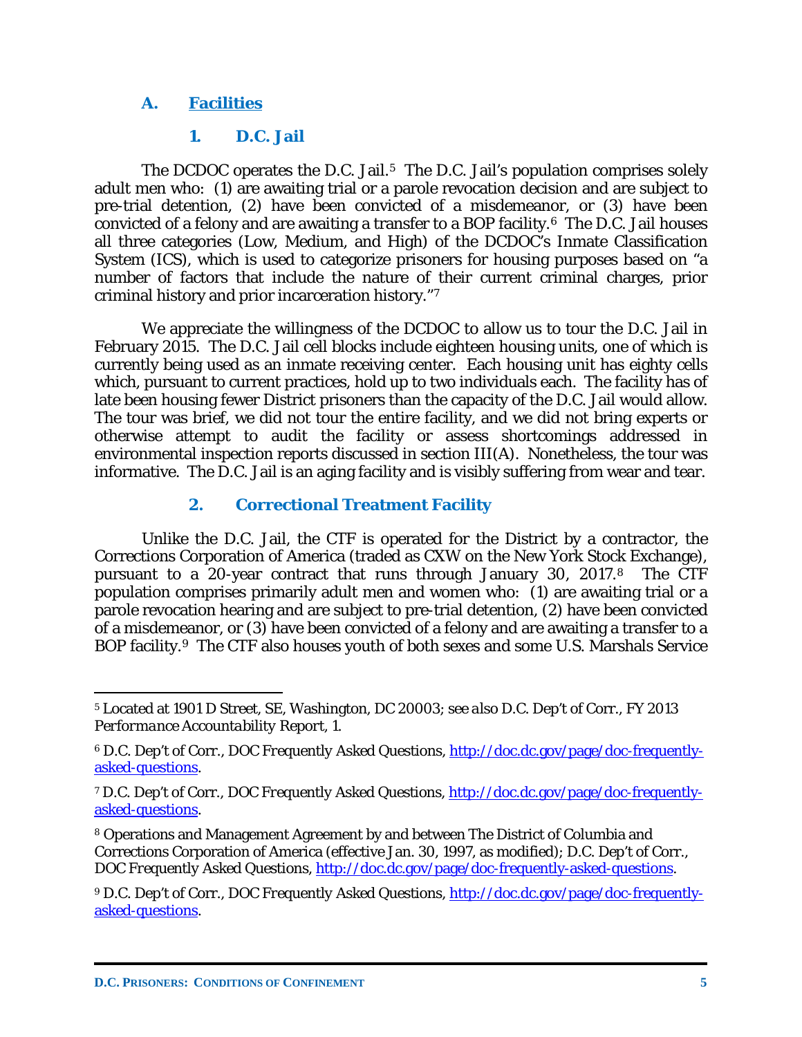### A. Facilities

#### 1. D.C. Jail

The DCDOC operates the D.C. Jail.[5] The D.C. Jail's population comprises solely adult men who: (1) are awaiting trial or a parole revocation decision and are subject to pre-trial detention, (2) have been convicted of a misdemeanor, or (3) have been convicted of a felony and are awaiting a transfer to a BOP facility.[6] The D.C. Jail houses all three categories (Low, Medium, and High) of the DCDOC's Inmate Classification System (ICS), which is used to categorize prisoners for housing purposes based on "a number of factors that include the nature of their current criminal charges, prior criminal history and prior incarceration history."[7]

We appreciate the willingness of the DCDOC to allow us to tour the D.C. Jail in February 2015. The D.C. Jail cell blocks include eighteen housing units, one of which is currently being used as an inmate receiving center. Each housing unit has eighty cells which, pursuant to current practices, hold up to two individuals each. The facility has of late been housing fewer District prisoners than the capacity of the D.C. Jail would allow. The tour was brief, we did not tour the entire facility, and we did not bring experts or otherwise attempt to audit the facility or assess shortcomings addressed in environmental inspection reports discussed in section III(A). Nonetheless, the tour was informative. The D.C. Jail is an aging facility and is visibly suffering from wear and tear.

#### 2. Correctional Treatment Facility

Unlike the D.C. Jail, the CTF is operated for the District by a contractor, the Corrections Corporation of America (traded as CXW on the New York Stock Exchange), pursuant to a 20-year contract that runs through January 30, 2017.[8] The CTF population comprises primarily adult men and women who: (1) are awaiting trial or a parole revocation hearing and are subject to pre-trial detention, (2) have been convicted of a misdemeanor, or (3) have been convicted of a felony and are awaiting a transfer to a BOP facility.[9] The CTF also houses youth of both sexes and some U.S. Marshals Service

---

[5] Located at 1901 D Street, SE, Washington, DC 20003; *see also* D.C. Dep't of Corr., *FY 2013 Performance Accountability Report*, 1.

[6] D.C. Dep't of Corr., *DOC Frequently Asked Questions*, [http://doc.dc.gov/page/doc-frequently-asked-questions](http://doc.dc.gov/page/doc-frequently-asked-questions).

[7] D.C. Dep't of Corr., *DOC Frequently Asked Questions*, [http://doc.dc.gov/page/doc-frequently-asked-questions](http://doc.dc.gov/page/doc-frequently-asked-questions).

[8] Operations and Management Agreement by and between The District of Columbia and Corrections Corporation of America (effective Jan. 30, 1997, as modified); D.C. Dep't of Corr., *DOC Frequently Asked Questions*, [http://doc.dc.gov/page/doc-frequently-asked-questions](http://doc.dc.gov/page/doc-frequently-asked-questions).

[9] D.C. Dep't of Corr., *DOC Frequently Asked Questions*, [http://doc.dc.gov/page/doc-frequently-asked-questions](http://doc.dc.gov/page/doc-frequently-asked-questions).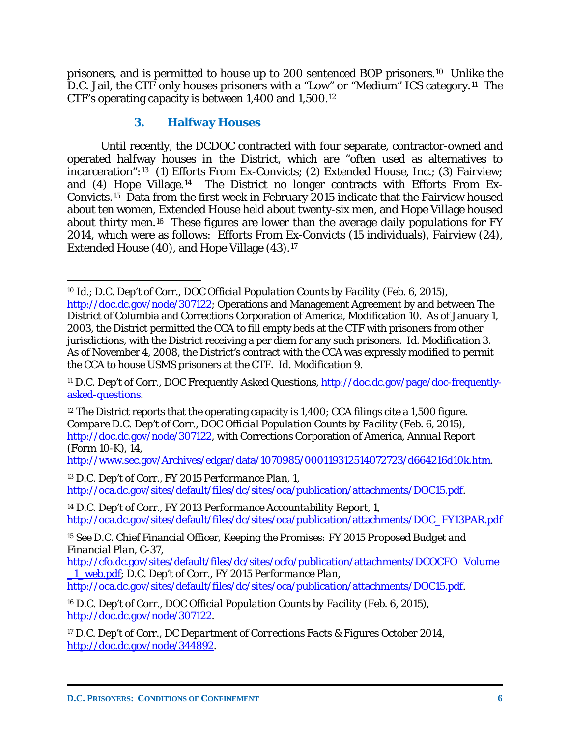prisoners, and is permitted to house up to 200 sentenced BOP prisoners.[10] Unlike the D.C. Jail, the CTF only houses prisoners with a "Low" or "Medium" ICS category.[11] The CTF's operating capacity is between 1,400 and 1,500.[12]

### 3. Halfway Houses

Until recently, the DCDOC contracted with four separate, contractor-owned and operated halfway houses in the District, which are "often used as alternatives to incarceration":[13] (1) Efforts From Ex-Convicts; (2) Extended House, Inc.; (3) Fairview; and (4) Hope Village.[14] The District no longer contracts with Efforts From Ex-Convicts.[15] Data from the first week in February 2015 indicate that the Fairview housed about ten women, Extended House held about twenty-six men, and Hope Village housed about thirty men.[16] These figures are lower than the average daily populations for FY 2014, which were as follows: Efforts From Ex-Convicts (15 individuals), Fairview (24), Extended House (40), and Hope Village (43).[17]

---

[10] *Id.*; D.C. Dep't of Corr., *DOC Official Population Counts by Facility* (Feb. 6, 2015), http://doc.dc.gov/node/307122; Operations and Management Agreement by and between The District of Columbia and Corrections Corporation of America, Modification 10. As of January 1, 2003, the District permitted the CCA to fill empty beds at the CTF with prisoners from other jurisdictions, with the District receiving a per diem for any such prisoners. *Id.* Modification 3. As of November 4, 2008, the District's contract with the CCA was expressly modified to permit the CCA to house USMS prisoners at the CTF. *Id.* Modification 9.

[11] D.C. Dep't of Corr., *DOC Frequently Asked Questions*, http://doc.dc.gov/page/doc-frequently-asked-questions.

[12] The District reports that the operating capacity is 1,400; CCA filings cite a 1,500 figure. *Compare* D.C. Dep't of Corr., *DOC Official Population Counts by Facility* (Feb. 6, 2015), http://doc.dc.gov/node/307122, *with* Corrections Corporation of America, *Annual Report* (Form 10-K), 14, http://www.sec.gov/Archives/edgar/data/1070985/000119312514072723/d664216d10k.htm.

[13] D.C. Dep't of Corr., *FY 2015 Performance Plan*, 1, http://oca.dc.gov/sites/default/files/dc/sites/oca/publication/attachments/DOC15.pdf.

[14] D.C. Dep't of Corr., *FY 2013 Performance Accountability Report*, 1, http://oca.dc.gov/sites/default/files/dc/sites/oca/publication/attachments/DOC_FY13PAR.pdf

[15] *See* D.C. Chief Financial Officer, *Keeping the Promises: FY 2015 Proposed Budget and Financial Plan*, C-37, http://cfo.dc.gov/sites/default/files/dc/sites/ocfo/publication/attachments/DCOCFO_Volume_1_web.pdf; D.C. Dep't of Corr., *FY 2015 Performance Plan*, http://oca.dc.gov/sites/default/files/dc/sites/oca/publication/attachments/DOC15.pdf.

[16] D.C. Dep't of Corr., *DOC Official Population Counts by Facility* (Feb. 6, 2015), http://doc.dc.gov/node/307122.

[17] D.C. Dep't of Corr., *DC Department of Corrections Facts & Figures October 2014*, http://doc.dc.gov/node/344892.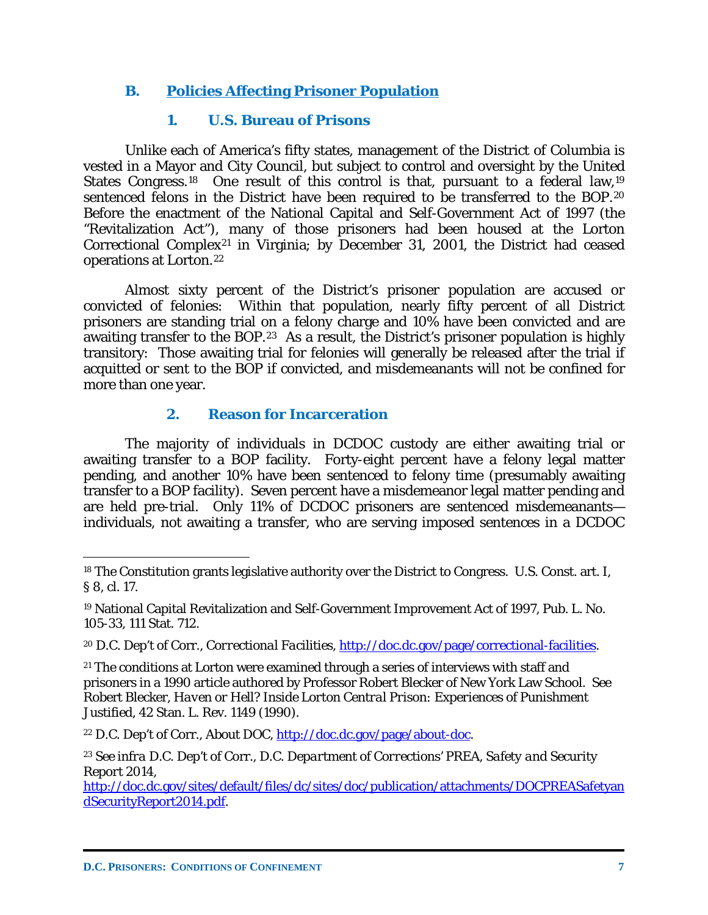### B. Policies Affecting Prisoner Population

#### 1. U.S. Bureau of Prisons

Unlike each of America's fifty states, management of the District of Columbia is vested in a Mayor and City Council, but subject to control and oversight by the United States Congress.[18] One result of this control is that, pursuant to a federal law,[19] sentenced felons in the District have been required to be transferred to the BOP.[20] Before the enactment of the National Capital and Self-Government Act of 1997 (the "Revitalization Act"), many of those prisoners had been housed at the Lorton Correctional Complex[21] in Virginia; by December 31, 2001, the District had ceased operations at Lorton.[22]

Almost sixty percent of the District's prisoner population are accused or convicted of felonies: Within that population, nearly fifty percent of all District prisoners are standing trial on a felony charge and 10% have been convicted and are awaiting transfer to the BOP.[23] As a result, the District's prisoner population is highly transitory: Those awaiting trial for felonies will generally be released after the trial if acquitted or sent to the BOP if convicted, and misdemeanants will not be confined for more than one year.

#### 2. Reason for Incarceration

The majority of individuals in DCDOC custody are either awaiting trial or awaiting transfer to a BOP facility. Forty-eight percent have a felony legal matter pending, and another 10% have been sentenced to felony time (presumably awaiting transfer to a BOP facility). Seven percent have a misdemeanor legal matter pending and are held pre-trial. Only 11% of DCDOC prisoners are sentenced misdemeanants—individuals, not awaiting a transfer, who are serving imposed sentences in a DCDOC

---

[18] The Constitution grants legislative authority over the District to Congress. U.S. Const. art. I, § 8, cl. 17.

[19] National Capital Revitalization and Self-Government Improvement Act of 1997, Pub. L. No. 105-33, 111 Stat. 712.

[20] D.C. Dep't of Corr., *Correctional Facilities*, http://doc.dc.gov/page/correctional-facilities.

[21] The conditions at Lorton were examined through a series of interviews with staff and prisoners in a 1990 article authored by Professor Robert Blecker of New York Law School. See Robert Blecker, *Haven or Hell? Inside Lorton Central Prison: Experiences of Punishment Justified*, 42 Stan. L. Rev. 1149 (1990).

[22] D.C. Dep't of Corr., About DOC, http://doc.dc.gov/page/about-doc.

[23] *See infra* D.C. Dep't of Corr., *D.C. Department of Corrections' PREA, Safety and Security Report 2014*, http://doc.dc.gov/sites/default/files/dc/sites/doc/publication/attachments/DOCPREASafetyandSecurityReport2014.pdf.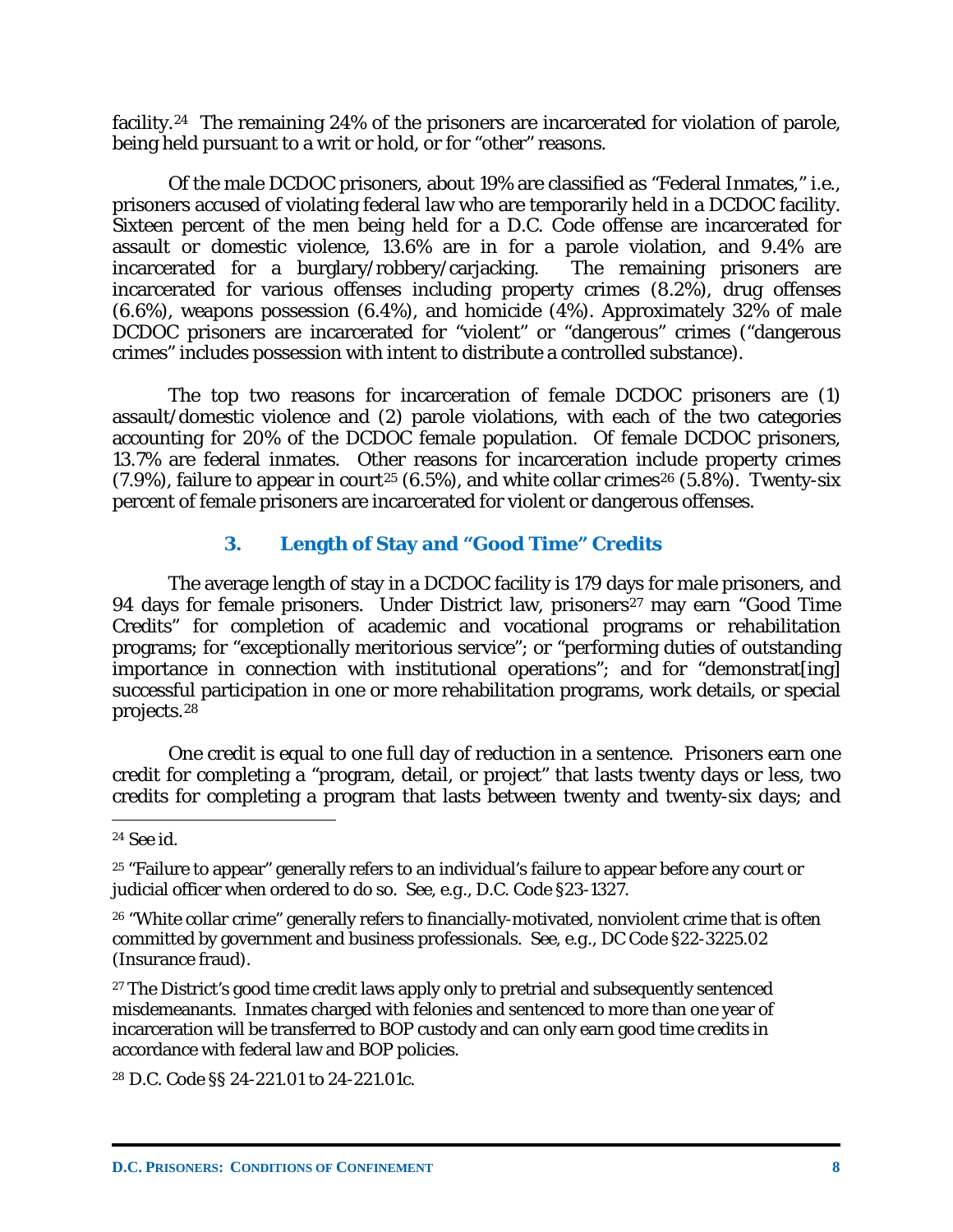facility.[24] The remaining 24% of the prisoners are incarcerated for violation of parole, being held pursuant to a writ or hold, or for "other" reasons.

Of the male DCDOC prisoners, about 19% are classified as "Federal Inmates," i.e., prisoners accused of violating federal law who are temporarily held in a DCDOC facility. Sixteen percent of the men being held for a D.C. Code offense are incarcerated for assault or domestic violence, 13.6% are in for a parole violation, and 9.4% are incarcerated for a burglary/robbery/carjacking. The remaining prisoners are incarcerated for various offenses including property crimes (8.2%), drug offenses (6.6%), weapons possession (6.4%), and homicide (4%). Approximately 32% of male DCDOC prisoners are incarcerated for "violent" or "dangerous" crimes ("dangerous crimes" includes possession with intent to distribute a controlled substance).

The top two reasons for incarceration of female DCDOC prisoners are (1) assault/domestic violence and (2) parole violations, with each of the two categories accounting for 20% of the DCDOC female population. Of female DCDOC prisoners, 13.7% are federal inmates. Other reasons for incarceration include property crimes (7.9%), failure to appear in court[25] (6.5%), and white collar crimes[26] (5.8%). Twenty-six percent of female prisoners are incarcerated for violent or dangerous offenses.

### 3. Length of Stay and "Good Time" Credits

The average length of stay in a DCDOC facility is 179 days for male prisoners, and 94 days for female prisoners. Under District law, prisoners[27] may earn "Good Time Credits" for completion of academic and vocational programs or rehabilitation programs; for "exceptionally meritorious service"; or "performing duties of outstanding importance in connection with institutional operations"; and for "demonstrat[ing] successful participation in one or more rehabilitation programs, work details, or special projects.[28]

One credit is equal to one full day of reduction in a sentence. Prisoners earn one credit for completing a "program, detail, or project" that lasts twenty days or less, two credits for completing a program that lasts between twenty and twenty-six days; and

---

[24] *See id.*

[25] "Failure to appear" generally refers to an individual's failure to appear before any court or judicial officer when ordered to do so. *See, e.g.*, D.C. Code §23-1327.

[26] "White collar crime" generally refers to financially-motivated, nonviolent crime that is often committed by government and business professionals. *See, e.g.*, DC Code §22-3225.02 (Insurance fraud).

[27] The District's good time credit laws apply only to pretrial and subsequently sentenced misdemeanants. Inmates charged with felonies and sentenced to more than one year of incarceration will be transferred to BOP custody and can only earn good time credits in accordance with federal law and BOP policies.

[28] D.C. Code §§ 24-221.01 to 24-221.01c.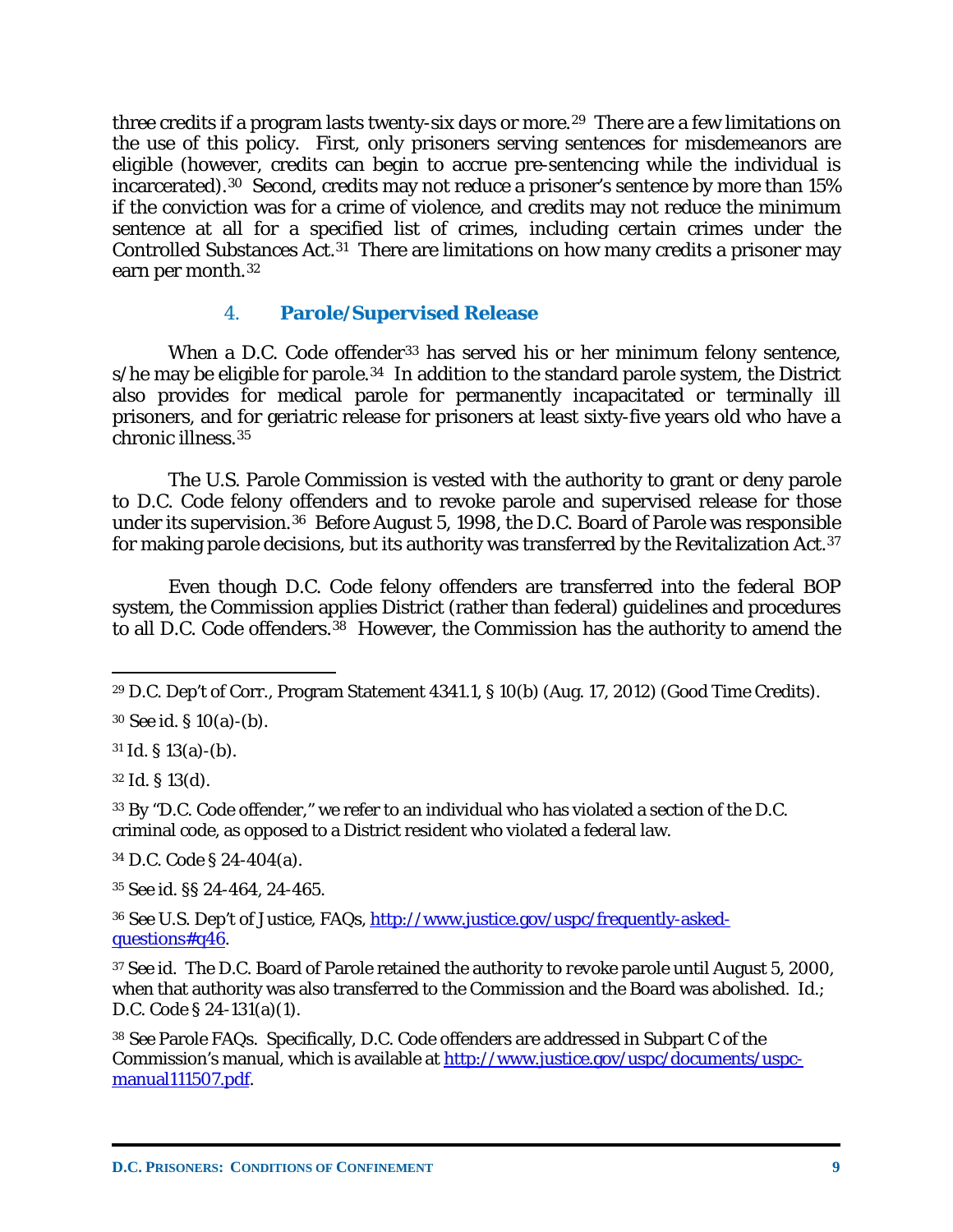three credits if a program lasts twenty-six days or more.[29] There are a few limitations on the use of this policy. First, only prisoners serving sentences for misdemeanors are eligible (however, credits can begin to accrue pre-sentencing while the individual is incarcerated).[30] Second, credits may not reduce a prisoner's sentence by more than 15% if the conviction was for a crime of violence, and credits may not reduce the minimum sentence at all for a specified list of crimes, including certain crimes under the Controlled Substances Act.[31] There are limitations on how many credits a prisoner may earn per month.[32]

### 4. Parole/Supervised Release

When a D.C. Code offender[33] has served his or her minimum felony sentence, s/he may be eligible for parole.[34] In addition to the standard parole system, the District also provides for medical parole for permanently incapacitated or terminally ill prisoners, and for geriatric release for prisoners at least sixty-five years old who have a chronic illness.[35]

The U.S. Parole Commission is vested with the authority to grant or deny parole to D.C. Code felony offenders and to revoke parole and supervised release for those under its supervision.[36] Before August 5, 1998, the D.C. Board of Parole was responsible for making parole decisions, but its authority was transferred by the Revitalization Act.[37]

Even though D.C. Code felony offenders are transferred into the federal BOP system, the Commission applies District (rather than federal) guidelines and procedures to all D.C. Code offenders.[38] However, the Commission has the authority to amend the

---

[29] D.C. Dep't of Corr., Program Statement 4341.1, § 10(b) (Aug. 17, 2012) (Good Time Credits).

[30] *See id.* § 10(a)-(b).

[31] *Id.* § 13(a)-(b).

[32] *Id.* § 13(d).

[33] By "D.C. Code offender," we refer to an individual who has violated a section of the D.C. criminal code, as opposed to a District resident who violated a federal law.

[34] D.C. Code § 24-404(a).

[35] *See id.* §§ 24-464, 24-465.

[36] *See* U.S. Dep't of Justice, FAQs, http://www.justice.gov/uspc/frequently-asked-questions#q46.

[37] *See id.* The D.C. Board of Parole retained the authority to revoke parole until August 5, 2000, when that authority was also transferred to the Commission and the Board was abolished. *Id.*; D.C. Code § 24-131(a)(1).

[38] *See* Parole FAQs. Specifically, D.C. Code offenders are addressed in Subpart C of the Commission's manual, which is available at http://www.justice.gov/uspc/documents/uspc-manual111507.pdf.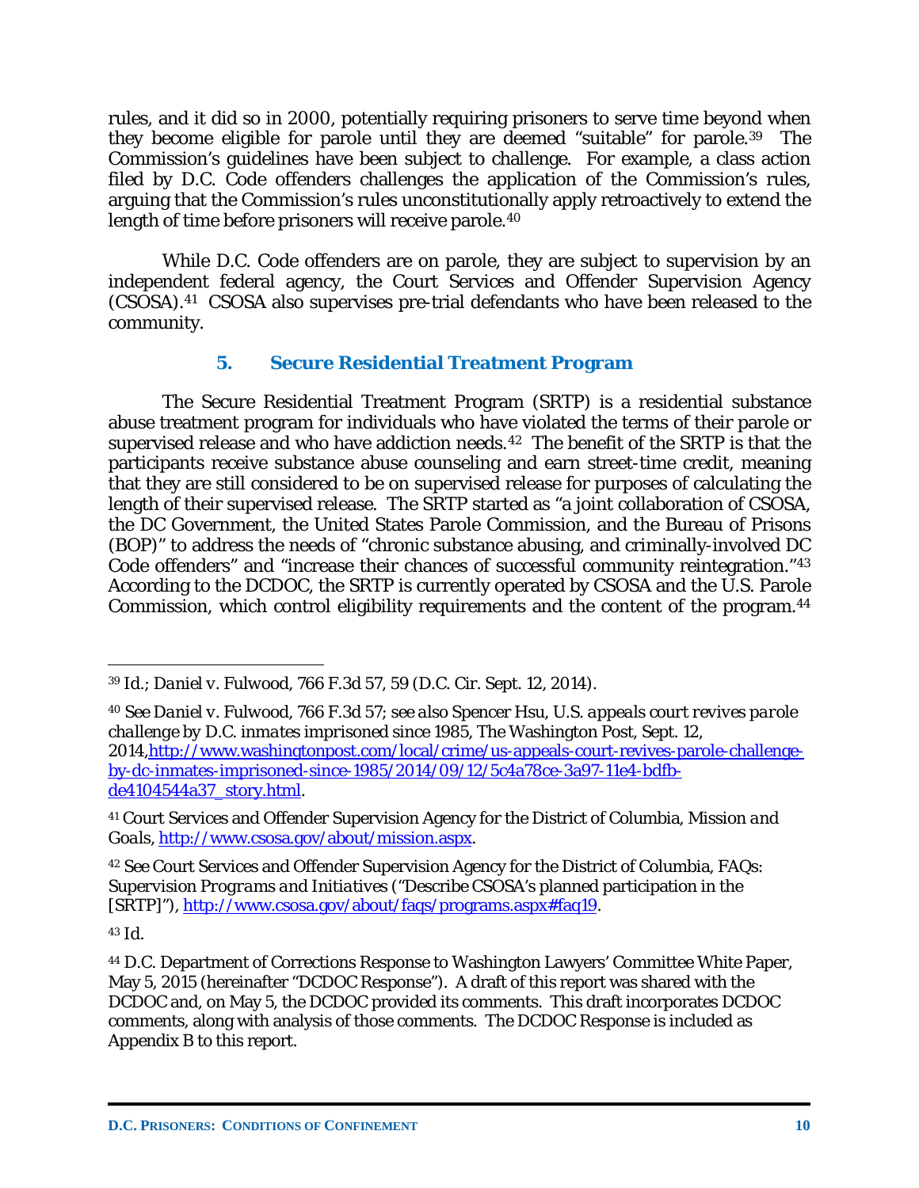rules, and it did so in 2000, potentially requiring prisoners to serve time beyond when they become eligible for parole until they are deemed "suitable" for parole.[39] The Commission's guidelines have been subject to challenge. For example, a class action filed by D.C. Code offenders challenges the application of the Commission's rules, arguing that the Commission's rules unconstitutionally apply retroactively to extend the length of time before prisoners will receive parole.[40]

While D.C. Code offenders are on parole, they are subject to supervision by an independent federal agency, the Court Services and Offender Supervision Agency (CSOSA).[41] CSOSA also supervises pre-trial defendants who have been released to the community.

### 5. Secure Residential Treatment Program

The Secure Residential Treatment Program (SRTP) is a residential substance abuse treatment program for individuals who have violated the terms of their parole or supervised release and who have addiction needs.[42] The benefit of the SRTP is that the participants receive substance abuse counseling and earn street-time credit, meaning that they are still considered to be on supervised release for purposes of calculating the length of their supervised release. The SRTP started as "a joint collaboration of CSOSA, the DC Government, the United States Parole Commission, and the Bureau of Prisons (BOP)" to address the needs of "chronic substance abusing, and criminally-involved DC Code offenders" and "increase their chances of successful community reintegration."[43] According to the DCDOC, the SRTP is currently operated by CSOSA and the U.S. Parole Commission, which control eligibility requirements and the content of the program.[44]

---

[39] *Id.*; *Daniel v. Fulwood*, 766 F.3d 57, 59 (D.C. Cir. Sept. 12, 2014).

[40] *See Daniel v. Fulwood*, 766 F.3d 57; *see also* Spencer Hsu, *U.S. appeals court revives parole challenge by D.C. inmates imprisoned since 1985*, The Washington Post, Sept. 12, 2014,http://www.washingtonpost.com/local/crime/us-appeals-court-revives-parole-challenge-by-dc-inmates-imprisoned-since-1985/2014/09/12/5c4a78ce-3a97-11e4-bdfb-de4104544a37_story.html.

[41] Court Services and Offender Supervision Agency for the District of Columbia, *Mission and Goals*, http://www.csosa.gov/about/mission.aspx.

[42] *See* Court Services and Offender Supervision Agency for the District of Columbia, *FAQs: Supervision Programs and Initiatives* ("Describe CSOSA's planned participation in the [SRTP]"), http://www.csosa.gov/about/faqs/programs.aspx#faq19.

[43] *Id.*

[44] D.C. Department of Corrections Response to Washington Lawyers' Committee White Paper, May 5, 2015 (hereinafter "DCDOC Response"). A draft of this report was shared with the DCDOC and, on May 5, the DCDOC provided its comments. This draft incorporates DCDOC comments, along with analysis of those comments. The DCDOC Response is included as Appendix B to this report.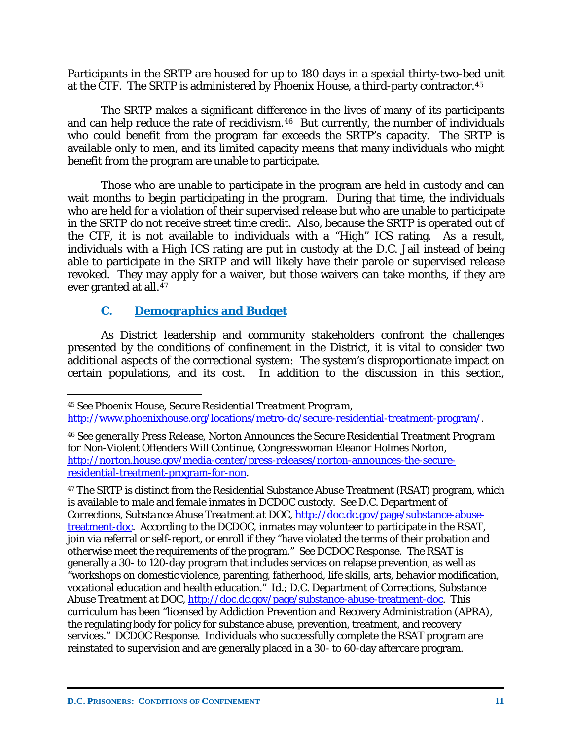Participants in the SRTP are housed for up to 180 days in a special thirty-two-bed unit at the CTF. The SRTP is administered by Phoenix House, a third-party contractor.[45]

The SRTP makes a significant difference in the lives of many of its participants and can help reduce the rate of recidivism.[46] But currently, the number of individuals who could benefit from the program far exceeds the SRTP's capacity. The SRTP is available only to men, and its limited capacity means that many individuals who might benefit from the program are unable to participate.

Those who are unable to participate in the program are held in custody and can wait months to begin participating in the program. During that time, the individuals who are held for a violation of their supervised release but who are unable to participate in the SRTP do not receive street time credit. Also, because the SRTP is operated out of the CTF, it is not available to individuals with a "High" ICS rating. As a result, individuals with a High ICS rating are put in custody at the D.C. Jail instead of being able to participate in the SRTP and will likely have their parole or supervised release revoked. They may apply for a waiver, but those waivers can take months, if they are ever granted at all.[47]

### C. Demographics and Budget

As District leadership and community stakeholders confront the challenges presented by the conditions of confinement in the District, it is vital to consider two additional aspects of the correctional system: The system's disproportionate impact on certain populations, and its cost. In addition to the discussion in this section,

---

[45] *See* Phoenix House, *Secure Residential Treatment Program*, http://www.phoenixhouse.org/locations/metro-dc/secure-residential-treatment-program/.

[46] *See generally* Press Release, *Norton Announces the Secure Residential Treatment Program for Non-Violent Offenders Will Continue*, Congresswoman Eleanor Holmes Norton, http://norton.house.gov/media-center/press-releases/norton-announces-the-secure-residential-treatment-program-for-non.

[47] The SRTP is distinct from the Residential Substance Abuse Treatment (RSAT) program, which is available to male and female inmates in DCDOC custody. *See* D.C. Department of Corrections, *Substance Abuse Treatment at DOC*, http://doc.dc.gov/page/substance-abuse-treatment-doc. According to the DCDOC, inmates may volunteer to participate in the RSAT, join via referral or self-report, or enroll if they "have violated the terms of their probation and otherwise meet the requirements of the program." *See* DCDOC Response. The RSAT is generally a 30- to 120-day program that includes services on relapse prevention, as well as "workshops on domestic violence, parenting, fatherhood, life skills, arts, behavior modification, vocational education and health education." *Id.*; D.C. Department of Corrections, *Substance Abuse Treatment at DOC*, http://doc.dc.gov/page/substance-abuse-treatment-doc. This curriculum has been "licensed by Addiction Prevention and Recovery Administration (APRA), the regulating body for policy for substance abuse, prevention, treatment, and recovery services." DCDOC Response. Individuals who successfully complete the RSAT program are reinstated to supervision and are generally placed in a 30- to 60-day aftercare program.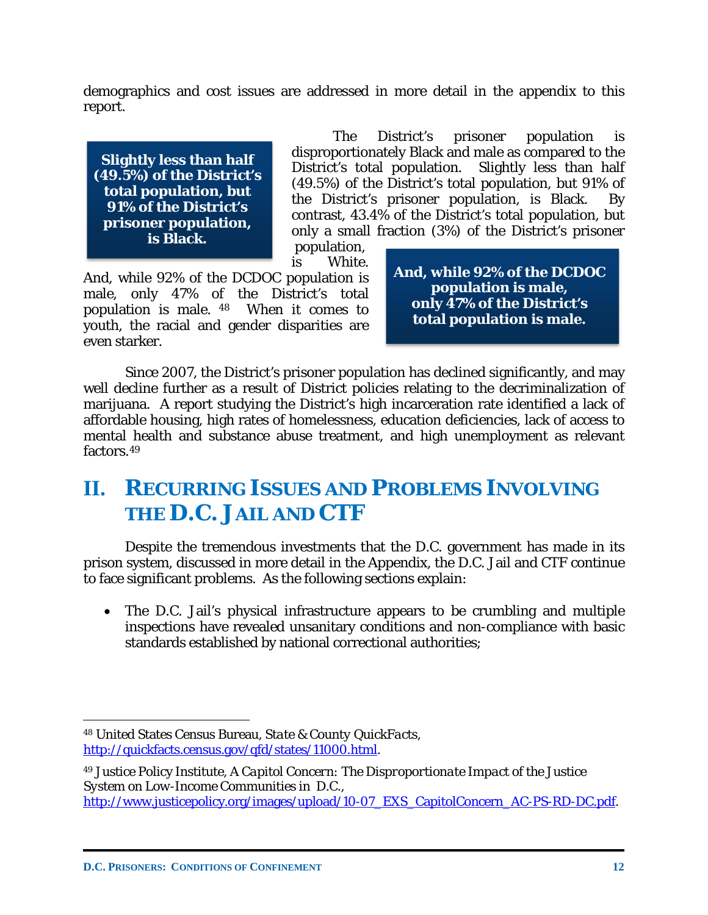demographics and cost issues are addressed in more detail in the appendix to this report.

**Slightly less than half (49.5%) of the District's total population, but 91% of the District's prisoner population, is Black.**

The District's prisoner population is disproportionately Black and male as compared to the District's total population. Slightly less than half (49.5%) of the District's total population, but 91% of the District's prisoner population, is Black. By contrast, 43.4% of the District's total population, but only a small fraction (3%) of the District's prisoner population, is White. And, while 92% of the DCDOC population is male, only 47% of the District's total population is male.[48] When it comes to youth, the racial and gender disparities are even starker.

**And, while 92% of the DCDOC population is male, only 47% of the District's total population is male.**

Since 2007, the District's prisoner population has declined significantly, and may well decline further as a result of District policies relating to the decriminalization of marijuana. A report studying the District's high incarceration rate identified a lack of affordable housing, high rates of homelessness, education deficiencies, lack of access to mental health and substance abuse treatment, and high unemployment as relevant factors.[49]

## II. Recurring Issues and Problems Involving the D.C. Jail and CTF

Despite the tremendous investments that the D.C. government has made in its prison system, discussed in more detail in the Appendix, the D.C. Jail and CTF continue to face significant problems. As the following sections explain:

- The D.C. Jail's physical infrastructure appears to be crumbling and multiple inspections have revealed unsanitary conditions and non-compliance with basic standards established by national correctional authorities;

---

[48] United States Census Bureau, *State & County QuickFacts*, http://quickfacts.census.gov/qfd/states/11000.html.

[49] Justice Policy Institute, *A Capitol Concern: The Disproportionate Impact of the Justice System on Low-Income Communities in D.C.*, http://www.justicepolicy.org/images/upload/10-07_EXS_CapitolConcern_AC-PS-RD-DC.pdf.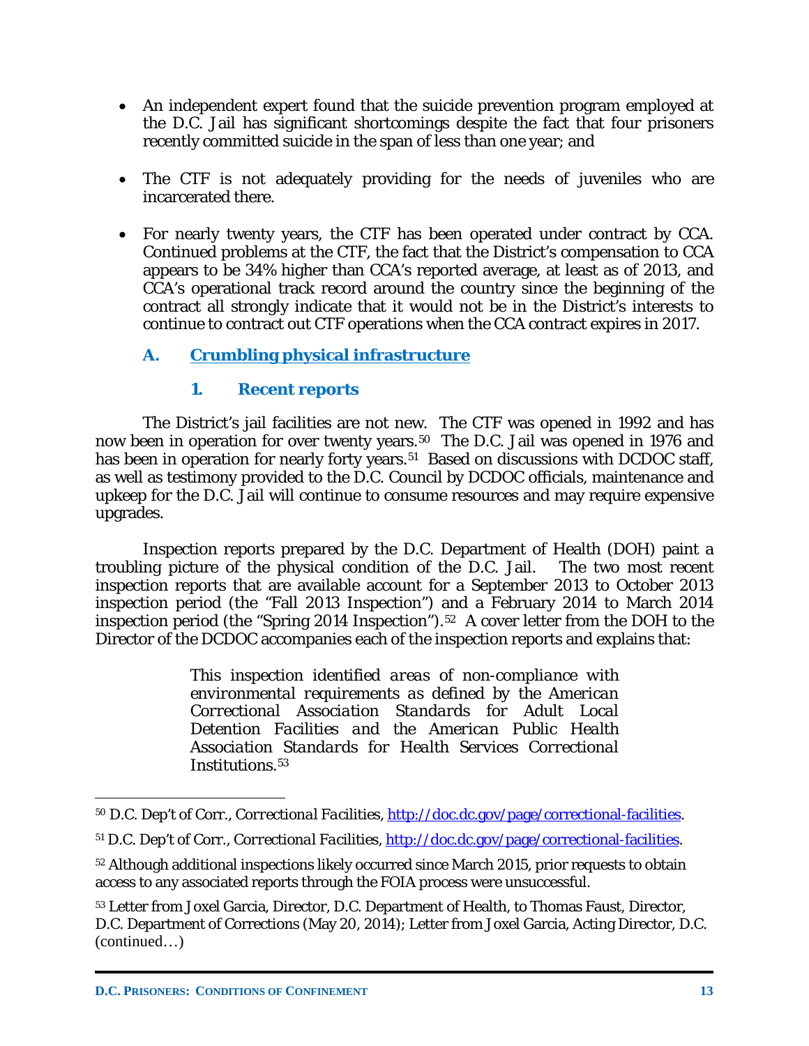- An independent expert found that the suicide prevention program employed at the D.C. Jail has significant shortcomings despite the fact that four prisoners recently committed suicide in the span of less than one year; and
- The CTF is not adequately providing for the needs of juveniles who are incarcerated there.
- For nearly twenty years, the CTF has been operated under contract by CCA. Continued problems at the CTF, the fact that the District's compensation to CCA appears to be 34% higher than CCA's reported average, at least as of 2013, and CCA's operational track record around the country since the beginning of the contract all strongly indicate that it would not be in the District's interests to continue to contract out CTF operations when the CCA contract expires in 2017.

## A. Crumbling physical infrastructure

### 1. Recent reports

The District's jail facilities are not new. The CTF was opened in 1992 and has now been in operation for over twenty years.[50] The D.C. Jail was opened in 1976 and has been in operation for nearly forty years.[51] Based on discussions with DCDOC staff, as well as testimony provided to the D.C. Council by DCDOC officials, maintenance and upkeep for the D.C. Jail will continue to consume resources and may require expensive upgrades.

Inspection reports prepared by the D.C. Department of Health (DOH) paint a troubling picture of the physical condition of the D.C. Jail. The two most recent inspection reports that are available account for a September 2013 to October 2013 inspection period (the "Fall 2013 Inspection") and a February 2014 to March 2014 inspection period (the "Spring 2014 Inspection").[52] A cover letter from the DOH to the Director of the DCDOC accompanies each of the inspection reports and explains that:

> *This inspection identified areas of non-compliance with environmental requirements as defined by the American Correctional Association Standards for Adult Local Detention Facilities and the American Public Health Association Standards for Health Services Correctional Institutions.*[53]

---

[50] D.C. Dep't of Corr., *Correctional Facilities*, http://doc.dc.gov/page/correctional-facilities.

[51] D.C. Dep't of Corr., *Correctional Facilities*, http://doc.dc.gov/page/correctional-facilities.

[52] Although additional inspections likely occurred since March 2015, prior requests to obtain access to any associated reports through the FOIA process were unsuccessful.

[53] Letter from Joxel Garcia, Director, D.C. Department of Health, to Thomas Faust, Director, D.C. Department of Corrections (May 20, 2014); Letter from Joxel Garcia, Acting Director, D.C. (continued…)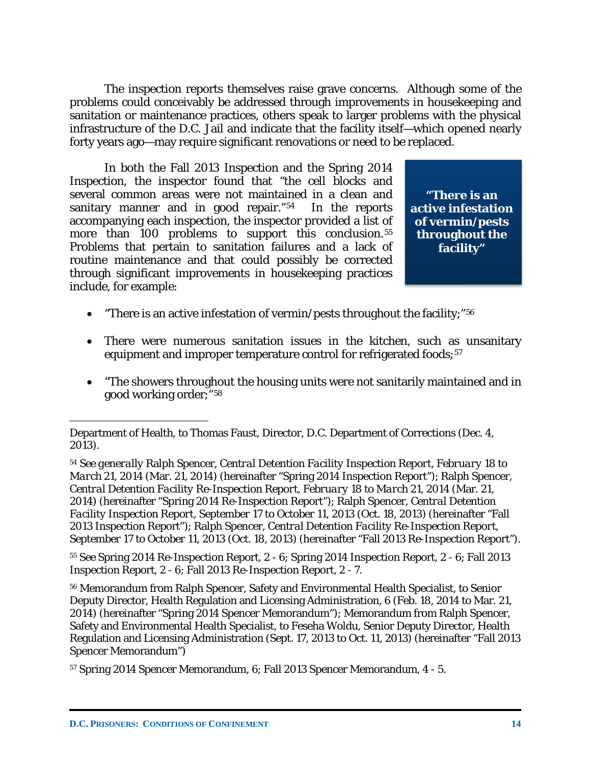The inspection reports themselves raise grave concerns. Although some of the problems could conceivably be addressed through improvements in housekeeping and sanitation or maintenance practices, others speak to larger problems with the physical infrastructure of the D.C. Jail and indicate that the facility itself—which opened nearly forty years ago—may require significant renovations or need to be replaced.

In both the Fall 2013 Inspection and the Spring 2014 Inspection, the inspector found that "the cell blocks and several common areas were not maintained in a clean and sanitary manner and in good repair."[54] In the reports accompanying each inspection, the inspector provided a list of more than 100 problems to support this conclusion.[55] Problems that pertain to sanitation failures and a lack of routine maintenance and that could possibly be corrected through significant improvements in housekeeping practices include, for example:

> **"There is an active infestation of vermin/pests throughout the facility"**

- "There is an active infestation of vermin/pests throughout the facility;"[56]
- There were numerous sanitation issues in the kitchen, such as unsanitary equipment and improper temperature control for refrigerated foods;[57]
- "The showers throughout the housing units were not sanitarily maintained and in good working order;"[58]

---

Department of Health, to Thomas Faust, Director, D.C. Department of Corrections (Dec. 4, 2013).

[54] *See generally* Ralph Spencer, *Central Detention Facility Inspection Report, February 18 to March 21, 2014* (Mar. 21, 2014) (hereinafter "Spring 2014 Inspection Report"); Ralph Spencer, *Central Detention Facility Re-Inspection Report, February 18 to March 21, 2014* (Mar. 21, 2014) (hereinafter "Spring 2014 Re-Inspection Report"); Ralph Spencer, *Central Detention Facility Inspection Report*, September 17 to October 11, 2013 (Oct. 18, 2013) (hereinafter "Fall 2013 Inspection Report"); Ralph Spencer, *Central Detention Facility Re-Inspection Report*, September 17 to October 11, 2013 (Oct. 18, 2013) (hereinafter "Fall 2013 Re-Inspection Report").

[55] See Spring 2014 Re-Inspection Report, 2 - 6; Spring 2014 Inspection Report, 2 - 6; Fall 2013 Inspection Report, 2 - 6; Fall 2013 Re-Inspection Report, 2 - 7.

[56] Memorandum from Ralph Spencer, Safety and Environmental Health Specialist, to Senior Deputy Director, Health Regulation and Licensing Administration, 6 (Feb. 18, 2014 to Mar. 21, 2014) (hereinafter "Spring 2014 Spencer Memorandum"); Memorandum from Ralph Spencer, Safety and Environmental Health Specialist, to Feseha Woldu, Senior Deputy Director, Health Regulation and Licensing Administration (Sept. 17, 2013 to Oct. 11, 2013) (hereinafter "Fall 2013 Spencer Memorandum")

[57] Spring 2014 Spencer Memorandum, 6; Fall 2013 Spencer Memorandum, 4 - 5.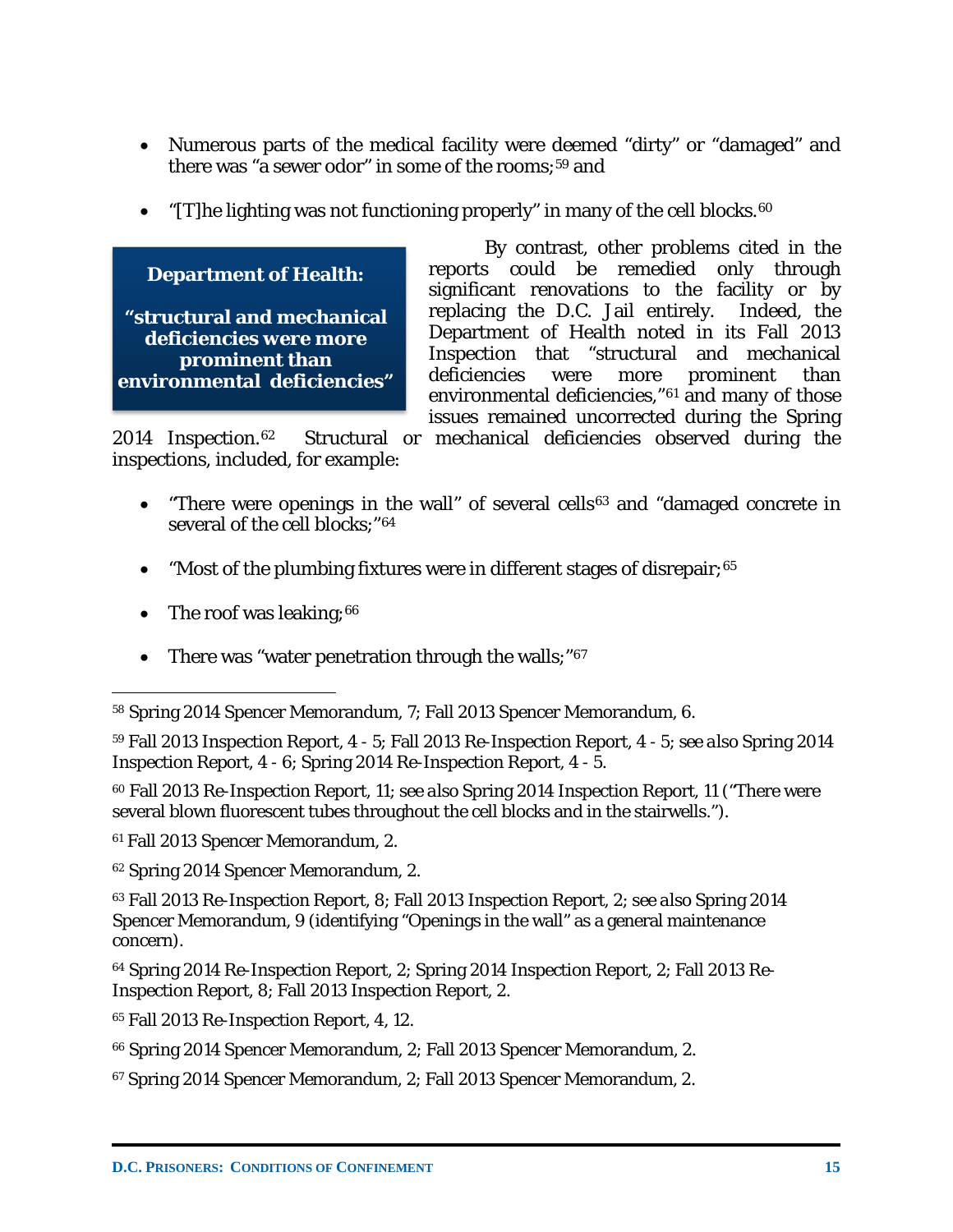- Numerous parts of the medical facility were deemed "dirty" or "damaged" and there was "a sewer odor" in some of the rooms;[59] and

- "[T]he lighting was not functioning properly" in many of the cell blocks.[60]

> **Department of Health:**
>
> **"structural and mechanical deficiencies were more prominent than environmental deficiencies"**

By contrast, other problems cited in the reports could be remedied only through significant renovations to the facility or by replacing the D.C. Jail entirely. Indeed, the Department of Health noted in its Fall 2013 Inspection that "structural and mechanical deficiencies were more prominent than environmental deficiencies,"[61] and many of those issues remained uncorrected during the Spring 2014 Inspection.[62] Structural or mechanical deficiencies observed during the inspections, included, for example:

- "There were openings in the wall" of several cells[63] and "damaged concrete in several of the cell blocks;"[64]

- "Most of the plumbing fixtures were in different stages of disrepair;[65]

- The roof was leaking;[66]

- There was "water penetration through the walls;"[67]

---

[58] Spring 2014 Spencer Memorandum, 7; Fall 2013 Spencer Memorandum, 6.

[59] Fall 2013 Inspection Report, 4 - 5; Fall 2013 Re-Inspection Report, 4 - 5; *see also* Spring 2014 Inspection Report, 4 - 6; Spring 2014 Re-Inspection Report, 4 - 5.

[60] Fall 2013 Re-Inspection Report, 11; *see also* Spring 2014 Inspection Report, 11 ("There were several blown fluorescent tubes throughout the cell blocks and in the stairwells.").

[61] Fall 2013 Spencer Memorandum, 2.

[62] Spring 2014 Spencer Memorandum, 2.

[63] Fall 2013 Re-Inspection Report, 8; Fall 2013 Inspection Report, 2; *see also* Spring 2014 Spencer Memorandum, 9 (identifying "Openings in the wall" as a general maintenance concern).

[64] Spring 2014 Re-Inspection Report, 2; Spring 2014 Inspection Report, 2; Fall 2013 Re-Inspection Report, 8; Fall 2013 Inspection Report, 2.

[65] Fall 2013 Re-Inspection Report, 4, 12.

[66] Spring 2014 Spencer Memorandum, 2; Fall 2013 Spencer Memorandum, 2.

[67] Spring 2014 Spencer Memorandum, 2; Fall 2013 Spencer Memorandum, 2.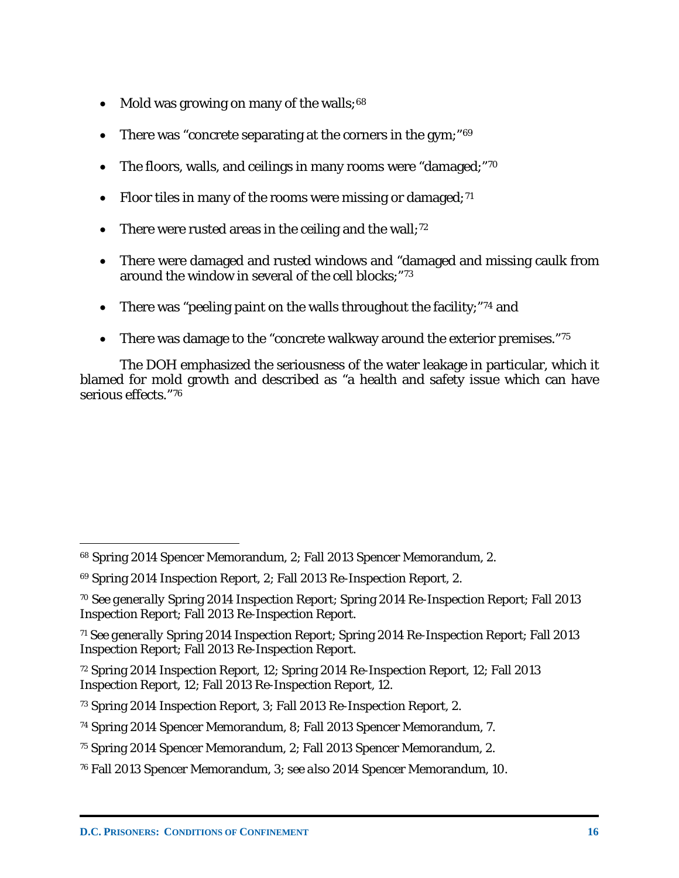- Mold was growing on many of the walls;[68]
- There was "concrete separating at the corners in the gym;"[69]
- The floors, walls, and ceilings in many rooms were "damaged;"[70]
- Floor tiles in many of the rooms were missing or damaged;[71]
- There were rusted areas in the ceiling and the wall;[72]
- There were damaged and rusted windows and "damaged and missing caulk from around the window in several of the cell blocks;"[73]
- There was "peeling paint on the walls throughout the facility;"[74] and
- There was damage to the "concrete walkway around the exterior premises."[75]

The DOH emphasized the seriousness of the water leakage in particular, which it blamed for mold growth and described as "a health and safety issue which can have serious effects."[76]

---

[68] Spring 2014 Spencer Memorandum, 2; Fall 2013 Spencer Memorandum, 2.

[69] Spring 2014 Inspection Report, 2; Fall 2013 Re-Inspection Report, 2.

[70] *See generally* Spring 2014 Inspection Report; Spring 2014 Re-Inspection Report; Fall 2013 Inspection Report; Fall 2013 Re-Inspection Report.

[71] *See generally* Spring 2014 Inspection Report; Spring 2014 Re-Inspection Report; Fall 2013 Inspection Report; Fall 2013 Re-Inspection Report.

[72] Spring 2014 Inspection Report, 12; Spring 2014 Re-Inspection Report, 12; Fall 2013 Inspection Report, 12; Fall 2013 Re-Inspection Report, 12.

[73] Spring 2014 Inspection Report, 3; Fall 2013 Re-Inspection Report, 2.

[74] Spring 2014 Spencer Memorandum, 8; Fall 2013 Spencer Memorandum, 7.

[75] Spring 2014 Spencer Memorandum, 2; Fall 2013 Spencer Memorandum, 2.

[76] Fall 2013 Spencer Memorandum, 3; *see also* 2014 Spencer Memorandum, 10.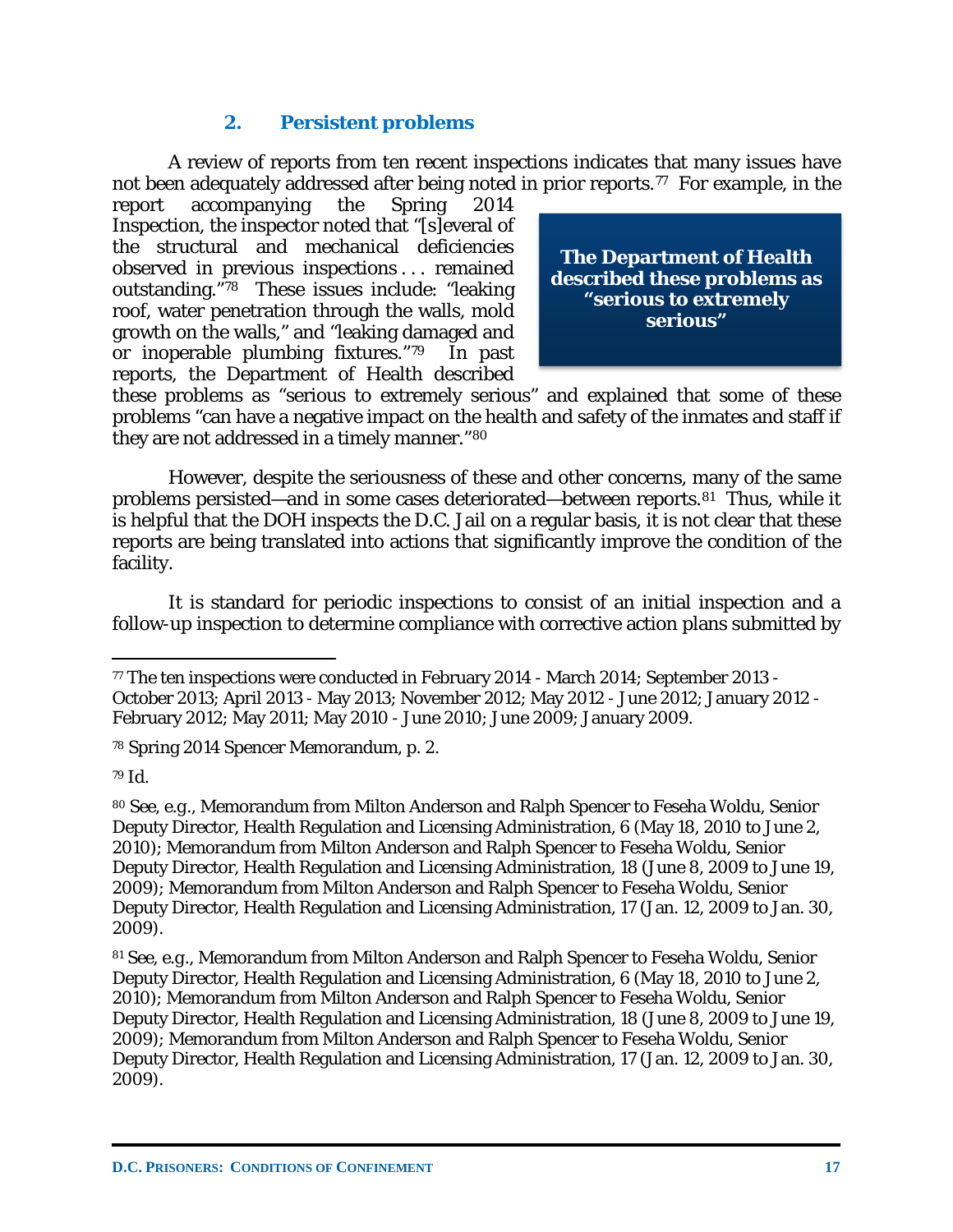### 2. Persistent problems

A review of reports from ten recent inspections indicates that many issues have not been adequately addressed after being noted in prior reports.[77] For example, in the report accompanying the Spring 2014 Inspection, the inspector noted that "[s]everal of the structural and mechanical deficiencies observed in previous inspections . . . remained outstanding."[78] These issues include: "leaking roof, water penetration through the walls, mold growth on the walls," and "leaking damaged and or inoperable plumbing fixtures."[79] In past reports, the Department of Health described these problems as "serious to extremely serious" and explained that some of these problems "can have a negative impact on the health and safety of the inmates and staff if they are not addressed in a timely manner."[80]

**The Department of Health described these problems as "serious to extremely serious"**

However, despite the seriousness of these and other concerns, many of the same problems persisted—and in some cases deteriorated—between reports.[81] Thus, while it is helpful that the DOH inspects the D.C. Jail on a regular basis, it is not clear that these reports are being translated into actions that significantly improve the condition of the facility.

It is standard for periodic inspections to consist of an initial inspection and a follow-up inspection to determine compliance with corrective action plans submitted by

---

[77] The ten inspections were conducted in February 2014 - March 2014; September 2013 - October 2013; April 2013 - May 2013; November 2012; May 2012 - June 2012; January 2012 - February 2012; May 2011; May 2010 - June 2010; June 2009; January 2009.

[78] Spring 2014 Spencer Memorandum, p. 2.

[79] Id.

[80] See, e.g., Memorandum from Milton Anderson and Ralph Spencer to Feseha Woldu, Senior Deputy Director, Health Regulation and Licensing Administration, 6 (May 18, 2010 to June 2, 2010); Memorandum from Milton Anderson and Ralph Spencer to Feseha Woldu, Senior Deputy Director, Health Regulation and Licensing Administration, 18 (June 8, 2009 to June 19, 2009); Memorandum from Milton Anderson and Ralph Spencer to Feseha Woldu, Senior Deputy Director, Health Regulation and Licensing Administration, 17 (Jan. 12, 2009 to Jan. 30, 2009).

[81] See, e.g., Memorandum from Milton Anderson and Ralph Spencer to Feseha Woldu, Senior Deputy Director, Health Regulation and Licensing Administration, 6 (May 18, 2010 to June 2, 2010); Memorandum from Milton Anderson and Ralph Spencer to Feseha Woldu, Senior Deputy Director, Health Regulation and Licensing Administration, 18 (June 8, 2009 to June 19, 2009); Memorandum from Milton Anderson and Ralph Spencer to Feseha Woldu, Senior Deputy Director, Health Regulation and Licensing Administration, 17 (Jan. 12, 2009 to Jan. 30, 2009).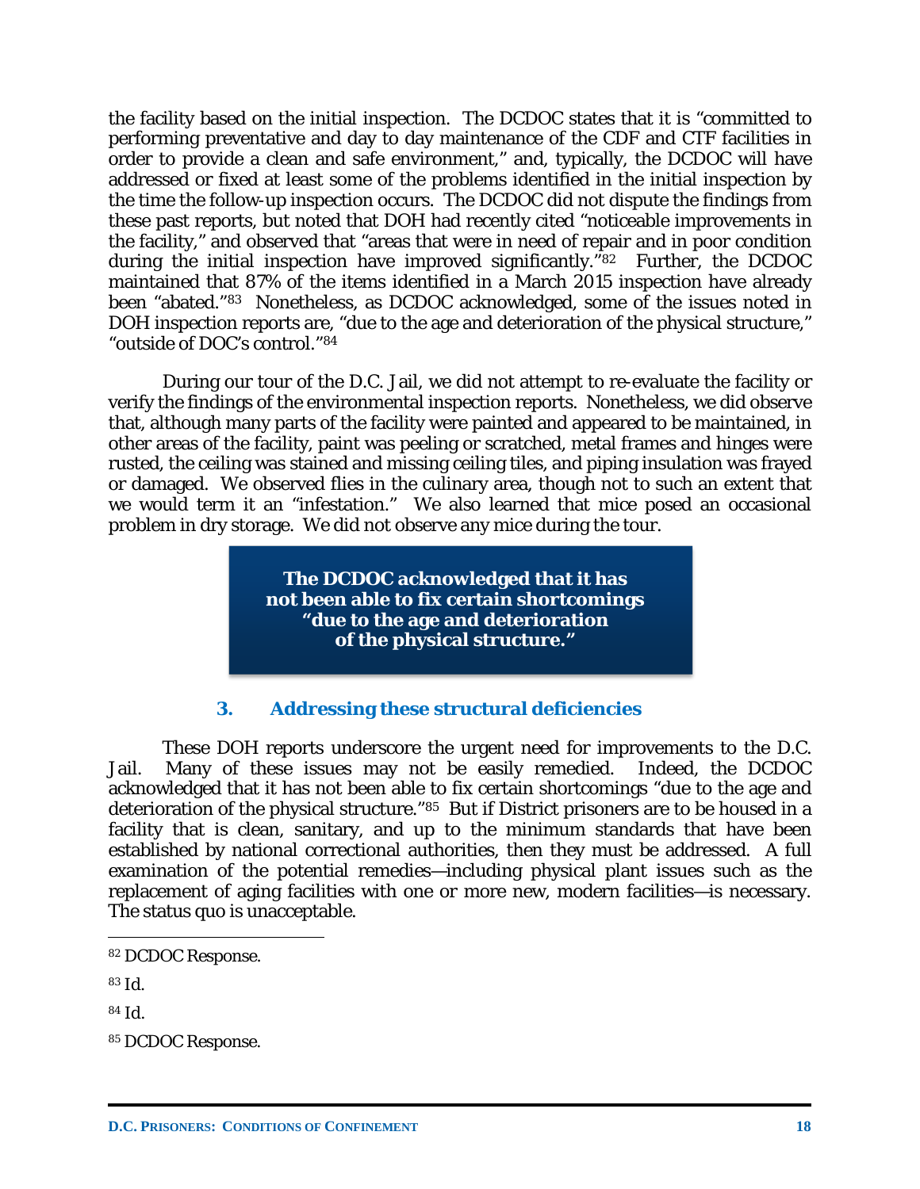the facility based on the initial inspection. The DCDOC states that it is "committed to performing preventative and day to day maintenance of the CDF and CTF facilities in order to provide a clean and safe environment," and, typically, the DCDOC will have addressed or fixed at least some of the problems identified in the initial inspection by the time the follow-up inspection occurs. The DCDOC did not dispute the findings from these past reports, but noted that DOH had recently cited "noticeable improvements in the facility," and observed that "areas that were in need of repair and in poor condition during the initial inspection have improved significantly."[82] Further, the DCDOC maintained that 87% of the items identified in a March 2015 inspection have already been "abated."[83] Nonetheless, as DCDOC acknowledged, some of the issues noted in DOH inspection reports are, "due to the age and deterioration of the physical structure," "outside of DOC's control."[84]

During our tour of the D.C. Jail, we did not attempt to re-evaluate the facility or verify the findings of the environmental inspection reports. Nonetheless, we did observe that, although many parts of the facility were painted and appeared to be maintained, in other areas of the facility, paint was peeling or scratched, metal frames and hinges were rusted, the ceiling was stained and missing ceiling tiles, and piping insulation was frayed or damaged. We observed flies in the culinary area, though not to such an extent that we would term it an "infestation." We also learned that mice posed an occasional problem in dry storage. We did not observe any mice during the tour.

> **The DCDOC acknowledged that it has not been able to fix certain shortcomings "due to the age and deterioration of the physical structure."**

### 3. Addressing these structural deficiencies

These DOH reports underscore the urgent need for improvements to the D.C. Jail. Many of these issues may not be easily remedied. Indeed, the DCDOC acknowledged that it has not been able to fix certain shortcomings "due to the age and deterioration of the physical structure."[85] But if District prisoners are to be housed in a facility that is clean, sanitary, and up to the minimum standards that have been established by national correctional authorities, then they must be addressed. A full examination of the potential remedies—including physical plant issues such as the replacement of aging facilities with one or more new, modern facilities—is necessary. The status quo is unacceptable.

---

[82] DCDOC Response.

[83] Id.

[84] Id.

[85] DCDOC Response.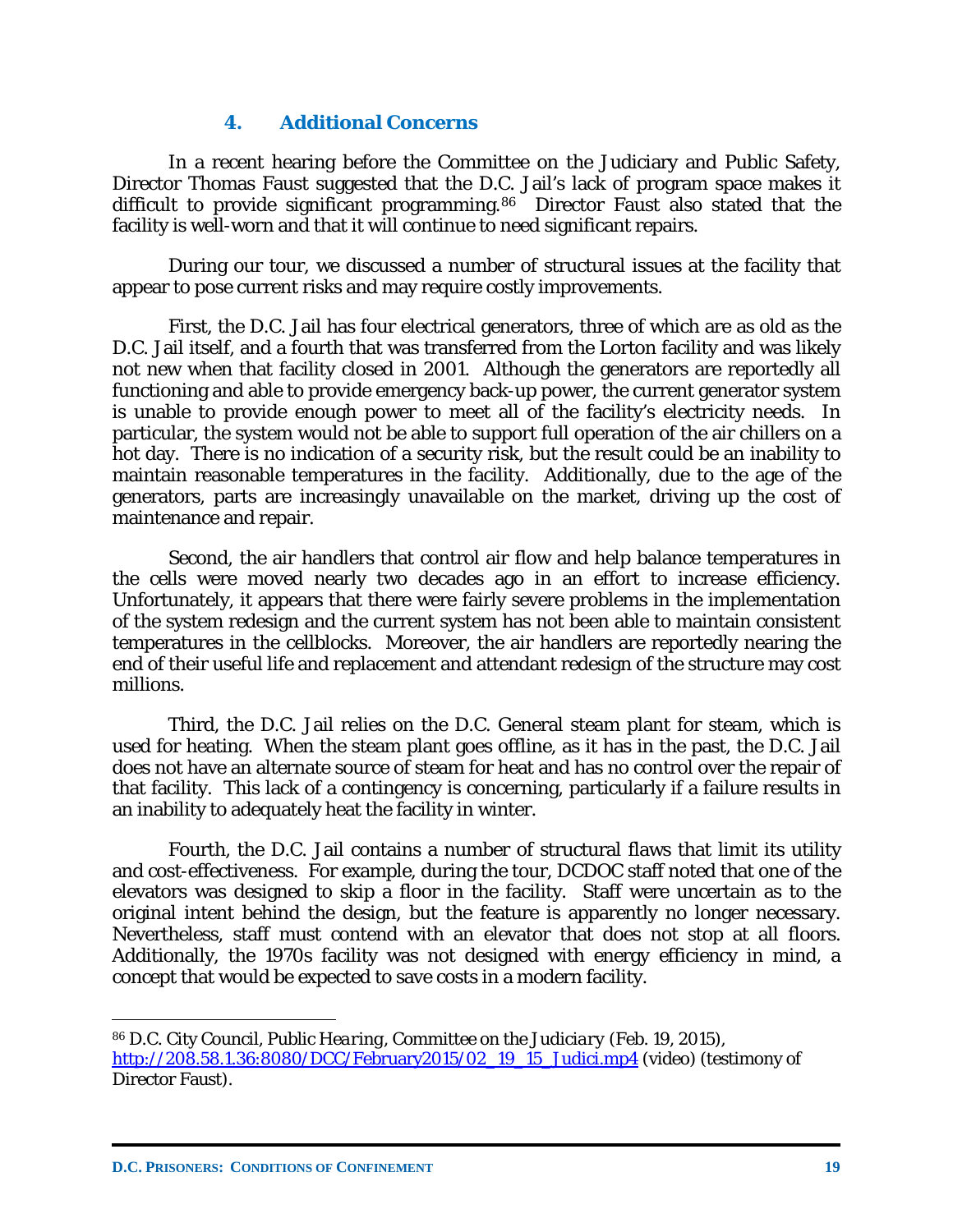### 4. Additional Concerns

In a recent hearing before the Committee on the Judiciary and Public Safety, Director Thomas Faust suggested that the D.C. Jail's lack of program space makes it difficult to provide significant programming.[86] Director Faust also stated that the facility is well-worn and that it will continue to need significant repairs.

During our tour, we discussed a number of structural issues at the facility that appear to pose current risks and may require costly improvements.

First, the D.C. Jail has four electrical generators, three of which are as old as the D.C. Jail itself, and a fourth that was transferred from the Lorton facility and was likely not new when that facility closed in 2001. Although the generators are reportedly all functioning and able to provide emergency back-up power, the current generator system is unable to provide enough power to meet all of the facility's electricity needs. In particular, the system would not be able to support full operation of the air chillers on a hot day. There is no indication of a security risk, but the result could be an inability to maintain reasonable temperatures in the facility. Additionally, due to the age of the generators, parts are increasingly unavailable on the market, driving up the cost of maintenance and repair.

Second, the air handlers that control air flow and help balance temperatures in the cells were moved nearly two decades ago in an effort to increase efficiency. Unfortunately, it appears that there were fairly severe problems in the implementation of the system redesign and the current system has not been able to maintain consistent temperatures in the cellblocks. Moreover, the air handlers are reportedly nearing the end of their useful life and replacement and attendant redesign of the structure may cost millions.

Third, the D.C. Jail relies on the D.C. General steam plant for steam, which is used for heating. When the steam plant goes offline, as it has in the past, the D.C. Jail does not have an alternate source of steam for heat and has no control over the repair of that facility. This lack of a contingency is concerning, particularly if a failure results in an inability to adequately heat the facility in winter.

Fourth, the D.C. Jail contains a number of structural flaws that limit its utility and cost-effectiveness. For example, during the tour, DCDOC staff noted that one of the elevators was designed to skip a floor in the facility. Staff were uncertain as to the original intent behind the design, but the feature is apparently no longer necessary. Nevertheless, staff must contend with an elevator that does not stop at all floors. Additionally, the 1970s facility was not designed with energy efficiency in mind, a concept that would be expected to save costs in a modern facility.

---

[86] D.C. City Council, *Public Hearing, Committee on the Judiciary* (Feb. 19, 2015), http://208.58.1.36:8080/DCC/February2015/02_19_15_Judici.mp4 (video) (testimony of Director Faust).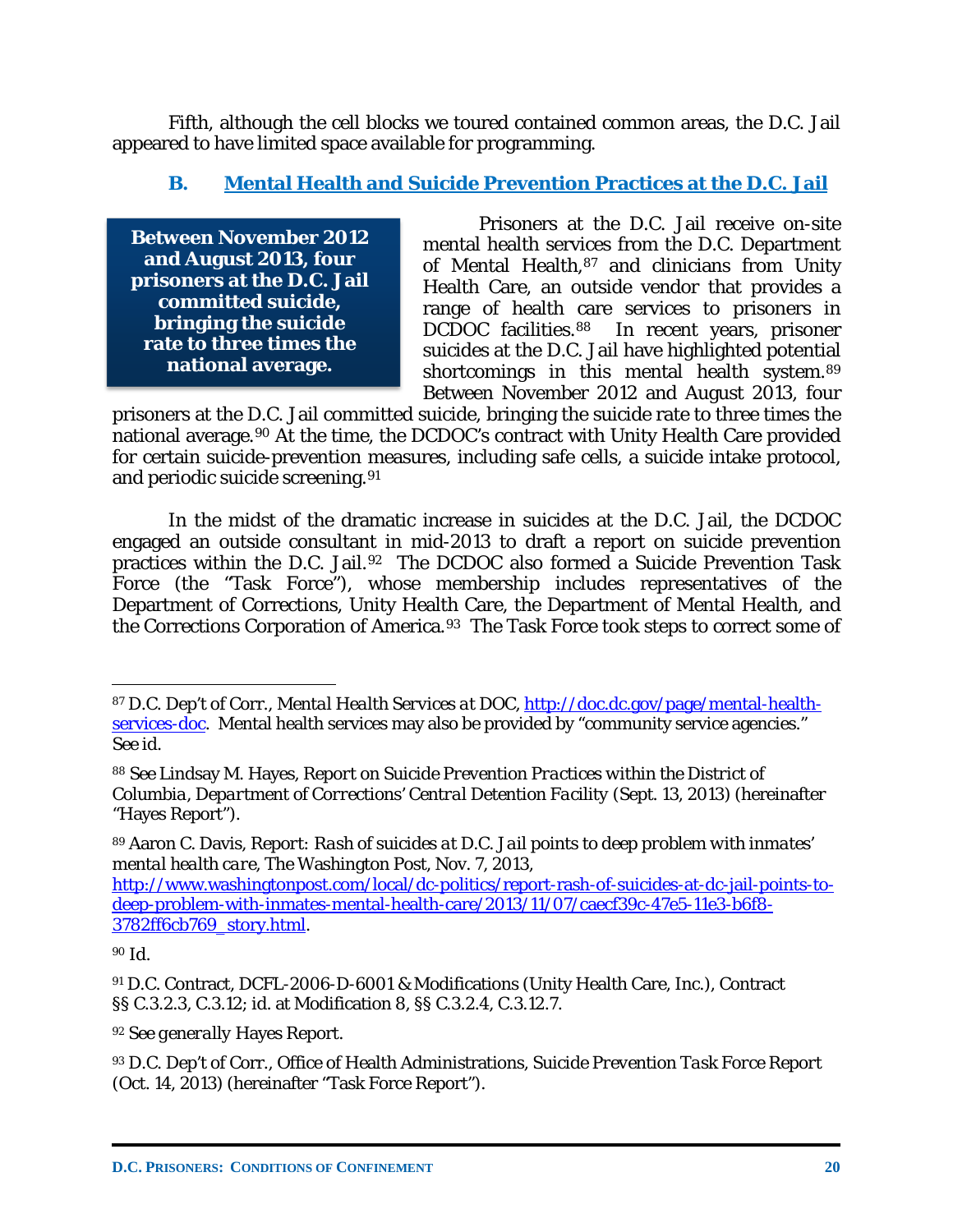Fifth, although the cell blocks we toured contained common areas, the D.C. Jail appeared to have limited space available for programming.

### B. Mental Health and Suicide Prevention Practices at the D.C. Jail

> **Between November 2012 and August 2013, four prisoners at the D.C. Jail committed suicide, bringing the suicide rate to three times the national average.**

Prisoners at the D.C. Jail receive on-site mental health services from the D.C. Department of Mental Health,[87] and clinicians from Unity Health Care, an outside vendor that provides a range of health care services to prisoners in DCDOC facilities.[88] In recent years, prisoner suicides at the D.C. Jail have highlighted potential shortcomings in this mental health system.[89] Between November 2012 and August 2013, four prisoners at the D.C. Jail committed suicide, bringing the suicide rate to three times the national average.[90] At the time, the DCDOC's contract with Unity Health Care provided for certain suicide-prevention measures, including safe cells, a suicide intake protocol, and periodic suicide screening.[91]

In the midst of the dramatic increase in suicides at the D.C. Jail, the DCDOC engaged an outside consultant in mid-2013 to draft a report on suicide prevention practices within the D.C. Jail.[92] The DCDOC also formed a Suicide Prevention Task Force (the "Task Force"), whose membership includes representatives of the Department of Corrections, Unity Health Care, the Department of Mental Health, and the Corrections Corporation of America.[93] The Task Force took steps to correct some of

---

[87] D.C. Dep't of Corr., *Mental Health Services at DOC*, http://doc.dc.gov/page/mental-health-services-doc. Mental health services may also be provided by "community service agencies." *See id.*

[88] *See* Lindsay M. Hayes, *Report on Suicide Prevention Practices within the District of Columbia, Department of Corrections' Central Detention Facility* (Sept. 13, 2013) (hereinafter "Hayes Report").

[89] Aaron C. Davis, *Report: Rash of suicides at D.C. Jail points to deep problem with inmates' mental health care*, The Washington Post, Nov. 7, 2013, http://www.washingtonpost.com/local/dc-politics/report-rash-of-suicides-at-dc-jail-points-to-deep-problem-with-inmates-mental-health-care/2013/11/07/caecf39c-47e5-11e3-b6f8-3782ff6cb769_story.html.

[90] *Id.*

[91] D.C. Contract, DCFL-2006-D-6001 & Modifications (Unity Health Care, Inc.), Contract §§ C.3.2.3, C.3.12; *id.* at Modification 8, §§ C.3.2.4, C.3.12.7.

[92] *See generally* Hayes Report.

[93] D.C. Dep't of Corr., Office of Health Administrations, *Suicide Prevention Task Force Report* (Oct. 14, 2013) (hereinafter "Task Force Report").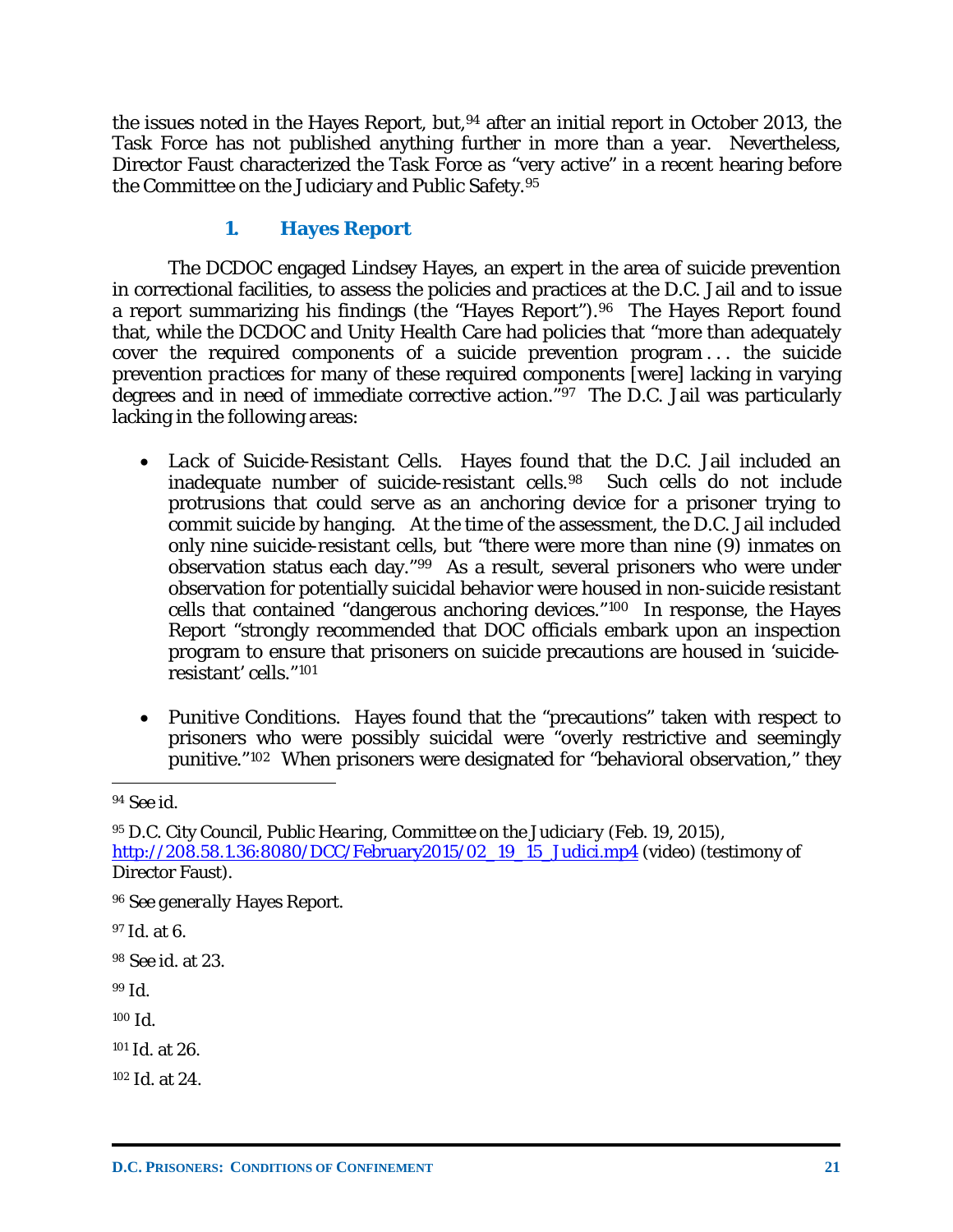the issues noted in the Hayes Report, but,[94] after an initial report in October 2013, the Task Force has not published anything further in more than a year. Nevertheless, Director Faust characterized the Task Force as "very active" in a recent hearing before the Committee on the Judiciary and Public Safety.[95]

### 1. Hayes Report

The DCDOC engaged Lindsey Hayes, an expert in the area of suicide prevention in correctional facilities, to assess the policies and practices at the D.C. Jail and to issue a report summarizing his findings (the "Hayes Report").[96] The Hayes Report found that, while the DCDOC and Unity Health Care had policies that "more than adequately cover the required components of a suicide prevention program . . . the suicide prevention *practices* for many of these required components [were] lacking in varying degrees and in need of immediate corrective action."[97] The D.C. Jail was particularly lacking in the following areas:

- *Lack of Suicide-Resistant Cells.* Hayes found that the D.C. Jail included an inadequate number of suicide-resistant cells.[98] Such cells do not include protrusions that could serve as an anchoring device for a prisoner trying to commit suicide by hanging. At the time of the assessment, the D.C. Jail included only nine suicide-resistant cells, but "there were more than nine (9) inmates on observation status each day."[99] As a result, several prisoners who were under observation for potentially suicidal behavior were housed in non-suicide resistant cells that contained "dangerous anchoring devices."[100] In response, the Hayes Report "strongly recommended that DOC officials embark upon an inspection program to ensure that prisoners on suicide precautions are housed in 'suicide-resistant' cells."[101]

- *Punitive Conditions.* Hayes found that the "precautions" taken with respect to prisoners who were possibly suicidal were "overly restrictive and seemingly punitive."[102] When prisoners were designated for "behavioral observation," they

---

[94] *See id.*

[95] D.C. City Council, *Public Hearing, Committee on the Judiciary* (Feb. 19, 2015), http://208.58.1.36:8080/DCC/February2015/02_19_15_Judici.mp4 (video) (testimony of Director Faust).

[96] *See generally* Hayes Report.

[97] *Id.* at 6.

[98] *See id.* at 23.

[99] *Id.*

[100] *Id.*

[101] *Id.* at 26.

[102] *Id.* at 24.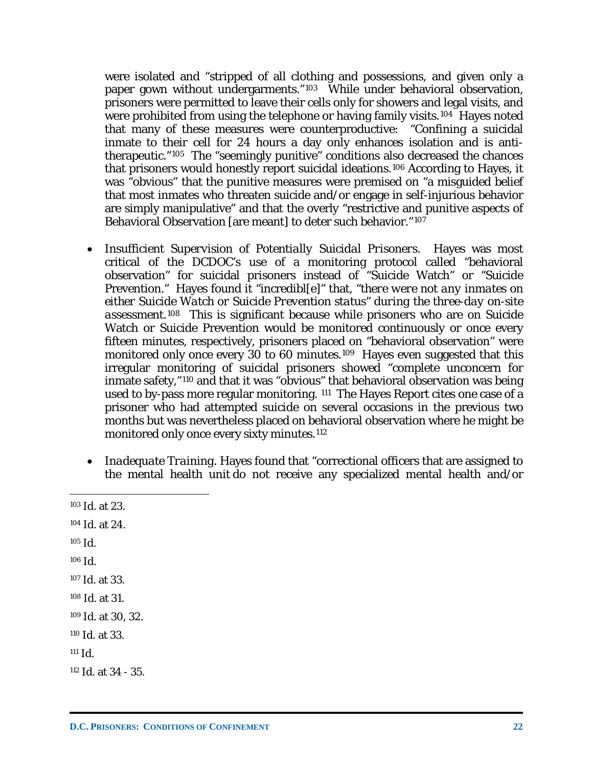were isolated and "stripped of all clothing and possessions, and given only a paper gown without undergarments."[103] While under behavioral observation, prisoners were permitted to leave their cells only for showers and legal visits, and were prohibited from using the telephone or having family visits.[104] Hayes noted that many of these measures were counterproductive: "Confining a suicidal inmate to their cell for 24 hours a day only enhances isolation and is anti-therapeutic."[105] The "seemingly punitive" conditions also decreased the chances that prisoners would honestly report suicidal ideations.[106] According to Hayes, it was "obvious" that the punitive measures were premised on "a misguided belief that most inmates who threaten suicide and/or engage in self-injurious behavior are simply manipulative" and that the overly "restrictive and punitive aspects of Behavioral Observation [are meant] to deter such behavior."[107]

- *Insufficient Supervision of Potentially Suicidal Prisoners.* Hayes was most critical of the DCDOC's use of a monitoring protocol called "behavioral observation" for suicidal prisoners instead of "Suicide Watch" or "Suicide Prevention." Hayes found it "incredibl[e]" that, "*there were not any inmates on either Suicide Watch or Suicide Prevention status*" during the *three-day* on-site assessment.[108] This is significant because while prisoners who are on Suicide Watch or Suicide Prevention would be monitored continuously or once every fifteen minutes, respectively, prisoners placed on "behavioral observation" were monitored only once every 30 to 60 minutes.[109] Hayes even suggested that this irregular monitoring of suicidal prisoners showed "complete unconcern for inmate safety,"[110] and that it was "obvious" that behavioral observation was being used to by-pass more regular monitoring.[111] The Hayes Report cites one case of a prisoner who had attempted suicide on several occasions in the previous two months but was nevertheless placed on behavioral observation where he might be monitored only once every sixty minutes.[112]

- *Inadequate Training.* Hayes found that "correctional officers that are assigned to the mental health unit do not receive any specialized mental health and/or

---

[103] Id. at 23.

[104] Id. at 24.

[105] Id.

[106] Id.

[107] Id. at 33.

[108] Id. at 31.

[109] Id. at 30, 32.

[110] Id. at 33.

[111] Id.

[112] Id. at 34 - 35.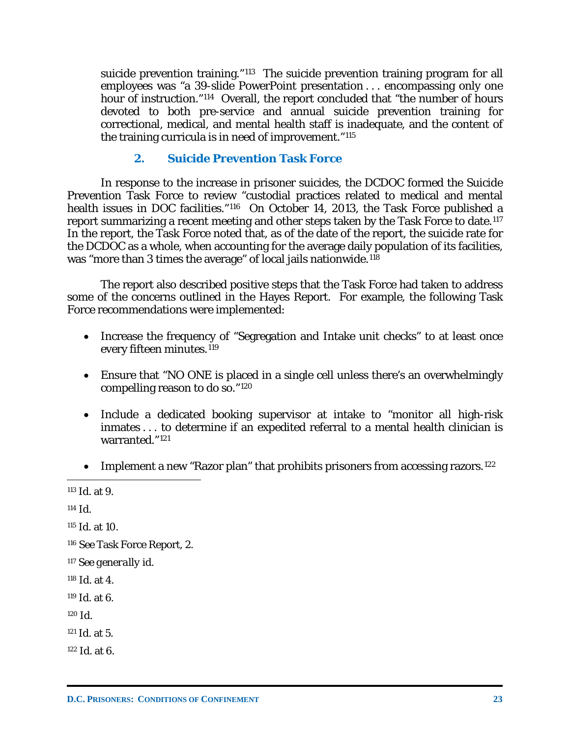suicide prevention training."[113] The suicide prevention training program for all employees was "a 39-slide PowerPoint presentation . . . encompassing only one hour of instruction."[114] Overall, the report concluded that "the number of hours devoted to both pre-service and annual suicide prevention training for correctional, medical, and mental health staff is inadequate, and the content of the training curricula is in need of improvement."[115]

### 2. Suicide Prevention Task Force

In response to the increase in prisoner suicides, the DCDOC formed the Suicide Prevention Task Force to review "custodial practices related to medical and mental health issues in DOC facilities."[116] On October 14, 2013, the Task Force published a report summarizing a recent meeting and other steps taken by the Task Force to date.[117] In the report, the Task Force noted that, as of the date of the report, the suicide rate for the DCDOC as a whole, when accounting for the average daily population of its facilities, was "more than 3 times the average" of local jails nationwide.[118]

The report also described positive steps that the Task Force had taken to address some of the concerns outlined in the Hayes Report. For example, the following Task Force recommendations were implemented:

- Increase the frequency of "Segregation and Intake unit checks" to at least once every fifteen minutes.[119]
- Ensure that "NO ONE is placed in a single cell unless there's an overwhelmingly compelling reason to do so."[120]
- Include a dedicated booking supervisor at intake to "monitor all high-risk inmates . . . to determine if an expedited referral to a mental health clinician is warranted."[121]
- Implement a new "Razor plan" that prohibits prisoners from accessing razors.[122]

---

[113] Id. at 9.

[114] Id.

[115] Id. at 10.

[116] See Task Force Report, 2.

[117] *See generally id.*

[118] Id. at 4.

[119] Id. at 6.

[120] Id.

[121] Id. at 5.

[122] Id. at 6.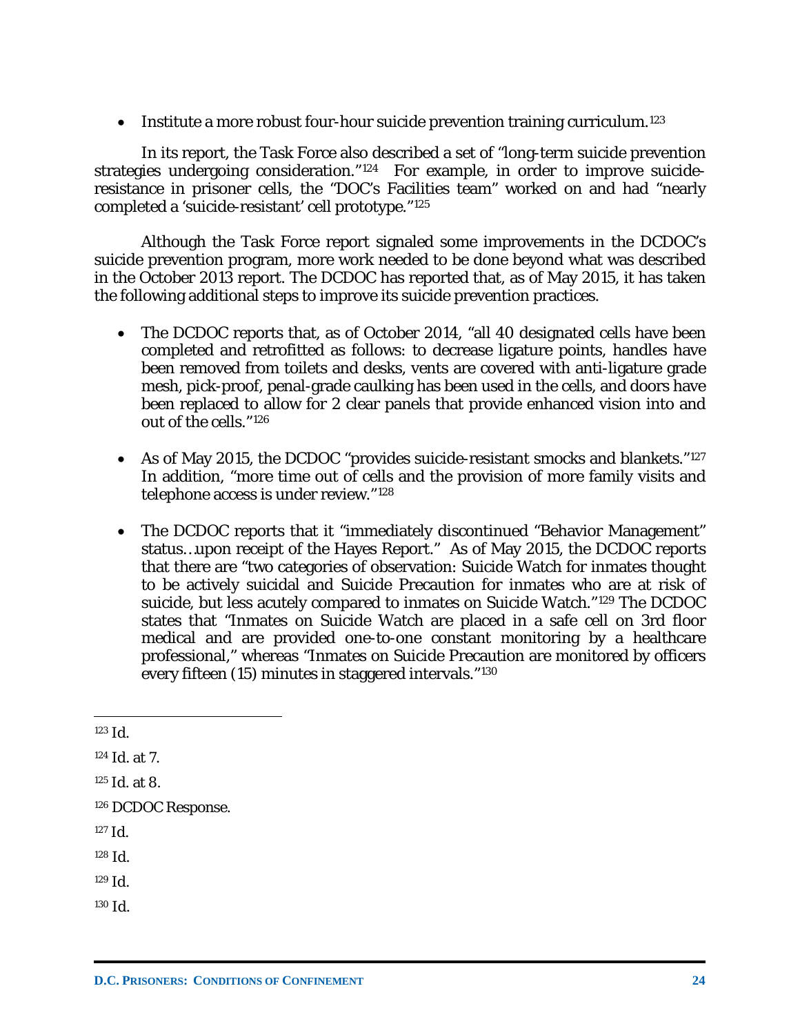- Institute a more robust four-hour suicide prevention training curriculum.[123]

In its report, the Task Force also described a set of "long-term suicide prevention strategies undergoing consideration."[124] For example, in order to improve suicide-resistance in prisoner cells, the "DOC's Facilities team" worked on and had "nearly completed a 'suicide-resistant' cell prototype."[125]

Although the Task Force report signaled some improvements in the DCDOC's suicide prevention program, more work needed to be done beyond what was described in the October 2013 report. The DCDOC has reported that, as of May 2015, it has taken the following additional steps to improve its suicide prevention practices.

- The DCDOC reports that, as of October 2014, "all 40 designated cells have been completed and retrofitted as follows: to decrease ligature points, handles have been removed from toilets and desks, vents are covered with anti-ligature grade mesh, pick-proof, penal-grade caulking has been used in the cells, and doors have been replaced to allow for 2 clear panels that provide enhanced vision into and out of the cells."[126]

- As of May 2015, the DCDOC "provides suicide-resistant smocks and blankets."[127] In addition, "more time out of cells and the provision of more family visits and telephone access is under review."[128]

- The DCDOC reports that it "immediately discontinued "Behavior Management" status…upon receipt of the Hayes Report." As of May 2015, the DCDOC reports that there are "two categories of observation: Suicide Watch for inmates thought to be actively suicidal and Suicide Precaution for inmates who are at risk of suicide, but less acutely compared to inmates on Suicide Watch."[129] The DCDOC states that "Inmates on Suicide Watch are placed in a safe cell on 3rd floor medical and are provided one-to-one constant monitoring by a healthcare professional," whereas "Inmates on Suicide Precaution are monitored by officers every fifteen (15) minutes in staggered intervals."[130]

---

[123] Id.

[124] Id. at 7.

[125] Id. at 8.

[126] DCDOC Response.

[127] Id.

[128] Id.

[129] Id.

[130] Id.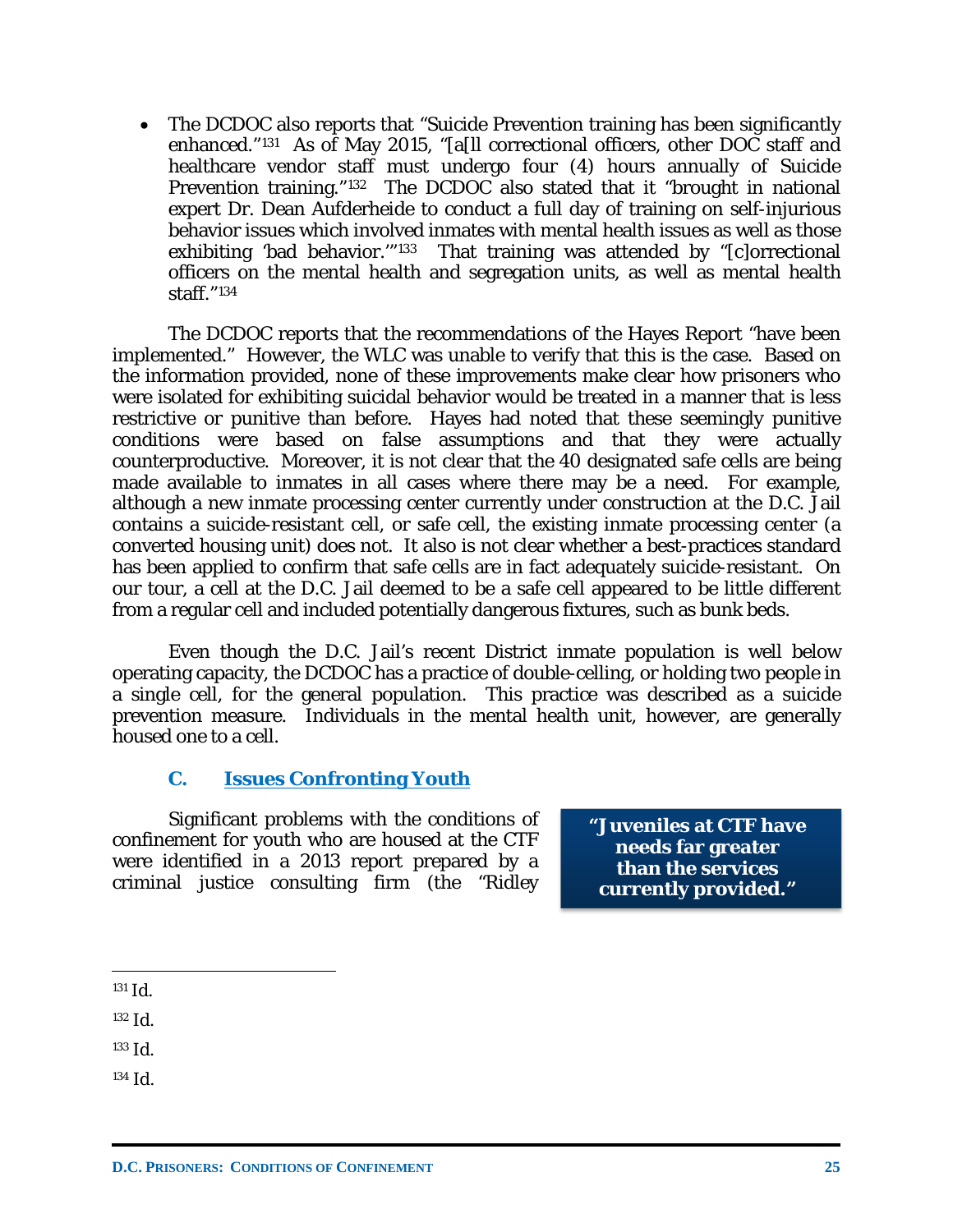- The DCDOC also reports that "Suicide Prevention training has been significantly enhanced."[131] As of May 2015, "[a[ll correctional officers, other DOC staff and healthcare vendor staff must undergo four (4) hours annually of Suicide Prevention training."[132] The DCDOC also stated that it "brought in national expert Dr. Dean Aufderheide to conduct a full day of training on self-injurious behavior issues which involved inmates with mental health issues as well as those exhibiting 'bad behavior.'"[133] That training was attended by "[c]orrectional officers on the mental health and segregation units, as well as mental health staff."[134]

The DCDOC reports that the recommendations of the Hayes Report "have been implemented." However, the WLC was unable to verify that this is the case. Based on the information provided, none of these improvements make clear how prisoners who were isolated for exhibiting suicidal behavior would be treated in a manner that is less restrictive or punitive than before. Hayes had noted that these seemingly punitive conditions were based on false assumptions and that they were actually counterproductive. Moreover, it is not clear that the 40 designated safe cells are being made available to inmates in all cases where there may be a need. For example, although a new inmate processing center currently under construction at the D.C. Jail contains a suicide-resistant cell, or safe cell, the existing inmate processing center (a converted housing unit) does not. It also is not clear whether a best-practices standard has been applied to confirm that safe cells are in fact adequately suicide-resistant. On our tour, a cell at the D.C. Jail deemed to be a safe cell appeared to be little different from a regular cell and included potentially dangerous fixtures, such as bunk beds.

Even though the D.C. Jail's recent District inmate population is well below operating capacity, the DCDOC has a practice of double-celling, or holding two people in a single cell, for the general population. This practice was described as a suicide prevention measure. Individuals in the mental health unit, however, are generally housed one to a cell.

### C. Issues Confronting Youth

**"Juveniles at CTF have needs far greater than the services currently provided."**

Significant problems with the conditions of confinement for youth who are housed at the CTF were identified in a 2013 report prepared by a criminal justice consulting firm (the "Ridley

---

[131] Id.

[132] Id.

[133] Id.

[134] Id.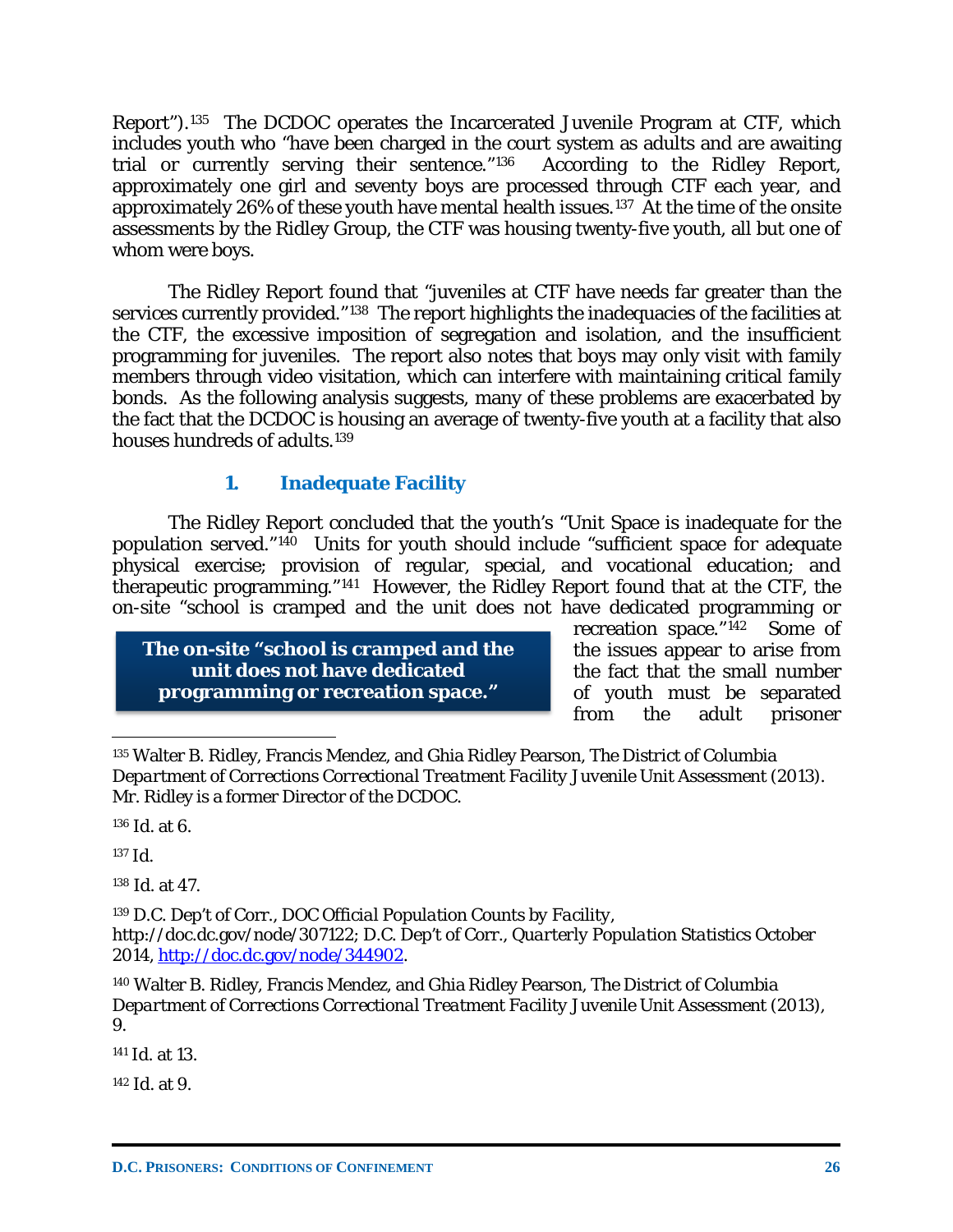Report").[135] The DCDOC operates the Incarcerated Juvenile Program at CTF, which includes youth who "have been charged in the court system as adults and are awaiting trial or currently serving their sentence."[136] According to the Ridley Report, approximately one girl and seventy boys are processed through CTF each year, and approximately 26% of these youth have mental health issues.[137] At the time of the onsite assessments by the Ridley Group, the CTF was housing twenty-five youth, all but one of whom were boys.

The Ridley Report found that "juveniles at CTF have needs far greater than the services currently provided."[138] The report highlights the inadequacies of the facilities at the CTF, the excessive imposition of segregation and isolation, and the insufficient programming for juveniles. The report also notes that boys may only visit with family members through video visitation, which can interfere with maintaining critical family bonds. As the following analysis suggests, many of these problems are exacerbated by the fact that the DCDOC is housing an average of twenty-five youth at a facility that also houses hundreds of adults.[139]

### 1. Inadequate Facility

The Ridley Report concluded that the youth's "Unit Space is inadequate for the population served."[140] Units for youth should include "sufficient space for adequate physical exercise; provision of regular, special, and vocational education; and therapeutic programming."[141] However, the Ridley Report found that at the CTF, the on-site "school is cramped and the unit does not have dedicated programming or recreation space."[142] Some of the issues appear to arise from the fact that the small number of youth must be separated from the adult prisoner

> **The on-site "school is cramped and the unit does not have dedicated programming or recreation space."**

---

[135] Walter B. Ridley, Francis Mendez, and Ghia Ridley Pearson, The District of Columbia *Department of Corrections Correctional Treatment Facility Juvenile Unit Assessment* (2013). Mr. Ridley is a former Director of the DCDOC.

[136] Id. at 6.

[137] Id.

[138] Id. at 47.

[139] D.C. Dep't of Corr., *DOC Official Population Counts by Facility*, http://doc.dc.gov/node/307122; D.C. Dep't of Corr., *Quarterly Population Statistics October 2014*, http://doc.dc.gov/node/344902.

[140] Walter B. Ridley, Francis Mendez, and Ghia Ridley Pearson, The District of Columbia *Department of Corrections Correctional Treatment Facility Juvenile Unit Assessment* (2013), 9.

[141] Id. at 13.

[142] Id. at 9.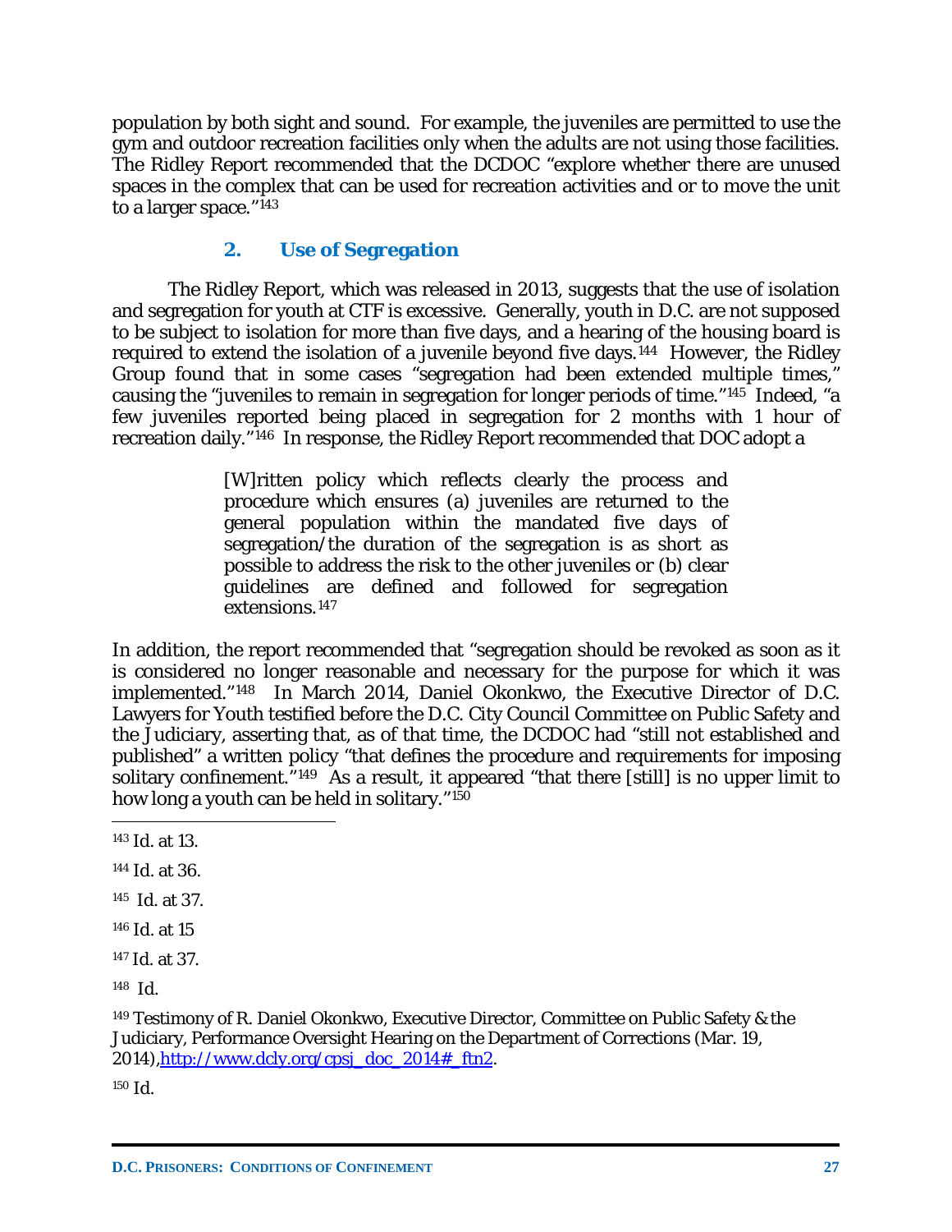population by both sight and sound. For example, the juveniles are permitted to use the gym and outdoor recreation facilities only when the adults are not using those facilities. The Ridley Report recommended that the DCDOC "explore whether there are unused spaces in the complex that can be used for recreation activities and or to move the unit to a larger space."[143]

### 2. Use of Segregation

The Ridley Report, which was released in 2013, suggests that the use of isolation and segregation for youth at CTF is excessive. Generally, youth in D.C. are not supposed to be subject to isolation for more than five days, and a hearing of the housing board is required to extend the isolation of a juvenile beyond five days.[144] However, the Ridley Group found that in some cases "segregation had been extended multiple times," causing the "juveniles to remain in segregation for longer periods of time."[145] Indeed, "a few juveniles reported being placed in segregation for 2 months with 1 hour of recreation daily."[146] In response, the Ridley Report recommended that DOC adopt a

> [W]ritten policy which reflects clearly the process and procedure which ensures (a) juveniles are returned to the general population within the mandated five days of segregation/the duration of the segregation is as short as possible to address the risk to the other juveniles or (b) clear guidelines are defined and followed for segregation extensions.[147]

In addition, the report recommended that "segregation should be revoked as soon as it is considered no longer reasonable and necessary for the purpose for which it was implemented."[148] In March 2014, Daniel Okonkwo, the Executive Director of D.C. Lawyers for Youth testified before the D.C. City Council Committee on Public Safety and the Judiciary, asserting that, as of that time, the DCDOC had "still not established and published" a written policy "that defines the procedure and requirements for imposing solitary confinement."[149] As a result, it appeared "that there [still] is no upper limit to how long a youth can be held in solitary."[150]

---

[143] Id. at 13.

[144] Id. at 36.

[145] Id. at 37.

[146] Id. at 15

[147] Id. at 37.

[148] Id.

[149] Testimony of R. Daniel Okonkwo, Executive Director, Committee on Public Safety & the Judiciary, Performance Oversight Hearing on the Department of Corrections (Mar. 19, 2014), http://www.dcly.org/cpsj_doc_2014#_ftn2.

[150] Id.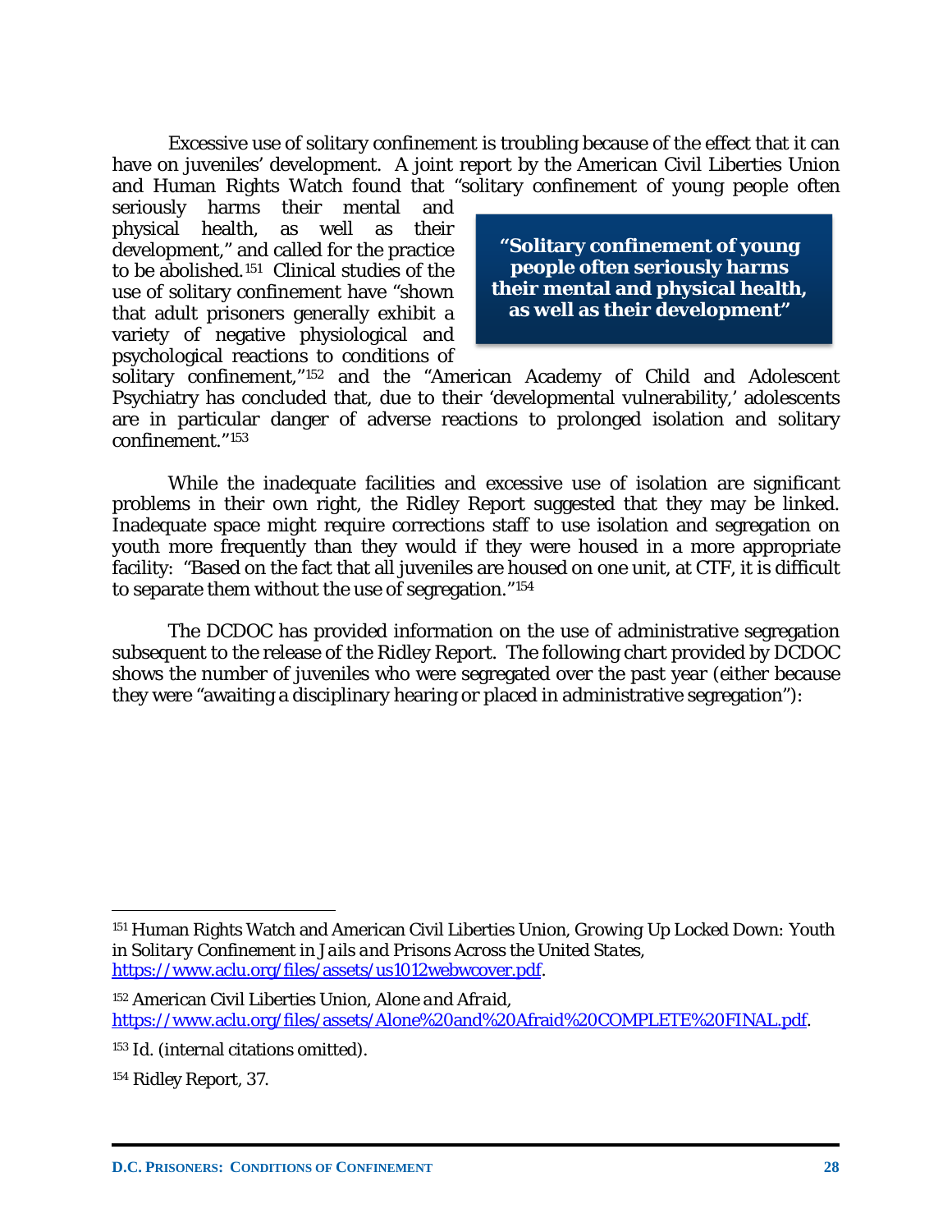Excessive use of solitary confinement is troubling because of the effect that it can have on juveniles' development. A joint report by the American Civil Liberties Union and Human Rights Watch found that "solitary confinement of young people often seriously harms their mental and physical health, as well as their development," and called for the practice to be abolished.[151] Clinical studies of the use of solitary confinement have "shown that adult prisoners generally exhibit a variety of negative physiological and psychological reactions to conditions of solitary confinement,"[152] and the "American Academy of Child and Adolescent Psychiatry has concluded that, due to their 'developmental vulnerability,' adolescents are in particular danger of adverse reactions to prolonged isolation and solitary confinement."[153]

> **"Solitary confinement of young people often seriously harms their mental and physical health, as well as their development"**

While the inadequate facilities and excessive use of isolation are significant problems in their own right, the Ridley Report suggested that they may be linked. Inadequate space might require corrections staff to use isolation and segregation on youth more frequently than they would if they were housed in a more appropriate facility: "Based on the fact that all juveniles are housed on one unit, at CTF, it is difficult to separate them without the use of segregation."[154]

The DCDOC has provided information on the use of administrative segregation subsequent to the release of the Ridley Report. The following chart provided by DCDOC shows the number of juveniles who were segregated over the past year (either because they were "awaiting a disciplinary hearing or placed in administrative segregation"):

---

[151] Human Rights Watch and American Civil Liberties Union, *Growing Up Locked Down: Youth in Solitary Confinement in Jails and Prisons Across the United States*, https://www.aclu.org/files/assets/us1012webwcover.pdf.

[152] American Civil Liberties Union, *Alone and Afraid*, https://www.aclu.org/files/assets/Alone%20and%20Afraid%20COMPLETE%20FINAL.pdf.

[153] Id. (internal citations omitted).

[154] Ridley Report, 37.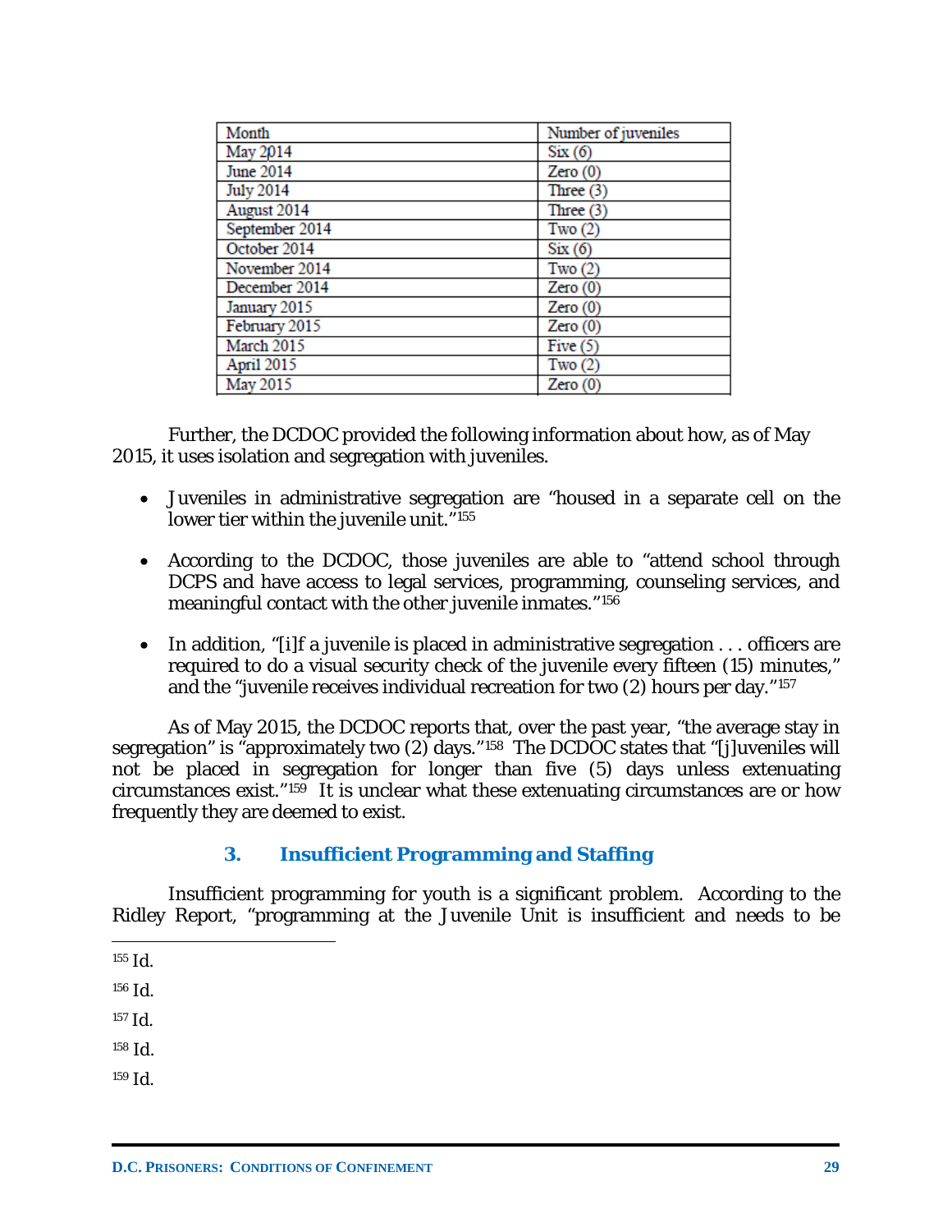| Month | Number of juveniles |
|---|---|
| May 2014 | Six (6) |
| June 2014 | Zero (0) |
| July 2014 | Three (3) |
| August 2014 | Three (3) |
| September 2014 | Two (2) |
| October 2014 | Six (6) |
| November 2014 | Two (2) |
| December 2014 | Zero (0) |
| January 2015 | Zero (0) |
| February 2015 | Zero (0) |
| March 2015 | Five (5) |
| April 2015 | Two (2) |
| May 2015 | Zero (0) |

Further, the DCDOC provided the following information about how, as of May 2015, it uses isolation and segregation with juveniles.

- Juveniles in administrative segregation are "housed in a separate cell on the lower tier within the juvenile unit."[155]
- According to the DCDOC, those juveniles are able to "attend school through DCPS and have access to legal services, programming, counseling services, and meaningful contact with the other juvenile inmates."[156]
- In addition, "[i]f a juvenile is placed in administrative segregation . . . officers are required to do a visual security check of the juvenile every fifteen (15) minutes," and the "juvenile receives individual recreation for two (2) hours per day."[157]

As of May 2015, the DCDOC reports that, over the past year, "the average stay in segregation" is "approximately two (2) days."[158] The DCDOC states that "[j]uveniles will not be placed in segregation for longer than five (5) days unless extenuating circumstances exist."[159] It is unclear what these extenuating circumstances are or how frequently they are deemed to exist.

### 3. Insufficient Programming and Staffing

Insufficient programming for youth is a significant problem. According to the Ridley Report, "programming at the Juvenile Unit is insufficient and needs to be

[155] Id.

[156] Id.

[157] Id.

[158] Id.

[159] Id.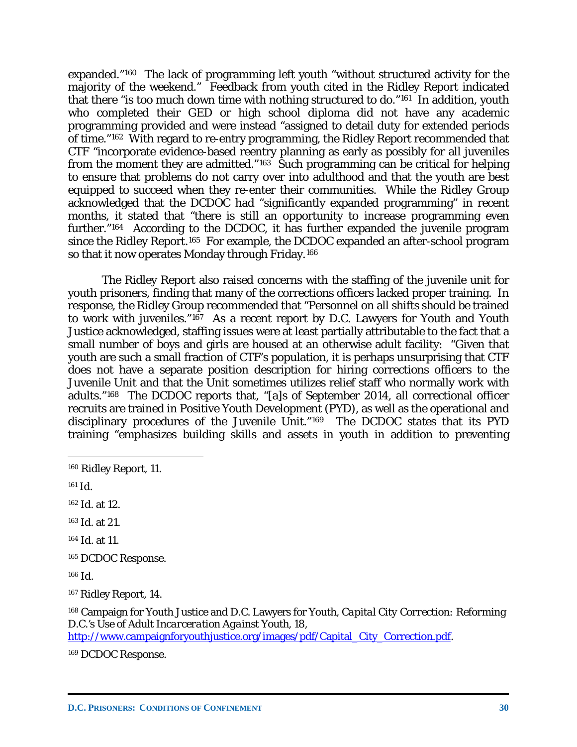expanded."[160] The lack of programming left youth "without structured activity for the majority of the weekend." Feedback from youth cited in the Ridley Report indicated that there "is too much down time with nothing structured to do."[161] In addition, youth who completed their GED or high school diploma did not have any academic programming provided and were instead "assigned to detail duty for extended periods of time."[162] With regard to re-entry programming, the Ridley Report recommended that CTF "incorporate evidence-based reentry planning as early as possibly for all juveniles from the moment they are admitted."[163] Such programming can be critical for helping to ensure that problems do not carry over into adulthood and that the youth are best equipped to succeed when they re-enter their communities. While the Ridley Group acknowledged that the DCDOC had "significantly expanded programming" in recent months, it stated that "there is still an opportunity to increase programming even further."[164] According to the DCDOC, it has further expanded the juvenile program since the Ridley Report.[165] For example, the DCDOC expanded an after-school program so that it now operates Monday through Friday.[166]

The Ridley Report also raised concerns with the staffing of the juvenile unit for youth prisoners, finding that many of the corrections officers lacked proper training. In response, the Ridley Group recommended that "Personnel on all shifts should be trained to work with juveniles."[167] As a recent report by D.C. Lawyers for Youth and Youth Justice acknowledged, staffing issues were at least partially attributable to the fact that a small number of boys and girls are housed at an otherwise adult facility: "Given that youth are such a small fraction of CTF's population, it is perhaps unsurprising that CTF does not have a separate position description for hiring corrections officers to the Juvenile Unit and that the Unit sometimes utilizes relief staff who normally work with adults."[168] The DCDOC reports that, "[a]s of September 2014, all correctional officer recruits are trained in Positive Youth Development (PYD), as well as the operational and disciplinary procedures of the Juvenile Unit."[169] The DCDOC states that its PYD training "emphasizes building skills and assets in youth in addition to preventing

---

[160] Ridley Report, 11.

[161] *Id.*

[162] *Id.* at 12.

[163] *Id.* at 21.

[164] *Id.* at 11.

[165] DCDOC Response.

[166] *Id.*

[167] Ridley Report, 14.

[168] Campaign for Youth Justice and D.C. Lawyers for Youth, *Capital City Correction: Reforming D.C.'s Use of Adult Incarceration Against Youth*, 18, http://www.campaignforyouthjustice.org/images/pdf/Capital_City_Correction.pdf.

[169] DCDOC Response.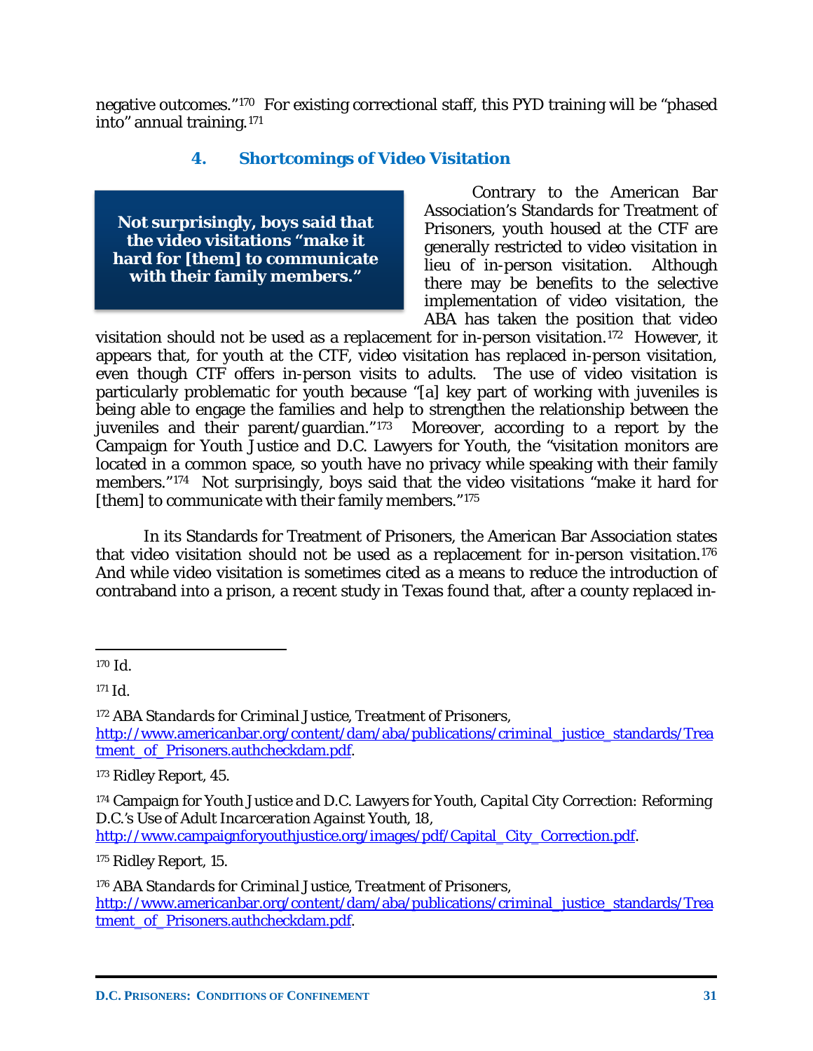negative outcomes."[170] For existing correctional staff, this PYD training will be "phased into" annual training.[171]

### 4. Shortcomings of Video Visitation

> **Not surprisingly, boys said that the video visitations "make it hard for [them] to communicate with their family members."**

Contrary to the American Bar Association's Standards for Treatment of Prisoners, youth housed at the CTF are generally restricted to video visitation in lieu of in-person visitation. Although there may be benefits to the selective implementation of video visitation, the ABA has taken the position that video visitation should not be used as a replacement for in-person visitation.[172] However, it appears that, for youth at the CTF, video visitation has replaced in-person visitation, even though CTF offers in-person visits to adults. The use of video visitation is particularly problematic for youth because "[a] key part of working with juveniles is being able to engage the families and help to strengthen the relationship between the juveniles and their parent/guardian."[173] Moreover, according to a report by the Campaign for Youth Justice and D.C. Lawyers for Youth, the "visitation monitors are located in a common space, so youth have no privacy while speaking with their family members."[174] Not surprisingly, boys said that the video visitations "make it hard for [them] to communicate with their family members."[175]

In its Standards for Treatment of Prisoners, the American Bar Association states that video visitation should not be used as a replacement for in-person visitation.[176] And while video visitation is sometimes cited as a means to reduce the introduction of contraband into a prison, a recent study in Texas found that, after a county replaced in-

---

[170] *Id.*

[171] *Id.*

[172] *ABA Standards for Criminal Justice, Treatment of Prisoners*, http://www.americanbar.org/content/dam/aba/publications/criminal_justice_standards/Treatment_of_Prisoners.authcheckdam.pdf.

[173] Ridley Report, 45.

[174] Campaign for Youth Justice and D.C. Lawyers for Youth, *Capital City Correction: Reforming D.C.'s Use of Adult Incarceration Against Youth*, 18, http://www.campaignforyouthjustice.org/images/pdf/Capital_City_Correction.pdf.

[175] Ridley Report, 15.

[176] *ABA Standards for Criminal Justice, Treatment of Prisoners*, http://www.americanbar.org/content/dam/aba/publications/criminal_justice_standards/Treatment_of_Prisoners.authcheckdam.pdf.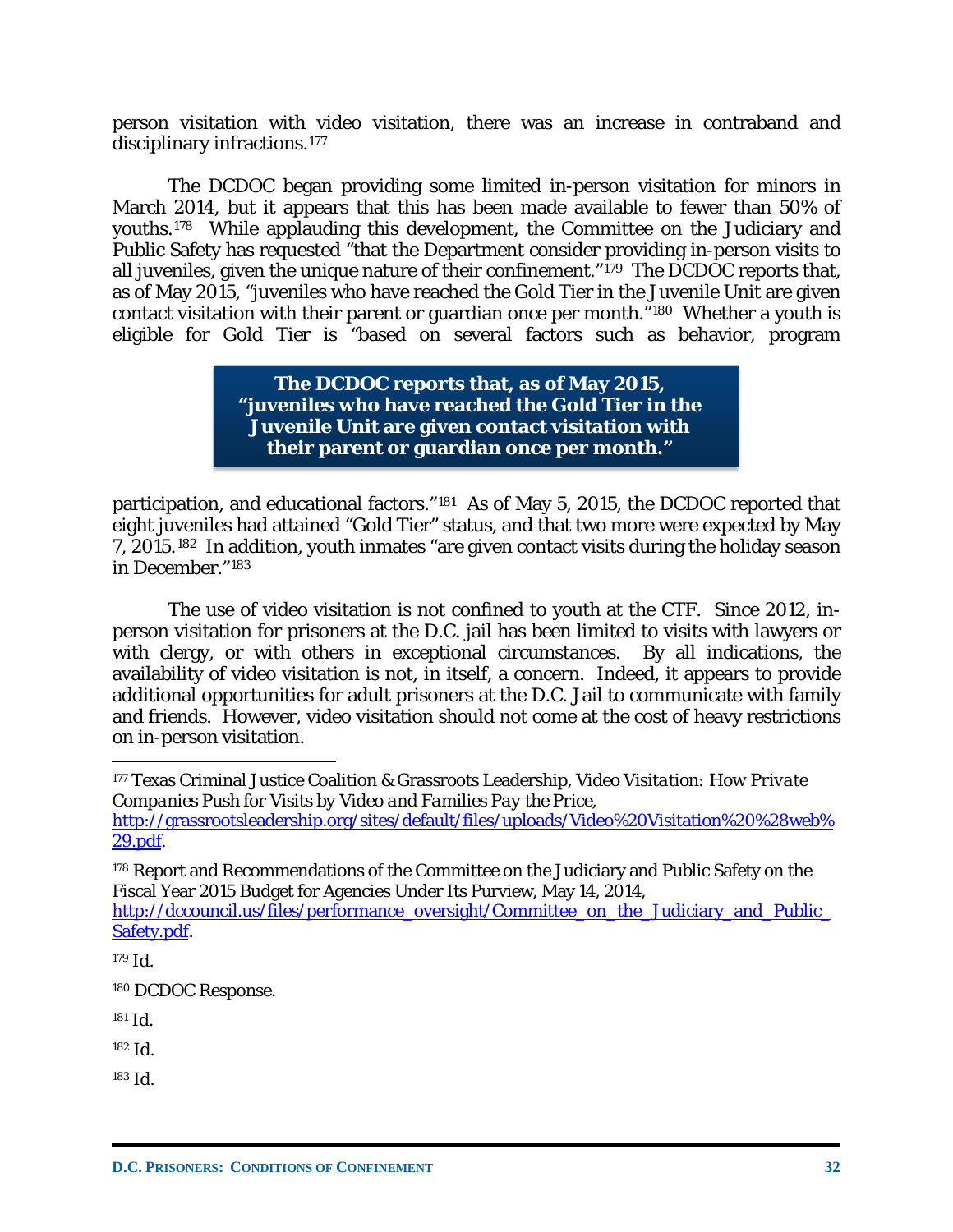person visitation with video visitation, there was an increase in contraband and disciplinary infractions.[177]

The DCDOC began providing some limited in-person visitation for minors in March 2014, but it appears that this has been made available to fewer than 50% of youths.[178] While applauding this development, the Committee on the Judiciary and Public Safety has requested "that the Department consider providing in-person visits to all juveniles, given the unique nature of their confinement."[179] The DCDOC reports that, as of May 2015, "juveniles who have reached the Gold Tier in the Juvenile Unit are given contact visitation with their parent or guardian once per month."[180] Whether a youth is eligible for Gold Tier is "based on several factors such as behavior, program participation, and educational factors."[181] As of May 5, 2015, the DCDOC reported that eight juveniles had attained "Gold Tier" status, and that two more were expected by May 7, 2015.[182] In addition, youth inmates "are given contact visits during the holiday season in December."[183]

**The DCDOC reports that, as of May 2015, "juveniles who have reached the Gold Tier in the Juvenile Unit are given contact visitation with their parent or guardian once per month."**

The use of video visitation is not confined to youth at the CTF. Since 2012, in-person visitation for prisoners at the D.C. jail has been limited to visits with lawyers or with clergy, or with others in exceptional circumstances. By all indications, the availability of video visitation is not, in itself, a concern. Indeed, it appears to provide additional opportunities for adult prisoners at the D.C. Jail to communicate with family and friends. However, video visitation should not come at the cost of heavy restrictions on in-person visitation.

---

[177] Texas Criminal Justice Coalition & Grassroots Leadership, *Video Visitation: How Private Companies Push for Visits by Video and Families Pay the Price*, http://grassrootsleadership.org/sites/default/files/uploads/Video%20Visitation%20%28web%29.pdf.

[178] Report and Recommendations of the Committee on the Judiciary and Public Safety on the Fiscal Year 2015 Budget for Agencies Under Its Purview, May 14, 2014, http://dccouncil.us/files/performance_oversight/Committee_on_the_Judiciary_and_Public_Safety.pdf.

[179] Id.

[180] DCDOC Response.

[181] Id.

[182] Id.

[183] Id.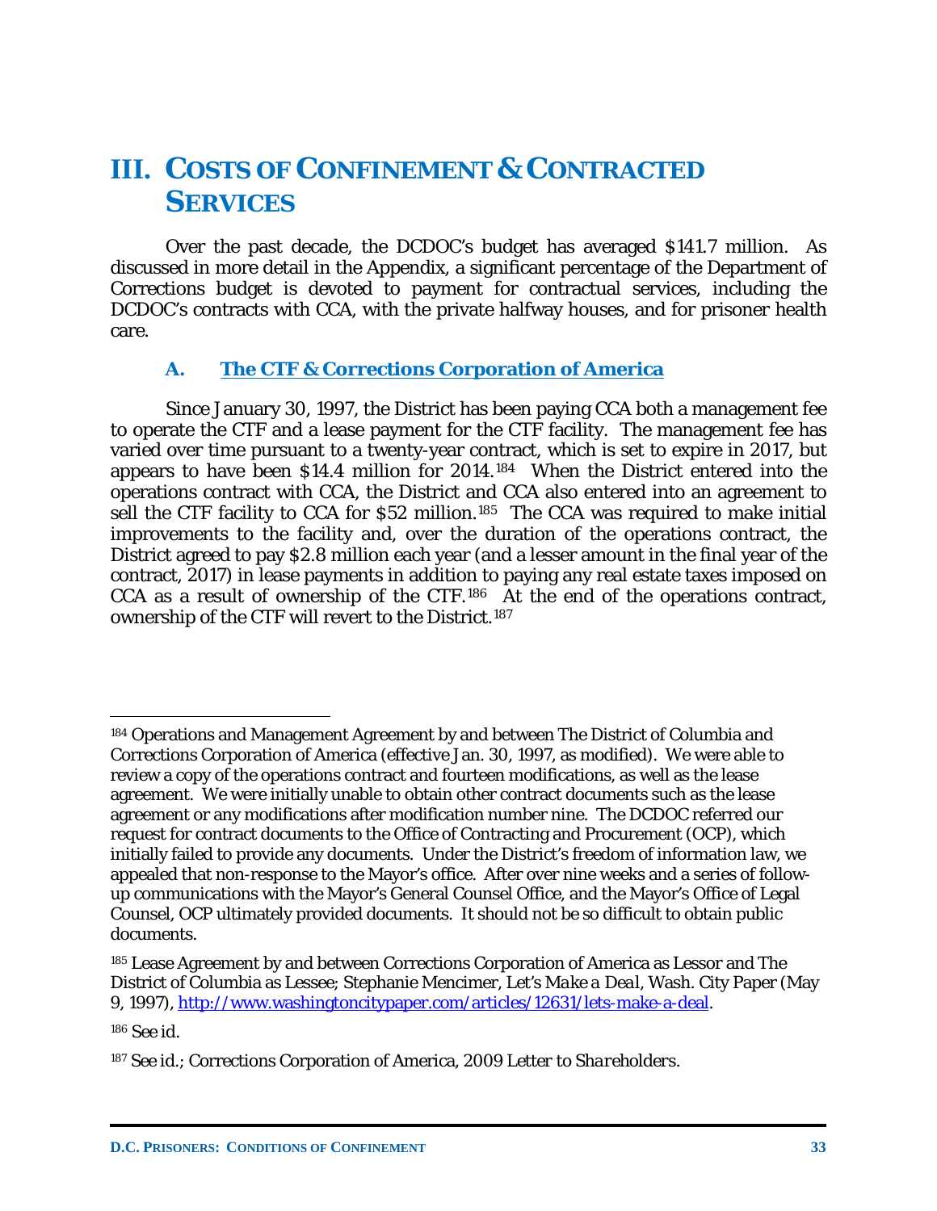# III. COSTS OF CONFINEMENT & CONTRACTED SERVICES

Over the past decade, the DCDOC's budget has averaged $141.7 million. As discussed in more detail in the Appendix, a significant percentage of the Department of Corrections budget is devoted to payment for contractual services, including the DCDOC's contracts with CCA, with the private halfway houses, and for prisoner health care.

## A. The CTF & Corrections Corporation of America

Since January 30, 1997, the District has been paying CCA both a management fee to operate the CTF and a lease payment for the CTF facility. The management fee has varied over time pursuant to a twenty-year contract, which is set to expire in 2017, but appears to have been $14.4 million for 2014.[184] When the District entered into the operations contract with CCA, the District and CCA also entered into an agreement to sell the CTF facility to CCA for $52 million.[185] The CCA was required to make initial improvements to the facility and, over the duration of the operations contract, the District agreed to pay $2.8 million each year (and a lesser amount in the final year of the contract, 2017) in lease payments in addition to paying any real estate taxes imposed on CCA as a result of ownership of the CTF.[186] At the end of the operations contract, ownership of the CTF will revert to the District.[187]

---

[184] Operations and Management Agreement by and between The District of Columbia and Corrections Corporation of America (effective Jan. 30, 1997, as modified). We were able to review a copy of the operations contract and fourteen modifications, as well as the lease agreement. We were initially unable to obtain other contract documents such as the lease agreement or any modifications after modification number nine. The DCDOC referred our request for contract documents to the Office of Contracting and Procurement (OCP), which initially failed to provide any documents. Under the District's freedom of information law, we appealed that non-response to the Mayor's office. After over nine weeks and a series of follow-up communications with the Mayor's General Counsel Office, and the Mayor's Office of Legal Counsel, OCP ultimately provided documents. It should not be so difficult to obtain public documents.

[185] Lease Agreement by and between Corrections Corporation of America as Lessor and The District of Columbia as Lessee; Stephanie Mencimer, *Let's Make a Deal*, Wash. City Paper (May 9, 1997), http://www.washingtoncitypaper.com/articles/12631/lets-make-a-deal.

[186] *See id.*

[187] *See id.*; Corrections Corporation of America, *2009 Letter to Shareholders*.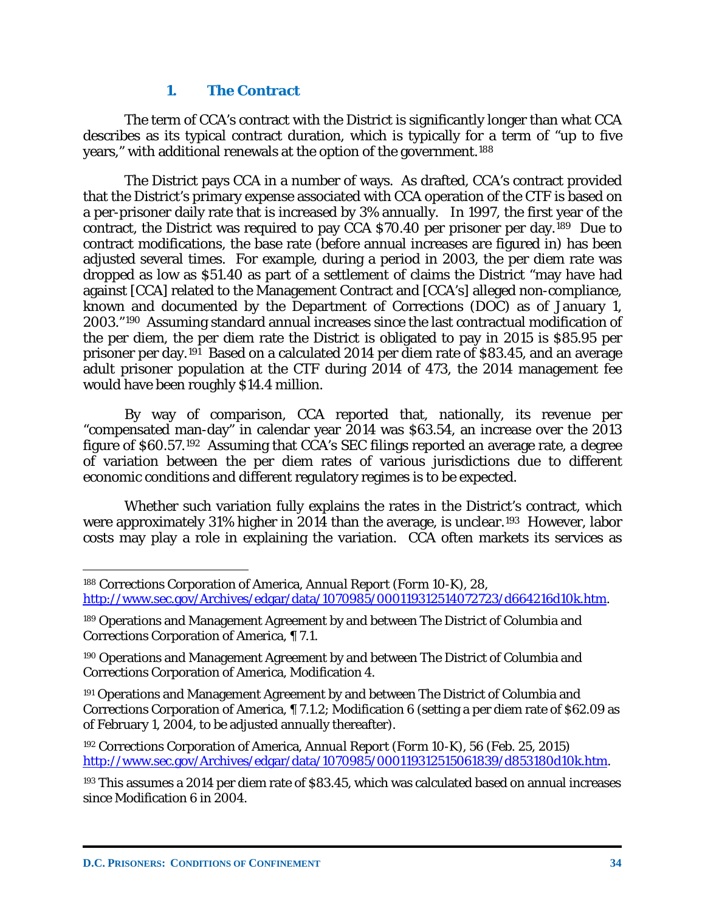### 1. The Contract

The term of CCA's contract with the District is significantly longer than what CCA describes as its typical contract duration, which is typically for a term of "up to five years," with additional renewals at the option of the government.[188]

The District pays CCA in a number of ways. As drafted, CCA's contract provided that the District's primary expense associated with CCA operation of the CTF is based on a per-prisoner daily rate that is increased by 3% annually. In 1997, the first year of the contract, the District was required to pay CCA $70.40 per prisoner per day.[189] Due to contract modifications, the base rate (before annual increases are figured in) has been adjusted several times. For example, during a period in 2003, the per diem rate was dropped as low as $51.40 as part of a settlement of claims the District "may have had against [CCA] related to the Management Contract and [CCA's] alleged non-compliance, known and documented by the Department of Corrections (DOC) as of January 1, 2003."[190] Assuming standard annual increases since the last contractual modification of the per diem, the per diem rate the District is obligated to pay in 2015 is $85.95 per prisoner per day.[191] Based on a calculated 2014 per diem rate of $83.45, and an average adult prisoner population at the CTF during 2014 of 473, the 2014 management fee would have been roughly $14.4 million.

By way of comparison, CCA reported that, nationally, its revenue per "compensated man-day" in calendar year 2014 was $63.54, an increase over the 2013 figure of $60.57.[192] Assuming that CCA's SEC filings reported an average rate, a degree of variation between the per diem rates of various jurisdictions due to different economic conditions and different regulatory regimes is to be expected.

Whether such variation fully explains the rates in the District's contract, which were approximately 31% higher in 2014 than the average, is unclear.[193] However, labor costs may play a role in explaining the variation. CCA often markets its services as

---

[188] Corrections Corporation of America, *Annual Report* (Form 10-K), 28, http://www.sec.gov/Archives/edgar/data/1070985/000119312514072723/d664216d10k.htm.

[189] Operations and Management Agreement by and between The District of Columbia and Corrections Corporation of America, ¶ 7.1.

[190] Operations and Management Agreement by and between The District of Columbia and Corrections Corporation of America, Modification 4.

[191] Operations and Management Agreement by and between The District of Columbia and Corrections Corporation of America, ¶ 7.1.2; Modification 6 (setting a per diem rate of $62.09 as of February 1, 2004, to be adjusted annually thereafter).

[192] Corrections Corporation of America, *Annual Report* (Form 10-K), 56 (Feb. 25, 2015) http://www.sec.gov/Archives/edgar/data/1070985/000119312515061839/d853180d10k.htm.

[193] This assumes a 2014 per diem rate of $83.45, which was calculated based on annual increases since Modification 6 in 2004.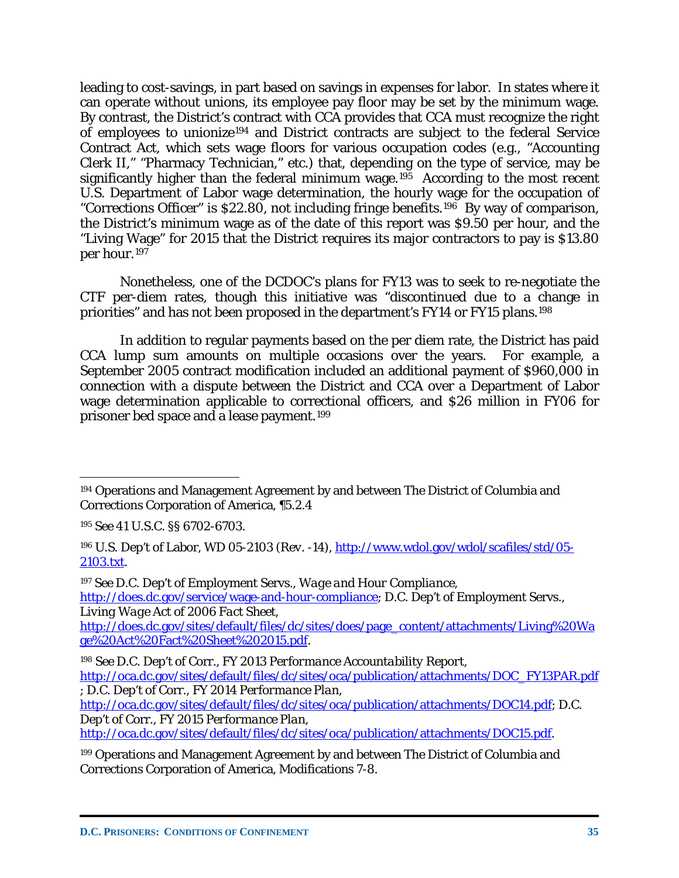leading to cost-savings, in part based on savings in expenses for labor. In states where it can operate without unions, its employee pay floor may be set by the minimum wage. By contrast, the District's contract with CCA provides that CCA must recognize the right of employees to unionize[194] and District contracts are subject to the federal Service Contract Act, which sets wage floors for various occupation codes (e.g., "Accounting Clerk II," "Pharmacy Technician," etc.) that, depending on the type of service, may be significantly higher than the federal minimum wage.[195] According to the most recent U.S. Department of Labor wage determination, the hourly wage for the occupation of "Corrections Officer" is $22.80, not including fringe benefits.[196] By way of comparison, the District's minimum wage as of the date of this report was $9.50 per hour, and the "Living Wage" for 2015 that the District requires its major contractors to pay is $13.80 per hour.[197]

Nonetheless, one of the DCDOC's plans for FY13 was to seek to re-negotiate the CTF per-diem rates, though this initiative was "discontinued due to a change in priorities" and has not been proposed in the department's FY14 or FY15 plans.[198]

In addition to regular payments based on the per diem rate, the District has paid CCA lump sum amounts on multiple occasions over the years. For example, a September 2005 contract modification included an additional payment of $960,000 in connection with a dispute between the District and CCA over a Department of Labor wage determination applicable to correctional officers, and $26 million in FY06 for prisoner bed space and a lease payment.[199]

---

[194] Operations and Management Agreement by and between The District of Columbia and Corrections Corporation of America, ¶5.2.4

[195] *See* 41 U.S.C. §§ 6702-6703.

[196] U.S. Dep't of Labor, WD 05-2103 (Rev. -14), http://www.wdol.gov/wdol/scafiles/std/05-2103.txt.

[197] *See* D.C. Dep't of Employment Servs., *Wage and Hour Compliance*, http://does.dc.gov/service/wage-and-hour-compliance; D.C. Dep't of Employment Servs., *Living Wage Act of 2006 Fact Sheet*, http://does.dc.gov/sites/default/files/dc/sites/does/page_content/attachments/Living%20Wage%20Act%20Fact%20Sheet%202015.pdf.

[198] *See* D.C. Dep't of Corr., *FY 2013 Performance Accountability Report*, http://oca.dc.gov/sites/default/files/dc/sites/oca/publication/attachments/DOC_FY13PAR.pdf; D.C. Dep't of Corr., *FY 2014 Performance Plan*, http://oca.dc.gov/sites/default/files/dc/sites/oca/publication/attachments/DOC14.pdf; D.C. Dep't of Corr., *FY 2015 Performance Plan*, http://oca.dc.gov/sites/default/files/dc/sites/oca/publication/attachments/DOC15.pdf.

[199] Operations and Management Agreement by and between The District of Columbia and Corrections Corporation of America, Modifications 7-8.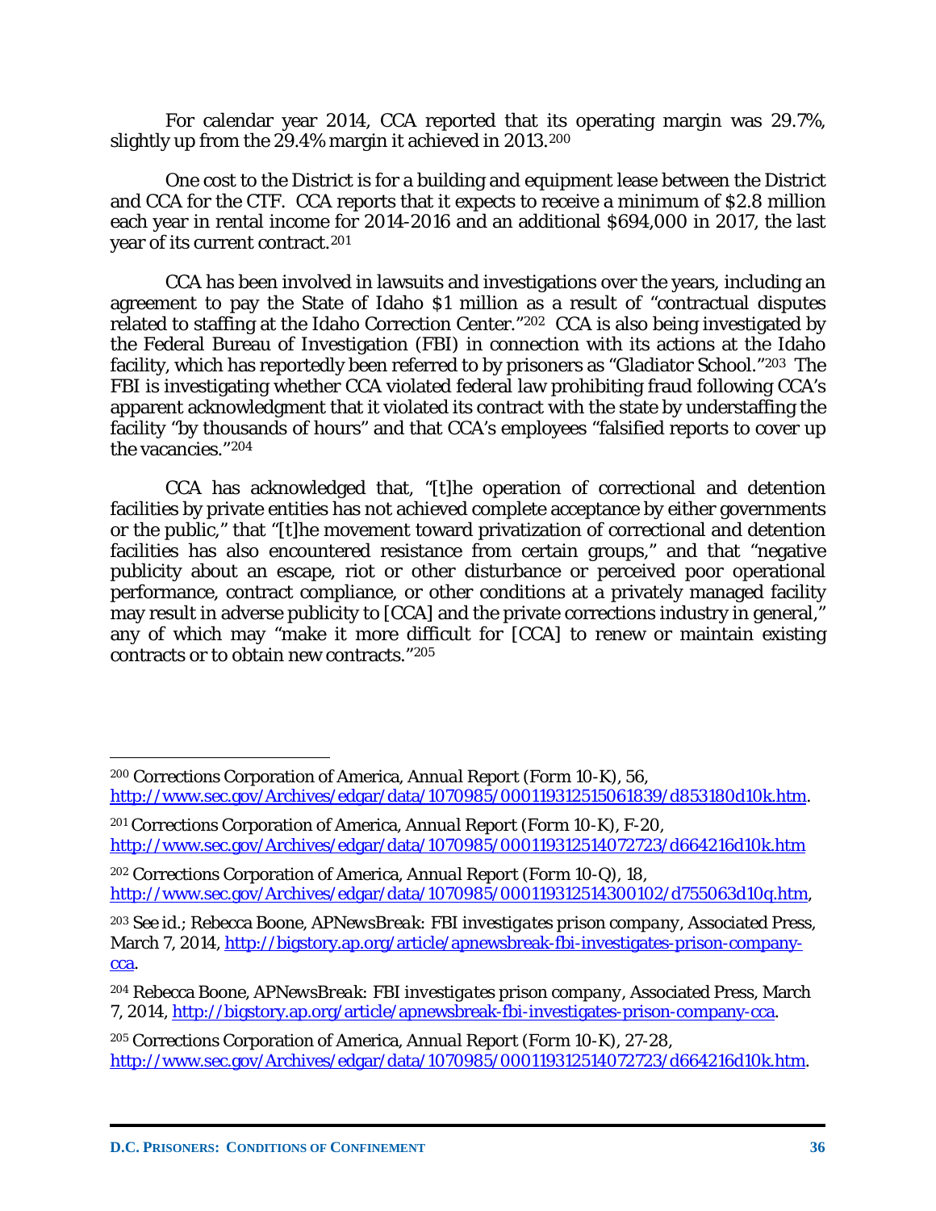For calendar year 2014, CCA reported that its operating margin was 29.7%, slightly up from the 29.4% margin it achieved in 2013.[200]

One cost to the District is for a building and equipment lease between the District and CCA for the CTF. CCA reports that it expects to receive a minimum of $2.8 million each year in rental income for 2014-2016 and an additional $694,000 in 2017, the last year of its current contract.[201]

CCA has been involved in lawsuits and investigations over the years, including an agreement to pay the State of Idaho $1 million as a result of "contractual disputes related to staffing at the Idaho Correction Center."[202] CCA is also being investigated by the Federal Bureau of Investigation (FBI) in connection with its actions at the Idaho facility, which has reportedly been referred to by prisoners as "Gladiator School."[203] The FBI is investigating whether CCA violated federal law prohibiting fraud following CCA's apparent acknowledgment that it violated its contract with the state by understaffing the facility "by thousands of hours" and that CCA's employees "falsified reports to cover up the vacancies."[204]

CCA has acknowledged that, "[t]he operation of correctional and detention facilities by private entities has not achieved complete acceptance by either governments or the public," that "[t]he movement toward privatization of correctional and detention facilities has also encountered resistance from certain groups," and that "negative publicity about an escape, riot or other disturbance or perceived poor operational performance, contract compliance, or other conditions at a privately managed facility may result in adverse publicity to [CCA] and the private corrections industry in general," any of which may "make it more difficult for [CCA] to renew or maintain existing contracts or to obtain new contracts."[205]

---

[200] Corrections Corporation of America, *Annual Report* (Form 10-K), 56, http://www.sec.gov/Archives/edgar/data/1070985/000119312515061839/d853180d10k.htm.

[201] Corrections Corporation of America, *Annual Report* (Form 10-K), F-20, http://www.sec.gov/Archives/edgar/data/1070985/000119312514072723/d664216d10k.htm

[202] Corrections Corporation of America, *Annual Report* (Form 10-Q), 18, http://www.sec.gov/Archives/edgar/data/1070985/000119312514300102/d755063d10q.htm,

[203] *See id.*; Rebecca Boone, *APNewsBreak: FBI investigates prison company*, Associated Press, March 7, 2014, http://bigstory.ap.org/article/apnewsbreak-fbi-investigates-prison-company-cca.

[204] Rebecca Boone, *APNewsBreak: FBI investigates prison company*, Associated Press, March 7, 2014, http://bigstory.ap.org/article/apnewsbreak-fbi-investigates-prison-company-cca.

[205] Corrections Corporation of America, *Annual Report* (Form 10-K), 27-28, http://www.sec.gov/Archives/edgar/data/1070985/000119312514072723/d664216d10k.htm.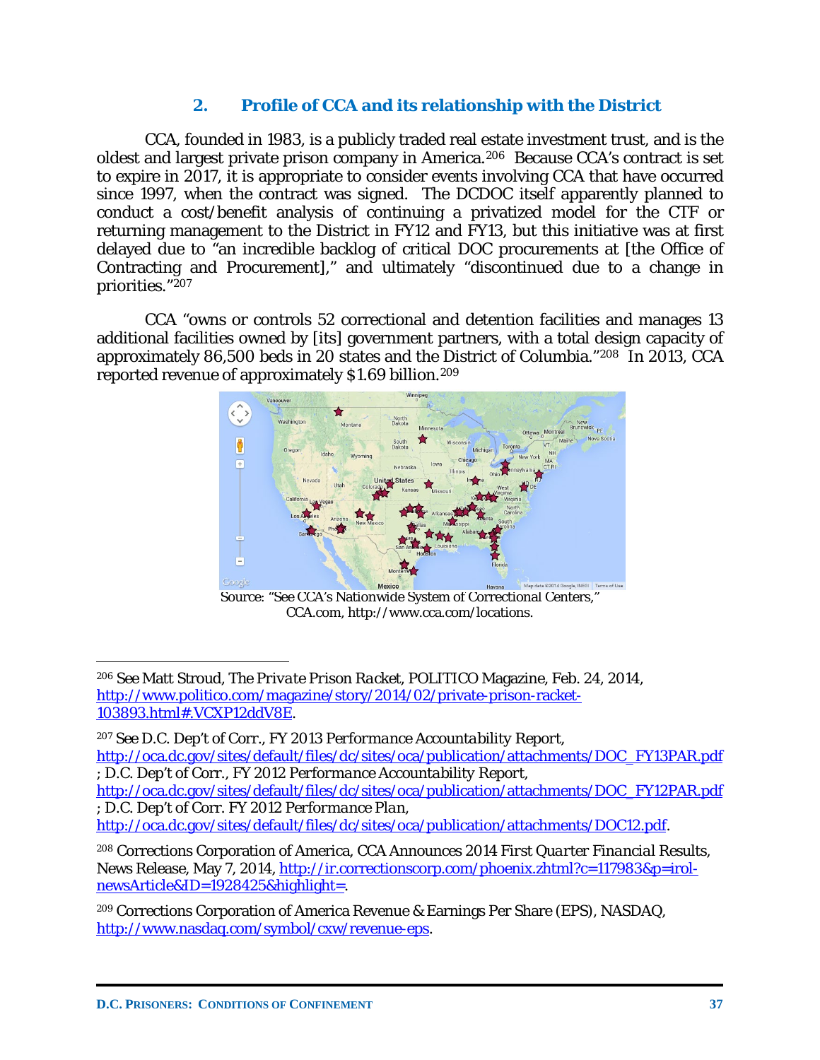## 2. Profile of CCA and its relationship with the District

CCA, founded in 1983, is a publicly traded real estate investment trust, and is the oldest and largest private prison company in America.[206] Because CCA's contract is set to expire in 2017, it is appropriate to consider events involving CCA that have occurred since 1997, when the contract was signed. The DCDOC itself apparently planned to conduct a cost/benefit analysis of continuing a privatized model for the CTF or returning management to the District in FY12 and FY13, but this initiative was at first delayed due to "an incredible backlog of critical DOC procurements at [the Office of Contracting and Procurement]," and ultimately "discontinued due to a change in priorities."[207]

CCA "owns or controls 52 correctional and detention facilities and manages 13 additional facilities owned by [its] government partners, with a total design capacity of approximately 86,500 beds in 20 states and the District of Columbia."[208] In 2013, CCA reported revenue of approximately $1.69 billion.[209]

Source: "See CCA's Nationwide System of Correctional Centers," CCA.com, http://www.cca.com/locations.

---

[206] See Matt Stroud, *The Private Prison Racket*, POLITICO Magazine, Feb. 24, 2014, http://www.politico.com/magazine/story/2014/02/private-prison-racket-103893.html#.VCXP12ddV8E.

[207] See D.C. Dep't of Corr., *FY 2013 Performance Accountability Report*, http://oca.dc.gov/sites/default/files/dc/sites/oca/publication/attachments/DOC_FY13PAR.pdf ; D.C. Dep't of Corr., *FY 2012 Performance Accountability Report*, http://oca.dc.gov/sites/default/files/dc/sites/oca/publication/attachments/DOC_FY12PAR.pdf ; D.C. Dep't of Corr. *FY 2012 Performance Plan*, http://oca.dc.gov/sites/default/files/dc/sites/oca/publication/attachments/DOC12.pdf.

[208] Corrections Corporation of America, *CCA Announces 2014 First Quarter Financial Results*, News Release, May 7, 2014, http://ir.correctionscorp.com/phoenix.zhtml?c=117983&p=irol-newsArticle&ID=1928425&highlight=.

[209] Corrections Corporation of America Revenue & Earnings Per Share (EPS), NASDAQ, http://www.nasdaq.com/symbol/cxw/revenue-eps.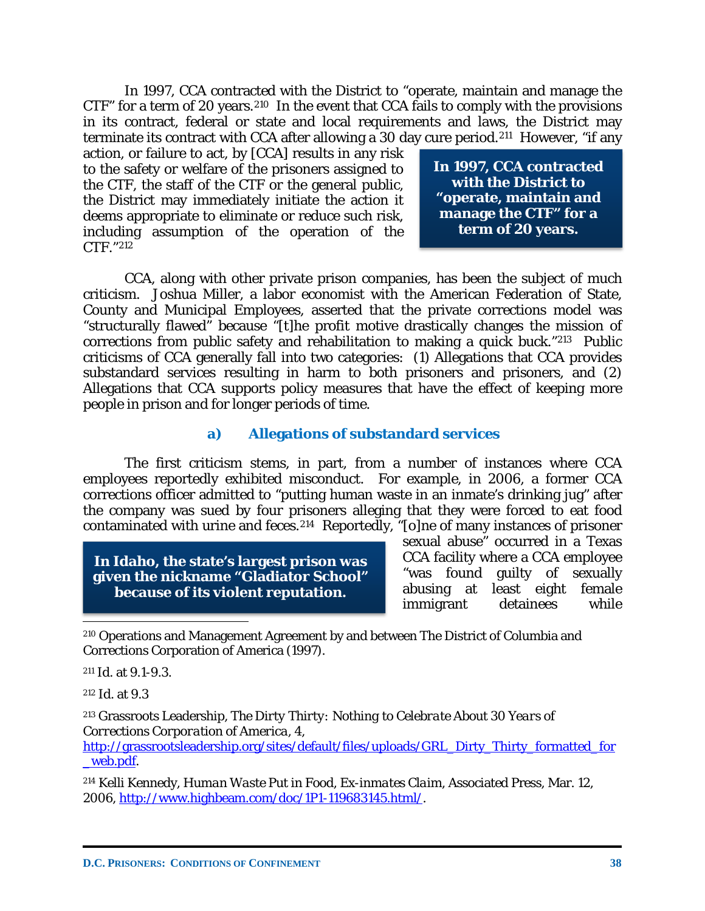In 1997, CCA contracted with the District to "operate, maintain and manage the CTF" for a term of 20 years.[210] In the event that CCA fails to comply with the provisions in its contract, federal or state and local requirements and laws, the District may terminate its contract with CCA after allowing a 30 day cure period.[211] However, "if any action, or failure to act, by [CCA] results in any risk to the safety or welfare of the prisoners assigned to the CTF, the staff of the CTF or the general public, the District may immediately initiate the action it deems appropriate to eliminate or reduce such risk, including assumption of the operation of the CTF."[212]

**In 1997, CCA contracted with the District to "operate, maintain and manage the CTF" for a term of 20 years.**

CCA, along with other private prison companies, has been the subject of much criticism. Joshua Miller, a labor economist with the American Federation of State, County and Municipal Employees, asserted that the private corrections model was "structurally flawed" because "[t]he profit motive drastically changes the mission of corrections from public safety and rehabilitation to making a quick buck."[213] Public criticisms of CCA generally fall into two categories: (1) Allegations that CCA provides substandard services resulting in harm to both prisoners and prisoners, and (2) Allegations that CCA supports policy measures that have the effect of keeping more people in prison and for longer periods of time.

### a) Allegations of substandard services

The first criticism stems, in part, from a number of instances where CCA employees reportedly exhibited misconduct. For example, in 2006, a former CCA corrections officer admitted to "putting human waste in an inmate's drinking jug" after the company was sued by four prisoners alleging that they were forced to eat food contaminated with urine and feces.[214] Reportedly, "[o]ne of many instances of prisoner sexual abuse" occurred in a Texas CCA facility where a CCA employee "was found guilty of sexually abusing at least eight female immigrant detainees while

**In Idaho, the state's largest prison was given the nickname "Gladiator School" because of its violent reputation.**

---

[210] Operations and Management Agreement by and between The District of Columbia and Corrections Corporation of America (1997).

[211] Id. at 9.1-9.3.

[212] Id. at 9.3

[213] Grassroots Leadership, *The Dirty Thirty: Nothing to Celebrate About 30 Years of Corrections Corporation of America*, 4, http://grassrootsleadership.org/sites/default/files/uploads/GRL_Dirty_Thirty_formatted_for_web.pdf.

[214] Kelli Kennedy, *Human Waste Put in Food, Ex-inmates Claim*, Associated Press, Mar. 12, 2006, http://www.highbeam.com/doc/1P1-119683145.html/.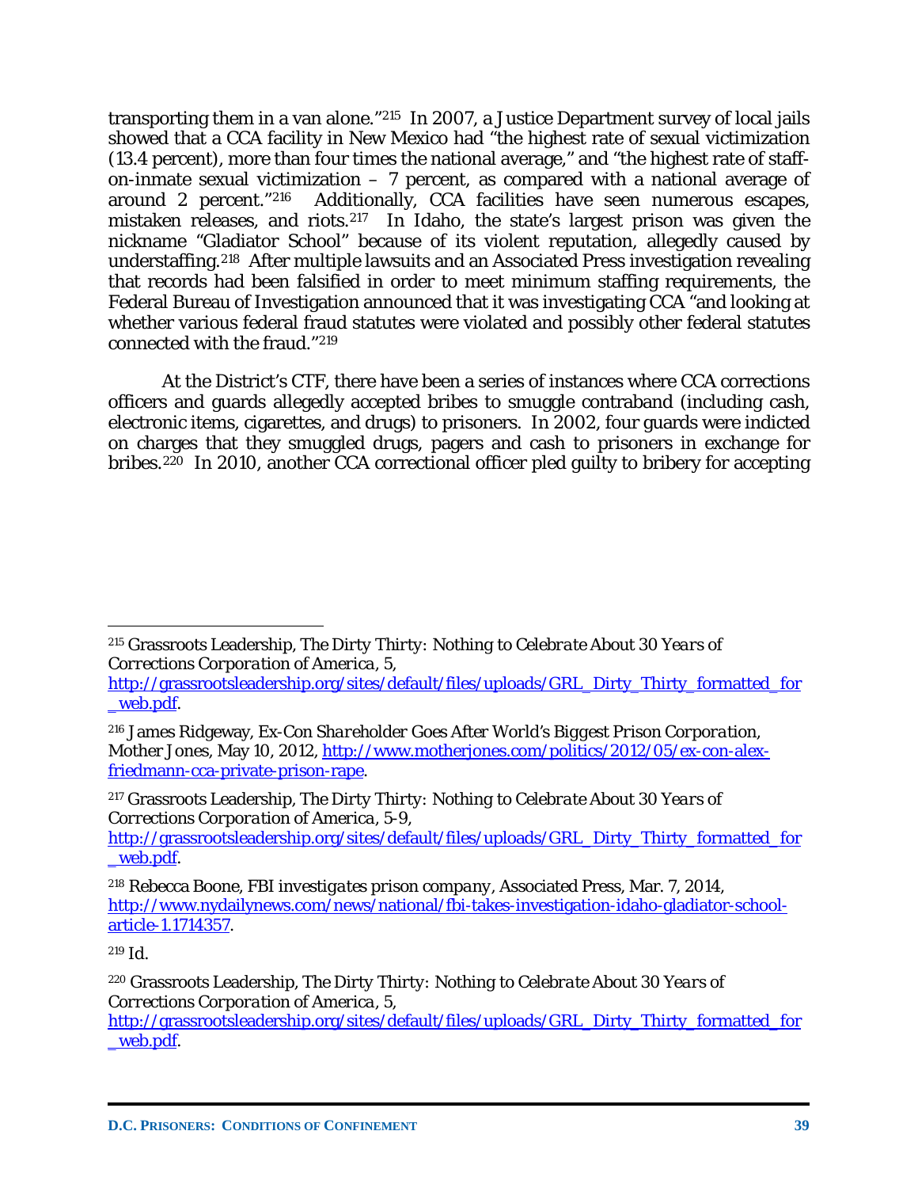transporting them in a van alone."[215] In 2007, a Justice Department survey of local jails showed that a CCA facility in New Mexico had "the highest rate of sexual victimization (13.4 percent), more than four times the national average," and "the highest rate of staff-on-inmate sexual victimization – 7 percent, as compared with a national average of around 2 percent."[216] Additionally, CCA facilities have seen numerous escapes, mistaken releases, and riots.[217] In Idaho, the state's largest prison was given the nickname "Gladiator School" because of its violent reputation, allegedly caused by understaffing.[218] After multiple lawsuits and an Associated Press investigation revealing that records had been falsified in order to meet minimum staffing requirements, the Federal Bureau of Investigation announced that it was investigating CCA "and looking at whether various federal fraud statutes were violated and possibly other federal statutes connected with the fraud."[219]

At the District's CTF, there have been a series of instances where CCA corrections officers and guards allegedly accepted bribes to smuggle contraband (including cash, electronic items, cigarettes, and drugs) to prisoners. In 2002, four guards were indicted on charges that they smuggled drugs, pagers and cash to prisoners in exchange for bribes.[220] In 2010, another CCA correctional officer pled guilty to bribery for accepting

---

[215] Grassroots Leadership, *The Dirty Thirty: Nothing to Celebrate About 30 Years of Corrections Corporation of America*, 5, http://grassrootsleadership.org/sites/default/files/uploads/GRL_Dirty_Thirty_formatted_for_web.pdf.

[216] James Ridgeway, *Ex-Con Shareholder Goes After World's Biggest Prison Corporation*, Mother Jones, May 10, 2012, http://www.motherjones.com/politics/2012/05/ex-con-alex-friedmann-cca-private-prison-rape.

[217] Grassroots Leadership, *The Dirty Thirty: Nothing to Celebrate About 30 Years of Corrections Corporation of America*, 5-9, http://grassrootsleadership.org/sites/default/files/uploads/GRL_Dirty_Thirty_formatted_for_web.pdf.

[218] Rebecca Boone, *FBI investigates prison company*, Associated Press, Mar. 7, 2014, http://www.nydailynews.com/news/national/fbi-takes-investigation-idaho-gladiator-school-article-1.1714357.

[219] *Id.*

[220] Grassroots Leadership, *The Dirty Thirty: Nothing to Celebrate About 30 Years of Corrections Corporation of America*, 5, http://grassrootsleadership.org/sites/default/files/uploads/GRL_Dirty_Thirty_formatted_for_web.pdf.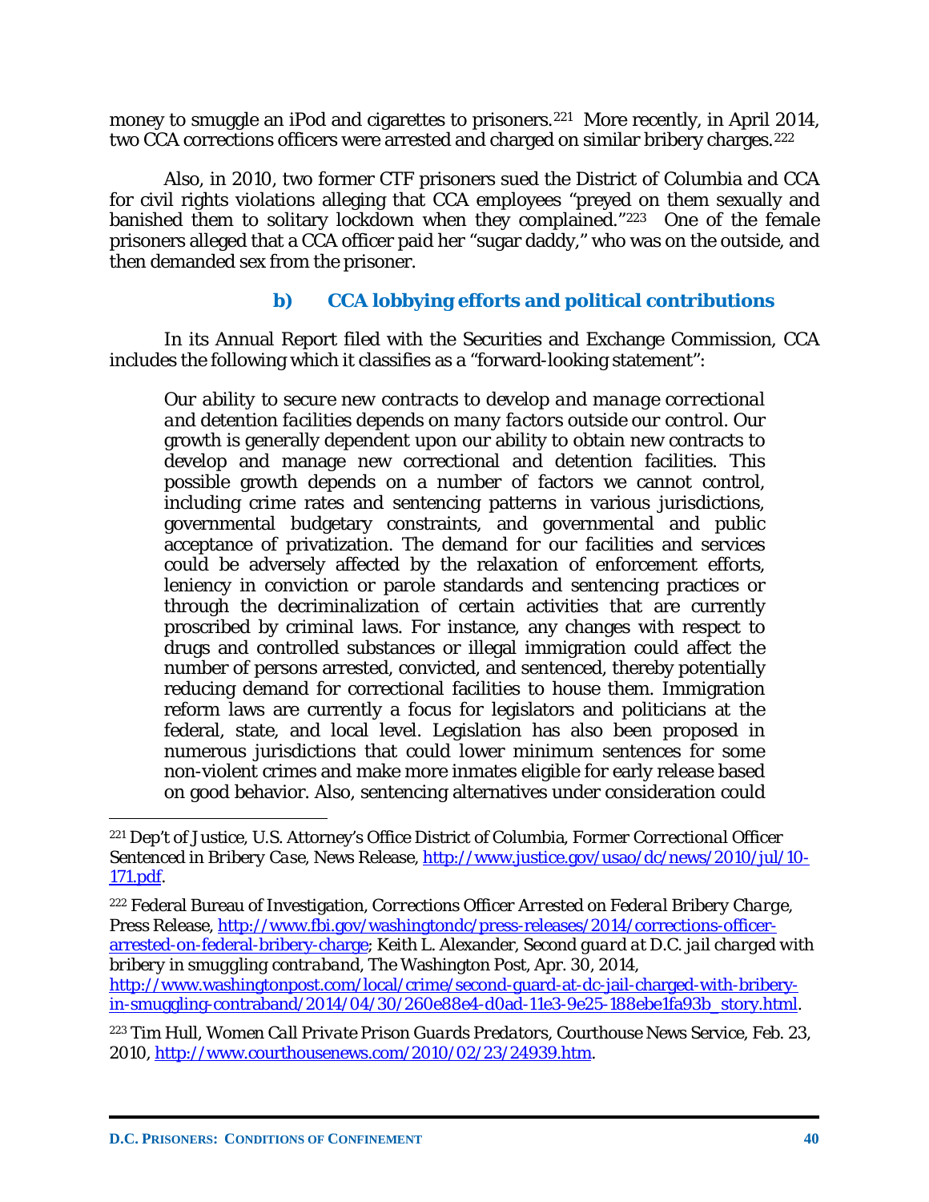money to smuggle an iPod and cigarettes to prisoners.[221] More recently, in April 2014, two CCA corrections officers were arrested and charged on similar bribery charges.[222]

Also, in 2010, two former CTF prisoners sued the District of Columbia and CCA for civil rights violations alleging that CCA employees "preyed on them sexually and banished them to solitary lockdown when they complained."[223] One of the female prisoners alleged that a CCA officer paid her "sugar daddy," who was on the outside, and then demanded sex from the prisoner.

#### b) CCA lobbying efforts and political contributions

In its Annual Report filed with the Securities and Exchange Commission, CCA includes the following which it classifies as a "forward-looking statement":

> *Our ability to secure new contracts to develop and manage correctional and detention facilities depends on many factors outside our control.* Our growth is generally dependent upon our ability to obtain new contracts to develop and manage new correctional and detention facilities. This possible growth depends on a number of factors we cannot control, including crime rates and sentencing patterns in various jurisdictions, governmental budgetary constraints, and governmental and public acceptance of privatization. The demand for our facilities and services could be adversely affected by the relaxation of enforcement efforts, leniency in conviction or parole standards and sentencing practices or through the decriminalization of certain activities that are currently proscribed by criminal laws. For instance, any changes with respect to drugs and controlled substances or illegal immigration could affect the number of persons arrested, convicted, and sentenced, thereby potentially reducing demand for correctional facilities to house them. Immigration reform laws are currently a focus for legislators and politicians at the federal, state, and local level. Legislation has also been proposed in numerous jurisdictions that could lower minimum sentences for some non-violent crimes and make more inmates eligible for early release based on good behavior. Also, sentencing alternatives under consideration could

---

[221] Dep't of Justice, U.S. Attorney's Office District of Columbia, *Former Correctional Officer Sentenced in Bribery Case*, News Release, http://www.justice.gov/usao/dc/news/2010/jul/10-171.pdf.

[222] Federal Bureau of Investigation, *Corrections Officer Arrested on Federal Bribery Charge*, Press Release, http://www.fbi.gov/washingtondc/press-releases/2014/corrections-officer-arrested-on-federal-bribery-charge; Keith L. Alexander, *Second guard at D.C. jail charged with bribery in smuggling contraband*, The Washington Post, Apr. 30, 2014, http://www.washingtonpost.com/local/crime/second-guard-at-dc-jail-charged-with-bribery-in-smuggling-contraband/2014/04/30/260e88e4-d0ad-11e3-9e25-188ebe1fa93b_story.html.

[223] Tim Hull, *Women Call Private Prison Guards Predators*, Courthouse News Service, Feb. 23, 2010, http://www.courthousenews.com/2010/02/23/24939.htm.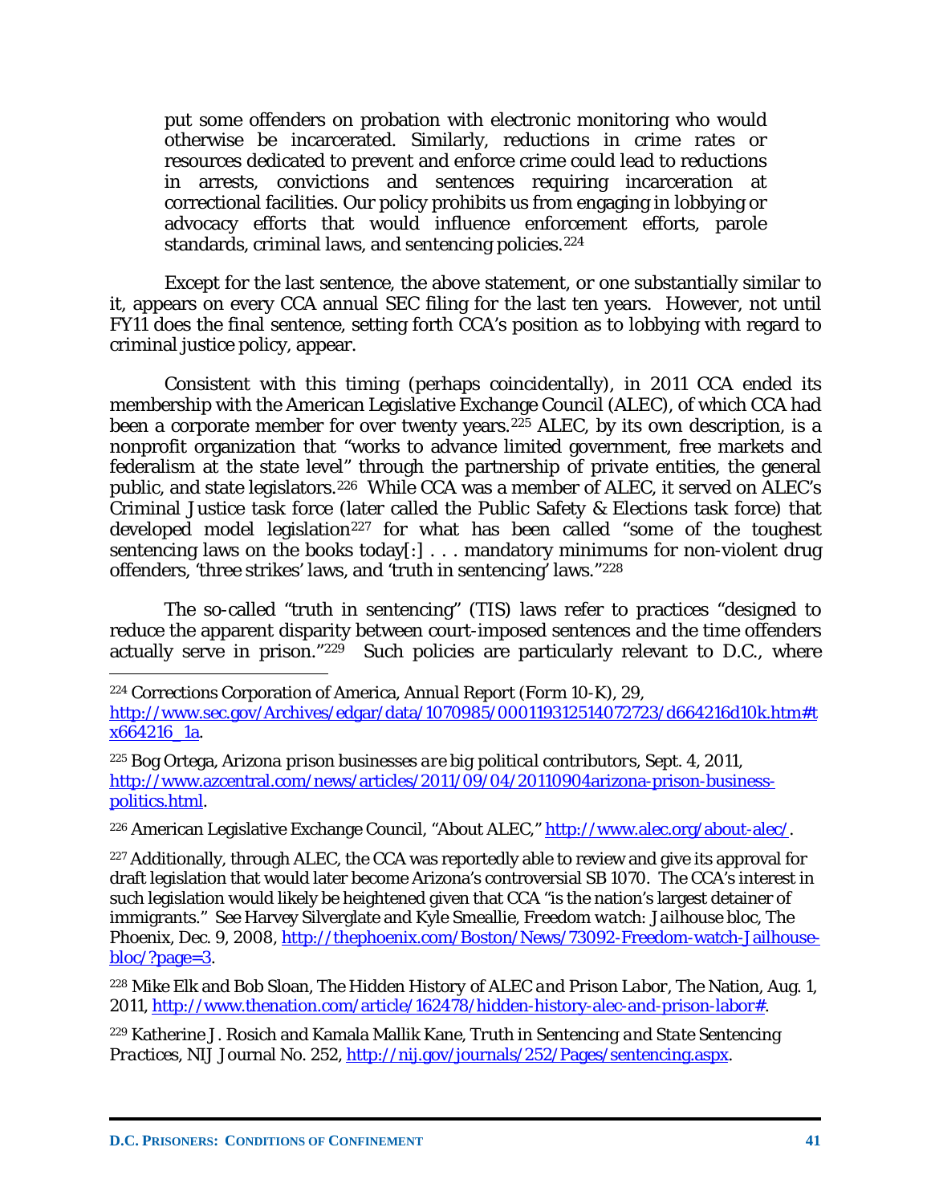> put some offenders on probation with electronic monitoring who would otherwise be incarcerated. Similarly, reductions in crime rates or resources dedicated to prevent and enforce crime could lead to reductions in arrests, convictions and sentences requiring incarceration at correctional facilities. Our policy prohibits us from engaging in lobbying or advocacy efforts that would influence enforcement efforts, parole standards, criminal laws, and sentencing policies.[224]

Except for the last sentence, the above statement, or one substantially similar to it, appears on every CCA annual SEC filing for the last ten years. However, not until FY11 does the final sentence, setting forth CCA's position as to lobbying with regard to criminal justice policy, appear.

Consistent with this timing (perhaps coincidentally), in 2011 CCA ended its membership with the American Legislative Exchange Council (ALEC), of which CCA had been a corporate member for over twenty years.[225] ALEC, by its own description, is a nonprofit organization that "works to advance limited government, free markets and federalism at the state level" through the partnership of private entities, the general public, and state legislators.[226] While CCA was a member of ALEC, it served on ALEC's Criminal Justice task force (later called the Public Safety & Elections task force) that developed model legislation[227] for what has been called "some of the toughest sentencing laws on the books today[:] . . . mandatory minimums for non-violent drug offenders, 'three strikes' laws, and 'truth in sentencing' laws."[228]

The so-called "truth in sentencing" (TIS) laws refer to practices "designed to reduce the apparent disparity between court-imposed sentences and the time offenders actually serve in prison."[229] Such policies are particularly relevant to D.C., where

---

[224] Corrections Corporation of America, *Annual Report (Form 10-K)*, 29, http://www.sec.gov/Archives/edgar/data/1070985/000119312514072723/d664216d10k.htm#tx664216_1a.

[225] Bog Ortega, *Arizona prison businesses are big political contributors*, Sept. 4, 2011, http://www.azcentral.com/news/articles/2011/09/04/20110904arizona-prison-business-politics.html.

[226] American Legislative Exchange Council, "About ALEC," http://www.alec.org/about-alec/.

[227] Additionally, through ALEC, the CCA was reportedly able to review and give its approval for draft legislation that would later become Arizona's controversial SB 1070. The CCA's interest in such legislation would likely be heightened given that CCA "is the nation's largest detainer of immigrants." *See* Harvey Silverglate and Kyle Smeallie, *Freedom watch: Jailhouse bloc*, The Phoenix, Dec. 9, 2008, http://thephoenix.com/Boston/News/73092-Freedom-watch-Jailhouse-bloc/?page=3.

[228] Mike Elk and Bob Sloan, *The Hidden History of ALEC and Prison Labor*, The Nation, Aug. 1, 2011, http://www.thenation.com/article/162478/hidden-history-alec-and-prison-labor#.

[229] Katherine J. Rosich and Kamala Mallik Kane, *Truth in Sentencing and State Sentencing Practices*, NIJ Journal No. 252, http://nij.gov/journals/252/Pages/sentencing.aspx.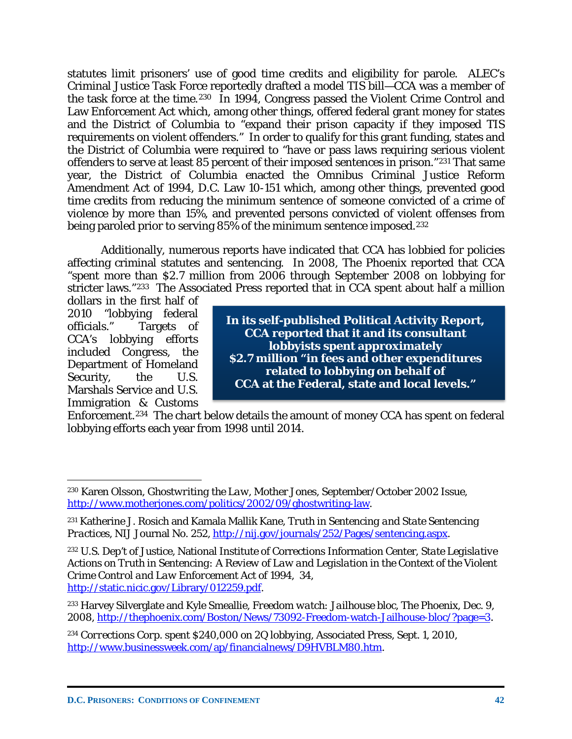statutes limit prisoners' use of good time credits and eligibility for parole. ALEC's Criminal Justice Task Force reportedly drafted a model TIS bill—CCA was a member of the task force at the time.[230] In 1994, Congress passed the Violent Crime Control and Law Enforcement Act which, among other things, offered federal grant money for states and the District of Columbia to "expand their prison capacity if they imposed TIS requirements on violent offenders." In order to qualify for this grant funding, states and the District of Columbia were required to "have or pass laws requiring serious violent offenders to serve at least 85 percent of their imposed sentences in prison."[231] That same year, the District of Columbia enacted the Omnibus Criminal Justice Reform Amendment Act of 1994, D.C. Law 10-151 which, among other things, prevented good time credits from reducing the minimum sentence of someone convicted of a crime of violence by more than 15%, and prevented persons convicted of violent offenses from being paroled prior to serving 85% of the minimum sentence imposed.[232]

Additionally, numerous reports have indicated that CCA has lobbied for policies affecting criminal statutes and sentencing. In 2008, The Phoenix reported that CCA "spent more than $2.7 million from 2006 through September 2008 on lobbying for stricter laws."[233] The Associated Press reported that in CCA spent about half a million dollars in the first half of 2010 "lobbying federal officials." Targets of CCA's lobbying efforts included Congress, the Department of Homeland Security, the U.S. Marshals Service and U.S. Immigration & Customs Enforcement.[234] The chart below details the amount of money CCA has spent on federal lobbying efforts each year from 1998 until 2014.

> **In its self-published Political Activity Report, CCA reported that it and its consultant lobbyists spent approximately $2.7 million "in fees and other expenditures related to lobbying on behalf of CCA at the Federal, state and local levels."**

---

[230] Karen Olsson, *Ghostwriting the Law*, Mother Jones, September/October 2002 Issue, http://www.motherjones.com/politics/2002/09/ghostwriting-law.

[231] Katherine J. Rosich and Kamala Mallik Kane, *Truth in Sentencing and State Sentencing Practices*, NIJ Journal No. 252, http://nij.gov/journals/252/Pages/sentencing.aspx.

[232] U.S. Dep't of Justice, National Institute of Corrections Information Center, *State Legislative Actions on Truth in Sentencing: A Review of Law and Legislation in the Context of the Violent Crime Control and Law Enforcement Act of 1994*, 34, http://static.nicic.gov/Library/012259.pdf.

[233] Harvey Silverglate and Kyle Smeallie, *Freedom watch: Jailhouse bloc*, The Phoenix, Dec. 9, 2008, http://thephoenix.com/Boston/News/73092-Freedom-watch-Jailhouse-bloc/?page=3.

[234] *Corrections Corp. spent $240,000 on 2Q lobbying*, Associated Press, Sept. 1, 2010, http://www.businessweek.com/ap/financialnews/D9HVBLM80.htm.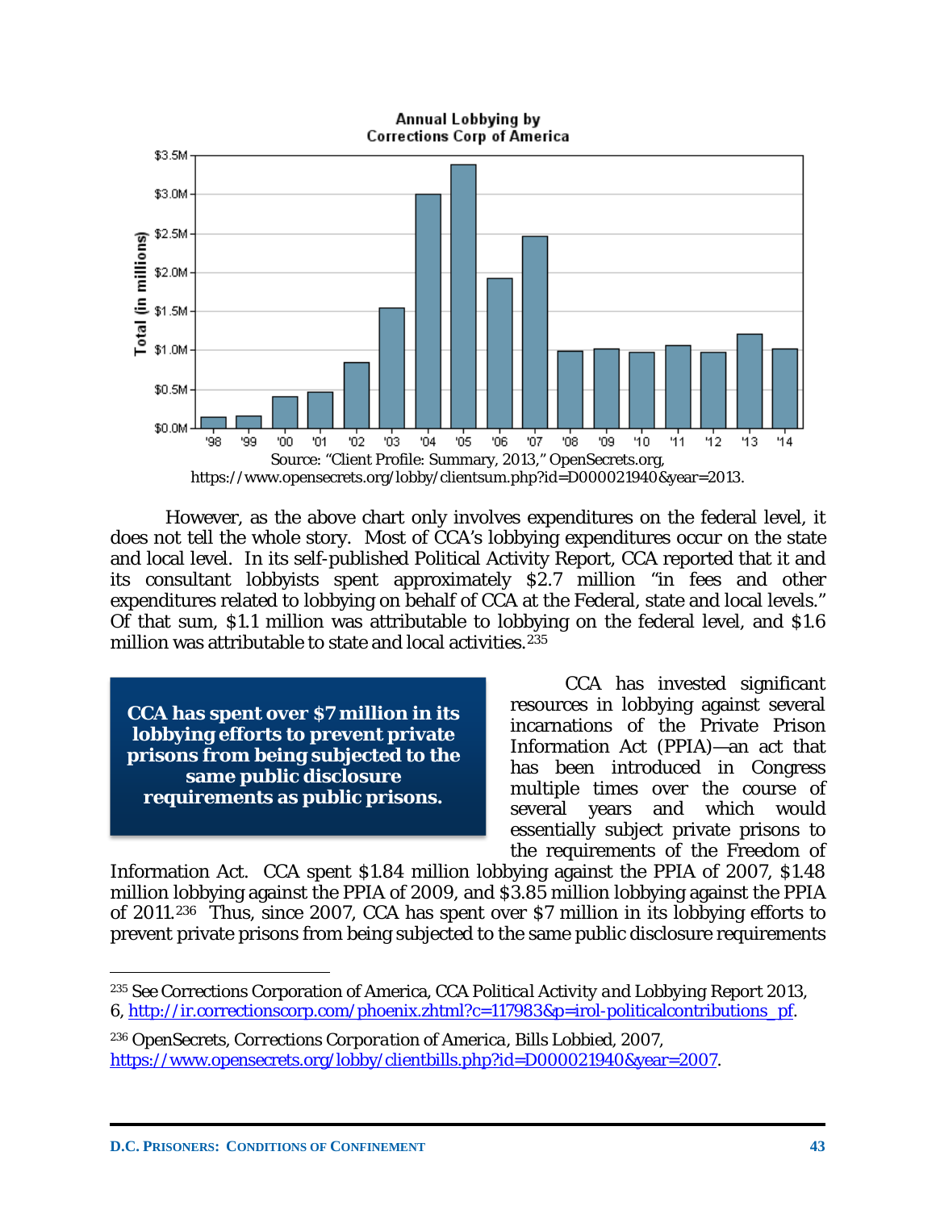Annual Lobbying by Corrections Corp of America

Source: "Client Profile: Summary, 2013," OpenSecrets.org, https://www.opensecrets.org/lobby/clientsum.php?id=D000021940&year=2013.

However, as the above chart only involves expenditures on the federal level, it does not tell the whole story. Most of CCA's lobbying expenditures occur on the state and local level. In its self-published Political Activity Report, CCA reported that it and its consultant lobbyists spent approximately $2.7 million "in fees and other expenditures related to lobbying on behalf of CCA at the Federal, state and local levels." Of that sum, $1.1 million was attributable to lobbying on the federal level, and $1.6 million was attributable to state and local activities.[235]

**CCA has spent over $7 million in its lobbying efforts to prevent private prisons from being subjected to the same public disclosure requirements as public prisons.**

CCA has invested significant resources in lobbying against several incarnations of the Private Prison Information Act (PPIA)—an act that has been introduced in Congress multiple times over the course of several years and which would essentially subject private prisons to the requirements of the Freedom of Information Act. CCA spent $1.84 million lobbying against the PPIA of 2007, $1.48 million lobbying against the PPIA of 2009, and $3.85 million lobbying against the PPIA of 2011.[236] Thus, since 2007, CCA has spent over $7 million in its lobbying efforts to prevent private prisons from being subjected to the same public disclosure requirements

---

[235] See Corrections Corporation of America, *CCA Political Activity and Lobbying Report 2013*, 6, http://ir.correctionscorp.com/phoenix.zhtml?c=117983&p=irol-politicalcontributions_pf.

[236] OpenSecrets, *Corrections Corporation of America*, Bills Lobbied, 2007, https://www.opensecrets.org/lobby/clientbills.php?id=D000021940&year=2007.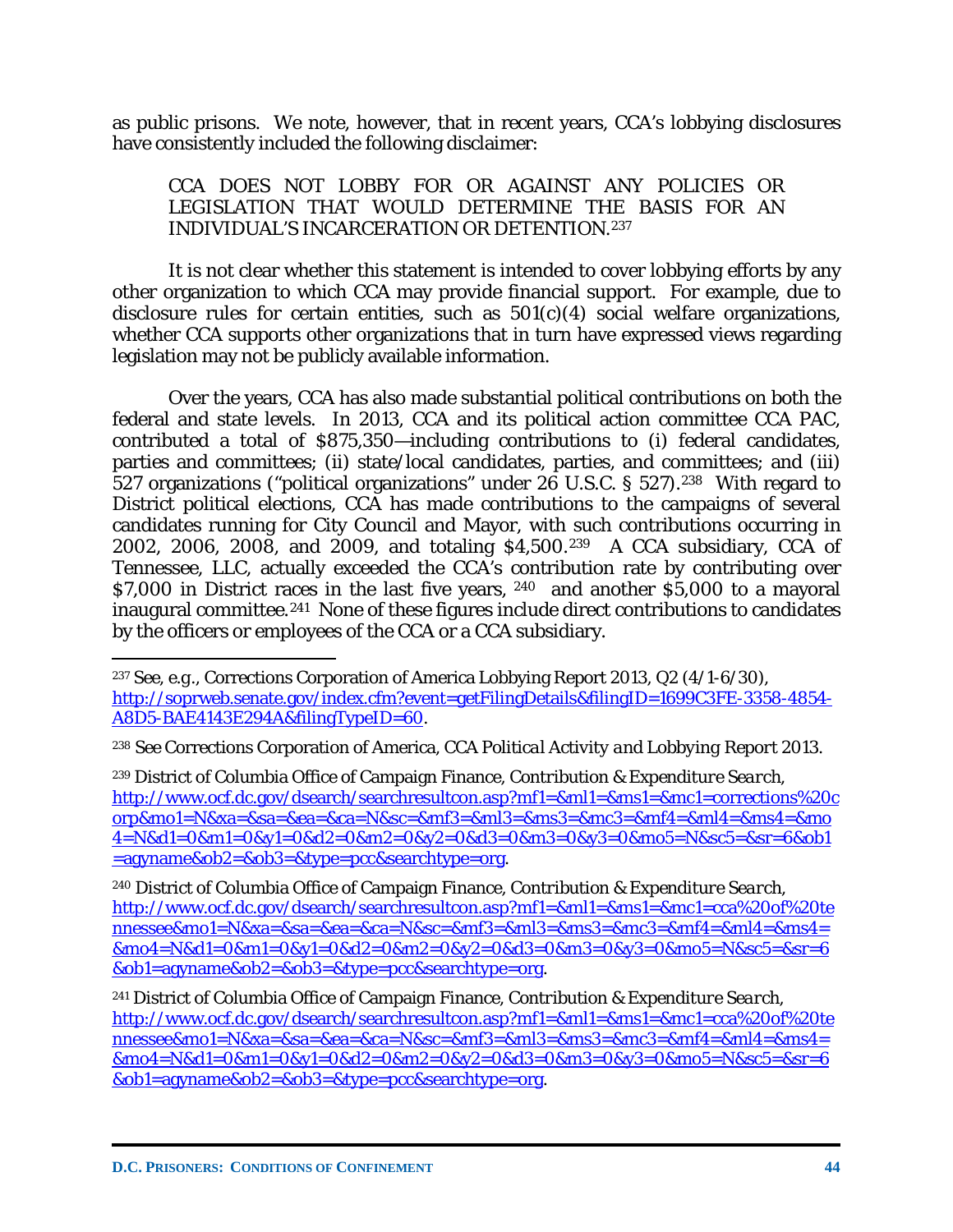as public prisons. We note, however, that in recent years, CCA's lobbying disclosures have consistently included the following disclaimer:

> CCA DOES NOT LOBBY FOR OR AGAINST ANY POLICIES OR LEGISLATION THAT WOULD DETERMINE THE BASIS FOR AN INDIVIDUAL'S INCARCERATION OR DETENTION.[237]

It is not clear whether this statement is intended to cover lobbying efforts by any other organization to which CCA may provide financial support. For example, due to disclosure rules for certain entities, such as 501(c)(4) social welfare organizations, whether CCA supports other organizations that in turn have expressed views regarding legislation may not be publicly available information.

Over the years, CCA has also made substantial political contributions on both the federal and state levels. In 2013, CCA and its political action committee CCA PAC, contributed a total of $875,350—including contributions to (i) federal candidates, parties and committees; (ii) state/local candidates, parties, and committees; and (iii) 527 organizations ("political organizations" under 26 U.S.C. § 527).[238] With regard to District political elections, CCA has made contributions to the campaigns of several candidates running for City Council and Mayor, with such contributions occurring in 2002, 2006, 2008, and 2009, and totaling $4,500.[239] A CCA subsidiary, CCA of Tennessee, LLC, actually exceeded the CCA's contribution rate by contributing over $7,000 in District races in the last five years, [240] and another $5,000 to a mayoral inaugural committee.[241] None of these figures include direct contributions to candidates by the officers or employees of the CCA or a CCA subsidiary.

---

[237] *See, e.g.*, Corrections Corporation of America Lobbying Report 2013, Q2 (4/1-6/30), http://soprweb.senate.gov/index.cfm?event=getFilingDetails&filingID=1699C3FE-3358-4854-A8D5-BAE4143E294A&filingTypeID=60.

[238] *See* Corrections Corporation of America, *CCA Political Activity and Lobbying Report 2013*.

[239] District of Columbia Office of Campaign Finance, *Contribution & Expenditure Search*, http://www.ocf.dc.gov/dsearch/searchresultcon.asp?mf1=&ml1=&ms1=&mc1=corrections%20corp&mo1=N&xa=&sa=&ea=&ca=N&sc=&mf3=&ml3=&ms3=&mc3=&mf4=&ml4=&ms4=&mo4=N&d1=0&m1=0&y1=0&d2=0&m2=0&y2=0&d3=0&m3=0&y3=0&mo5=N&sc5=&sr=6&ob1=agyname&ob2=&ob3=&type=pcc&searchtype=org.

[240] District of Columbia Office of Campaign Finance, *Contribution & Expenditure Search*, http://www.ocf.dc.gov/dsearch/searchresultcon.asp?mf1=&ml1=&ms1=&mc1=cca%20of%20tennessee&mo1=N&xa=&sa=&ea=&ca=N&sc=&mf3=&ml3=&ms3=&mc3=&mf4=&ml4=&ms4=&mo4=N&d1=0&m1=0&y1=0&d2=0&m2=0&y2=0&d3=0&m3=0&y3=0&mo5=N&sc5=&sr=6&ob1=agyname&ob2=&ob3=&type=pcc&searchtype=org.

[241] District of Columbia Office of Campaign Finance, *Contribution & Expenditure Search*, http://www.ocf.dc.gov/dsearch/searchresultcon.asp?mf1=&ml1=&ms1=&mc1=cca%20of%20tennessee&mo1=N&xa=&sa=&ea=&ca=N&sc=&mf3=&ml3=&ms3=&mc3=&mf4=&ml4=&ms4=&mo4=N&d1=0&m1=0&y1=0&d2=0&m2=0&y2=0&d3=0&m3=0&y3=0&mo5=N&sc5=&sr=6&ob1=agyname&ob2=&ob3=&type=pcc&searchtype=org.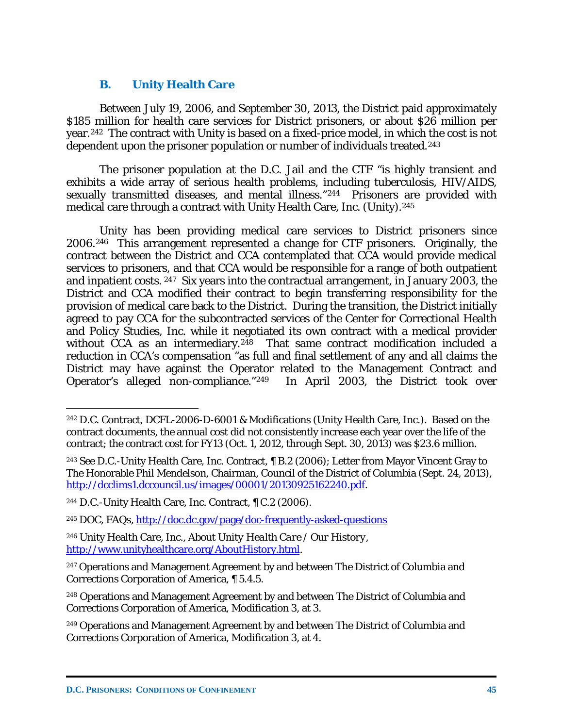### B. Unity Health Care

Between July 19, 2006, and September 30, 2013, the District paid approximately $185 million for health care services for District prisoners, or about $26 million per year.[242] The contract with Unity is based on a fixed-price model, in which the cost is not dependent upon the prisoner population or number of individuals treated.[243]

The prisoner population at the D.C. Jail and the CTF "is highly transient and exhibits a wide array of serious health problems, including tuberculosis, HIV/AIDS, sexually transmitted diseases, and mental illness."[244] Prisoners are provided with medical care through a contract with Unity Health Care, Inc. (Unity).[245]

Unity has been providing medical care services to District prisoners since 2006.[246] This arrangement represented a change for CTF prisoners. Originally, the contract between the District and CCA contemplated that CCA would provide medical services to prisoners, and that CCA would be responsible for a range of both outpatient and inpatient costs.[247] Six years into the contractual arrangement, in January 2003, the District and CCA modified their contract to begin transferring responsibility for the provision of medical care back to the District. During the transition, the District initially agreed to pay CCA for the subcontracted services of the Center for Correctional Health and Policy Studies, Inc. while it negotiated its own contract with a medical provider without CCA as an intermediary.[248] That same contract modification included a reduction in CCA's compensation "as full and final settlement of any and all claims the District may have against the Operator related to the Management Contract and Operator's alleged non-compliance."[249] In April 2003, the District took over

---

[242] D.C. Contract, DCFL-2006-D-6001 & Modifications (Unity Health Care, Inc.). Based on the contract documents, the annual cost did not consistently increase each year over the life of the contract; the contract cost for FY13 (Oct. 1, 2012, through Sept. 30, 2013) was $23.6 million.

[243] See D.C.-Unity Health Care, Inc. Contract, ¶ B.2 (2006); Letter from Mayor Vincent Gray to The Honorable Phil Mendelson, Chairman, Council of the District of Columbia (Sept. 24, 2013), http://dcclims1.dccouncil.us/images/00001/20130925162240.pdf.

[244] D.C.-Unity Health Care, Inc. Contract, ¶ C.2 (2006).

[245] DOC, FAQs, http://doc.dc.gov/page/doc-frequently-asked-questions

[246] Unity Health Care, Inc., *About Unity Health Care / Our History*, http://www.unityhealthcare.org/AboutHistory.html.

[247] Operations and Management Agreement by and between The District of Columbia and Corrections Corporation of America, ¶ 5.4.5.

[248] Operations and Management Agreement by and between The District of Columbia and Corrections Corporation of America, Modification 3, at 3.

[249] Operations and Management Agreement by and between The District of Columbia and Corrections Corporation of America, Modification 3, at 4.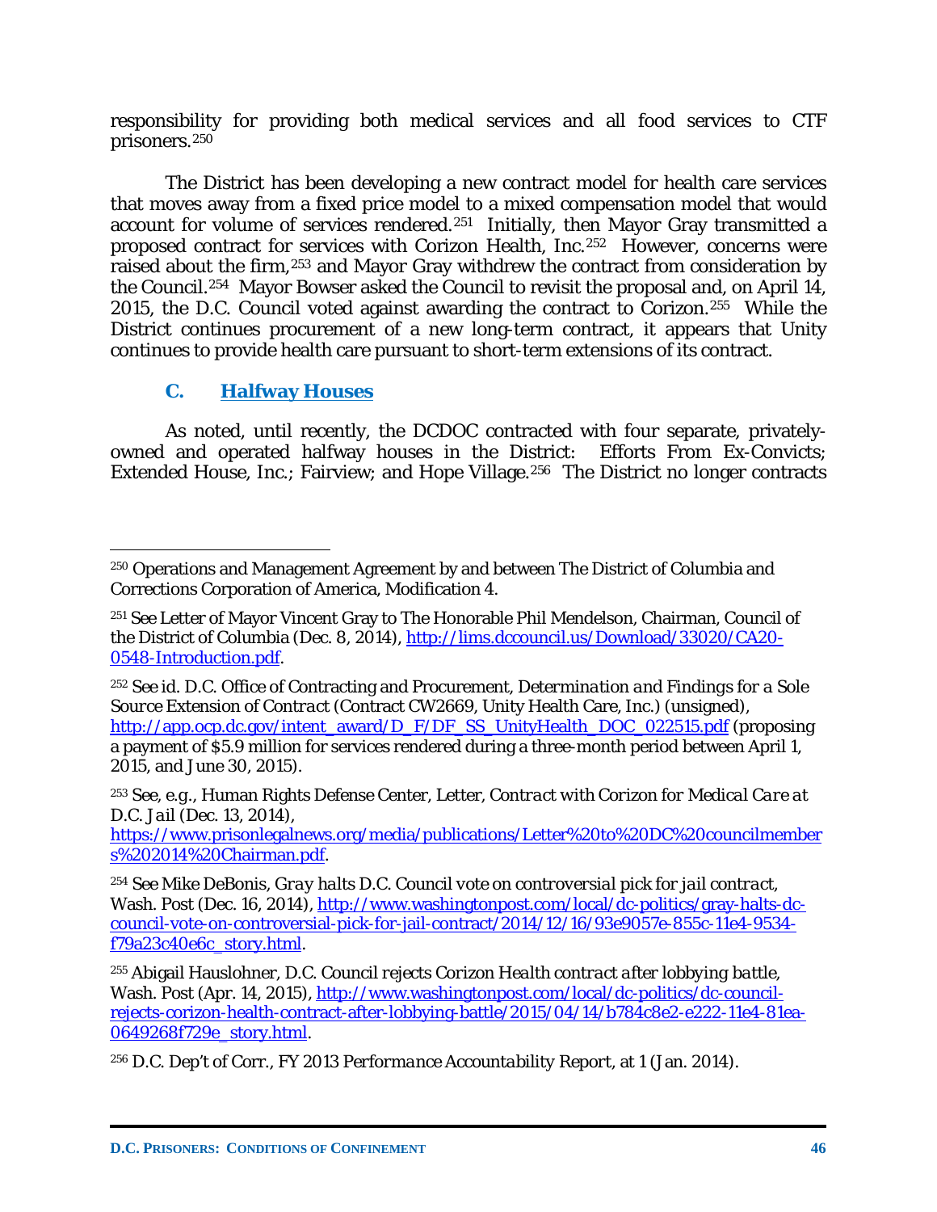responsibility for providing both medical services and all food services to CTF prisoners.[250]

The District has been developing a new contract model for health care services that moves away from a fixed price model to a mixed compensation model that would account for volume of services rendered.[251] Initially, then Mayor Gray transmitted a proposed contract for services with Corizon Health, Inc.[252] However, concerns were raised about the firm,[253] and Mayor Gray withdrew the contract from consideration by the Council.[254] Mayor Bowser asked the Council to revisit the proposal and, on April 14, 2015, the D.C. Council voted against awarding the contract to Corizon.[255] While the District continues procurement of a new long-term contract, it appears that Unity continues to provide health care pursuant to short-term extensions of its contract.

### C. Halfway Houses

As noted, until recently, the DCDOC contracted with four separate, privately-owned and operated halfway houses in the District: Efforts From Ex-Convicts; Extended House, Inc.; Fairview; and Hope Village.[256] The District no longer contracts

---

[250] Operations and Management Agreement by and between The District of Columbia and Corrections Corporation of America, Modification 4.

[251] *See* Letter of Mayor Vincent Gray to The Honorable Phil Mendelson, Chairman, Council of the District of Columbia (Dec. 8, 2014), http://lims.dccouncil.us/Download/33020/CA20-0548-Introduction.pdf.

[252] *See id.* D.C. Office of Contracting and Procurement, *Determination and Findings for a Sole Source Extension of Contract* (Contract CW2669, Unity Health Care, Inc.) (unsigned), http://app.ocp.dc.gov/intent_award/D_F/DF_SS_UnityHealth_DOC_022515.pdf (proposing a payment of $5.9 million for services rendered during a three-month period between April 1, 2015, and June 30, 2015).

[253] *See, e.g.*, Human Rights Defense Center, Letter, *Contract with Corizon for Medical Care at D.C. Jail* (Dec. 13, 2014), https://www.prisonlegalnews.org/media/publications/Letter%20to%20DC%20councilmembers%202014%20Chairman.pdf.

[254] *See* Mike DeBonis, *Gray halts D.C. Council vote on controversial pick for jail contract*, Wash. Post (Dec. 16, 2014), http://www.washingtonpost.com/local/dc-politics/gray-halts-dc-council-vote-on-controversial-pick-for-jail-contract/2014/12/16/93e9057e-855c-11e4-9534-f79a23c40e6c_story.html.

[255] Abigail Hauslohner, *D.C. Council rejects Corizon Health contract after lobbying battle*, Wash. Post (Apr. 14, 2015), http://www.washingtonpost.com/local/dc-politics/dc-council-rejects-corizon-health-contract-after-lobbying-battle/2015/04/14/b784c8e2-e222-11e4-81ea-0649268f729e_story.html.

[256] D.C. Dep't of Corr., *FY 2013 Performance Accountability Report*, at 1 (Jan. 2014).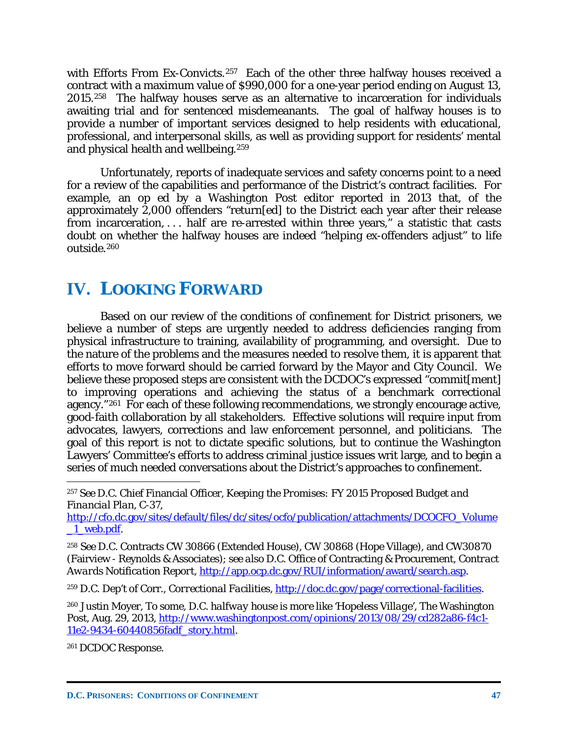with Efforts From Ex-Convicts.[257] Each of the other three halfway houses received a contract with a maximum value of $990,000 for a one-year period ending on August 13, 2015.[258] The halfway houses serve as an alternative to incarceration for individuals awaiting trial and for sentenced misdemeanants. The goal of halfway houses is to provide a number of important services designed to help residents with educational, professional, and interpersonal skills, as well as providing support for residents' mental and physical health and wellbeing.[259]

Unfortunately, reports of inadequate services and safety concerns point to a need for a review of the capabilities and performance of the District's contract facilities. For example, an op ed by a Washington Post editor reported in 2013 that, of the approximately 2,000 offenders "return[ed] to the District each year after their release from incarceration, . . . half are re-arrested within three years," a statistic that casts doubt on whether the halfway houses are indeed "helping ex-offenders adjust" to life outside.[260]

# IV. LOOKING FORWARD

Based on our review of the conditions of confinement for District prisoners, we believe a number of steps are urgently needed to address deficiencies ranging from physical infrastructure to training, availability of programming, and oversight. Due to the nature of the problems and the measures needed to resolve them, it is apparent that efforts to move forward should be carried forward by the Mayor and City Council. We believe these proposed steps are consistent with the DCDOC's expressed "commit[ment] to improving operations and achieving the status of a benchmark correctional agency."[261] For each of these following recommendations, we strongly encourage active, good-faith collaboration by all stakeholders. Effective solutions will require input from advocates, lawyers, corrections and law enforcement personnel, and politicians. The goal of this report is not to dictate specific solutions, but to continue the Washington Lawyers' Committee's efforts to address criminal justice issues writ large, and to begin a series of much needed conversations about the District's approaches to confinement.

---

[257] *See* D.C. Chief Financial Officer, *Keeping the Promises: FY 2015 Proposed Budget and Financial Plan*, C-37, http://cfo.dc.gov/sites/default/files/dc/sites/ocfo/publication/attachments/DCOCFO_Volume_1_web.pdf.

[258] *See* D.C. Contracts CW 30866 (Extended House), CW 30868 (Hope Village), and CW30870 (Fairview - Reynolds & Associates); *see also* D.C. Office of Contracting & Procurement, *Contract Awards Notification Report*, http://app.ocp.dc.gov/RUI/information/award/search.asp.

[259] D.C. Dep't of Corr., *Correctional Facilities*, http://doc.dc.gov/page/correctional-facilities.

[260] Justin Moyer, *To some, D.C. halfway house is more like 'Hopeless Village'*, The Washington Post, Aug. 29, 2013, http://www.washingtonpost.com/opinions/2013/08/29/cd282a86-f4c1-11e2-9434-60440856fadf_story.html.

[261] DCDOC Response.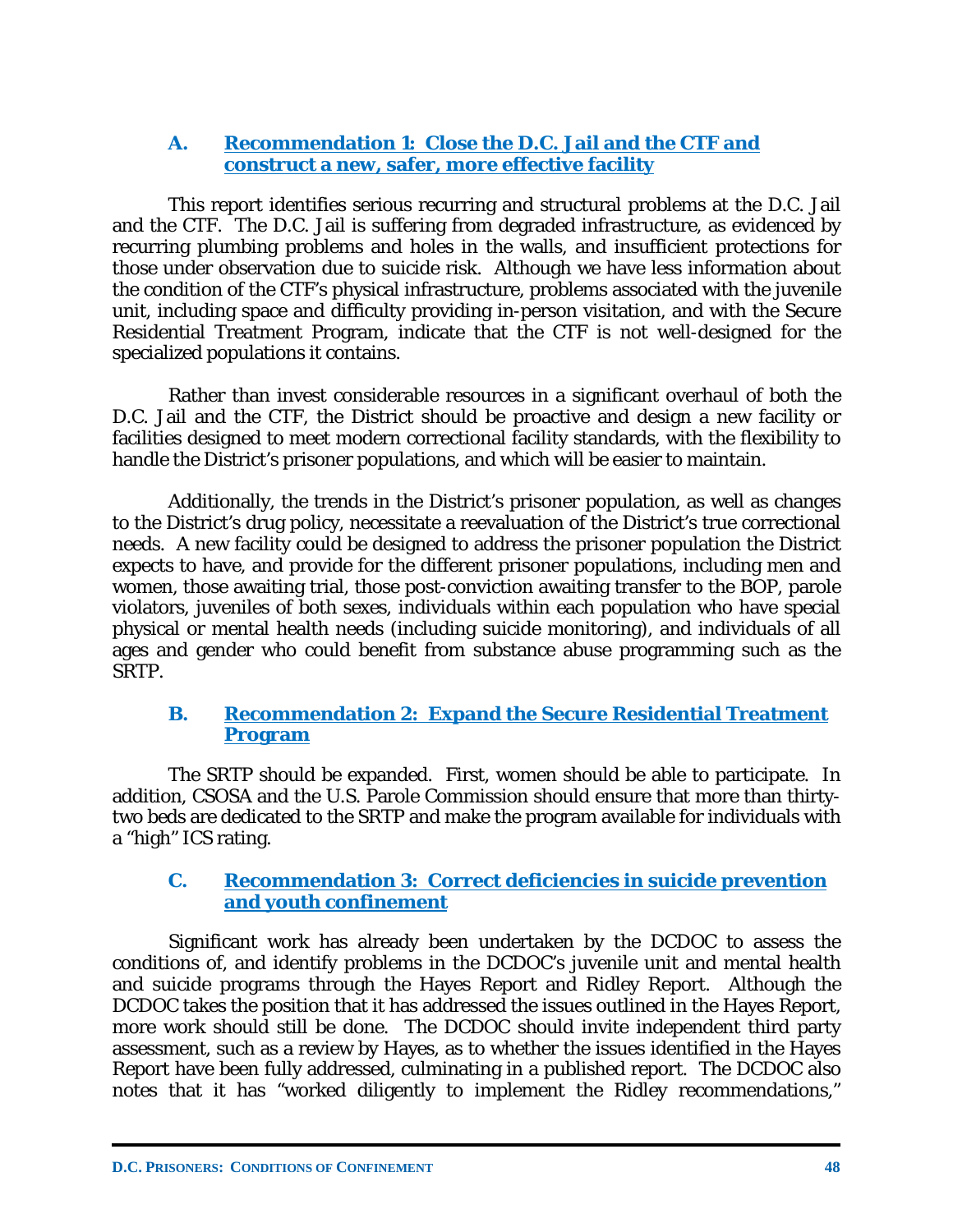### A. Recommendation 1: Close the D.C. Jail and the CTF and construct a new, safer, more effective facility

This report identifies serious recurring and structural problems at the D.C. Jail and the CTF. The D.C. Jail is suffering from degraded infrastructure, as evidenced by recurring plumbing problems and holes in the walls, and insufficient protections for those under observation due to suicide risk. Although we have less information about the condition of the CTF's physical infrastructure, problems associated with the juvenile unit, including space and difficulty providing in-person visitation, and with the Secure Residential Treatment Program, indicate that the CTF is not well-designed for the specialized populations it contains.

Rather than invest considerable resources in a significant overhaul of both the D.C. Jail and the CTF, the District should be proactive and design a new facility or facilities designed to meet modern correctional facility standards, with the flexibility to handle the District's prisoner populations, and which will be easier to maintain.

Additionally, the trends in the District's prisoner population, as well as changes to the District's drug policy, necessitate a reevaluation of the District's true correctional needs. A new facility could be designed to address the prisoner population the District expects to have, and provide for the different prisoner populations, including men and women, those awaiting trial, those post-conviction awaiting transfer to the BOP, parole violators, juveniles of both sexes, individuals within each population who have special physical or mental health needs (including suicide monitoring), and individuals of all ages and gender who could benefit from substance abuse programming such as the SRTP.

### B. Recommendation 2: Expand the Secure Residential Treatment Program

The SRTP should be expanded. First, women should be able to participate. In addition, CSOSA and the U.S. Parole Commission should ensure that more than thirty-two beds are dedicated to the SRTP and make the program available for individuals with a "high" ICS rating.

### C. Recommendation 3: Correct deficiencies in suicide prevention and youth confinement

Significant work has already been undertaken by the DCDOC to assess the conditions of, and identify problems in the DCDOC's juvenile unit and mental health and suicide programs through the Hayes Report and Ridley Report. Although the DCDOC takes the position that it has addressed the issues outlined in the Hayes Report, more work should still be done. The DCDOC should invite independent third party assessment, such as a review by Hayes, as to whether the issues identified in the Hayes Report have been fully addressed, culminating in a published report. The DCDOC also notes that it has "worked diligently to implement the Ridley recommendations,"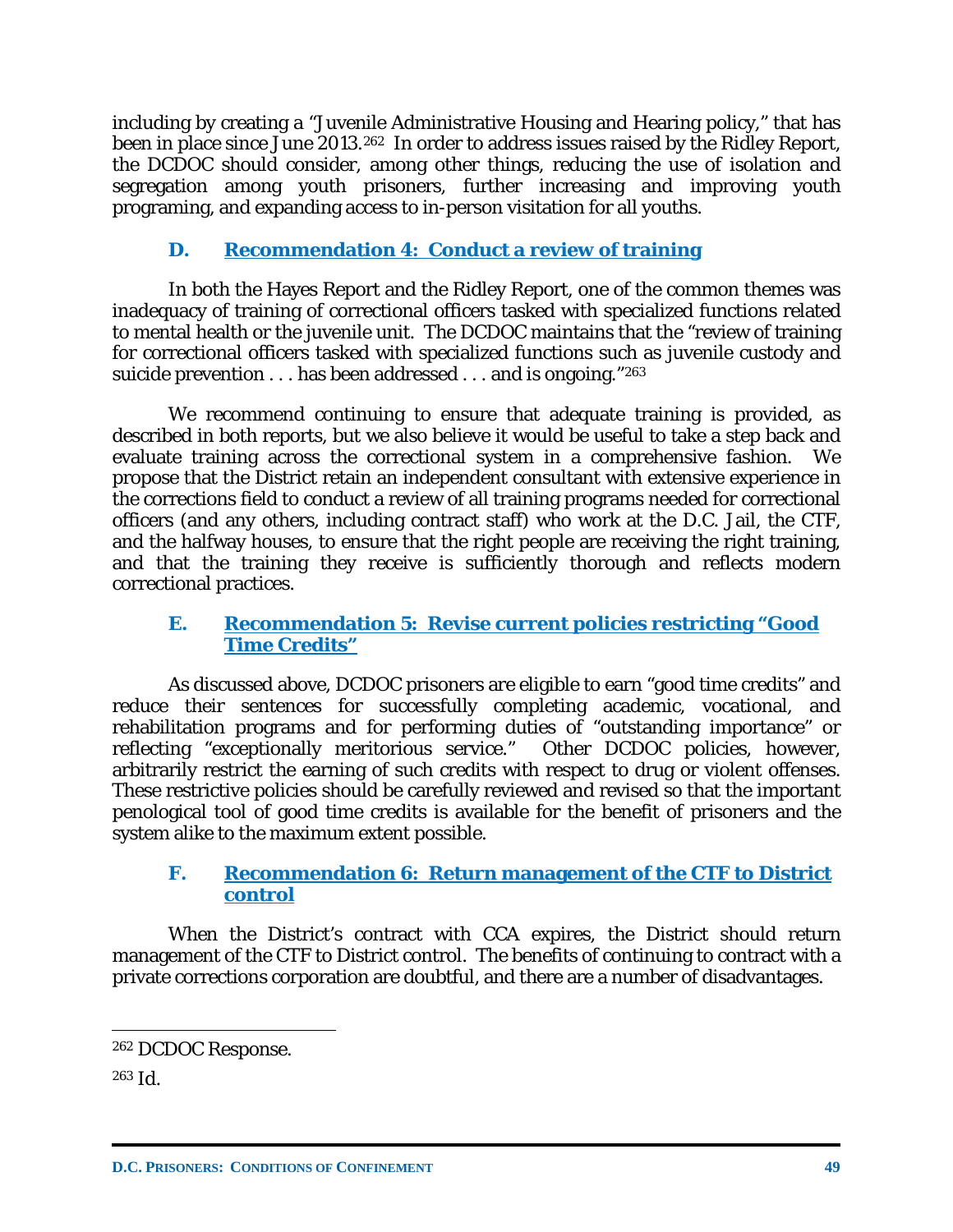including by creating a "Juvenile Administrative Housing and Hearing policy," that has been in place since June 2013.[262] In order to address issues raised by the Ridley Report, the DCDOC should consider, among other things, reducing the use of isolation and segregation among youth prisoners, further increasing and improving youth programing, and expanding access to in-person visitation for all youths.

### D. Recommendation 4: Conduct a review of training

In both the Hayes Report and the Ridley Report, one of the common themes was inadequacy of training of correctional officers tasked with specialized functions related to mental health or the juvenile unit. The DCDOC maintains that the "review of training for correctional officers tasked with specialized functions such as juvenile custody and suicide prevention . . . has been addressed . . . and is ongoing."[263]

We recommend continuing to ensure that adequate training is provided, as described in both reports, but we also believe it would be useful to take a step back and evaluate training across the correctional system in a comprehensive fashion. We propose that the District retain an independent consultant with extensive experience in the corrections field to conduct a review of all training programs needed for correctional officers (and any others, including contract staff) who work at the D.C. Jail, the CTF, and the halfway houses, to ensure that the right people are receiving the right training, and that the training they receive is sufficiently thorough and reflects modern correctional practices.

### E. Recommendation 5: Revise current policies restricting "Good Time Credits"

As discussed above, DCDOC prisoners are eligible to earn "good time credits" and reduce their sentences for successfully completing academic, vocational, and rehabilitation programs and for performing duties of "outstanding importance" or reflecting "exceptionally meritorious service." Other DCDOC policies, however, arbitrarily restrict the earning of such credits with respect to drug or violent offenses. These restrictive policies should be carefully reviewed and revised so that the important penological tool of good time credits is available for the benefit of prisoners and the system alike to the maximum extent possible.

### F. Recommendation 6: Return management of the CTF to District control

When the District's contract with CCA expires, the District should return management of the CTF to District control. The benefits of continuing to contract with a private corrections corporation are doubtful, and there are a number of disadvantages.

---

[262] DCDOC Response.

[263] Id.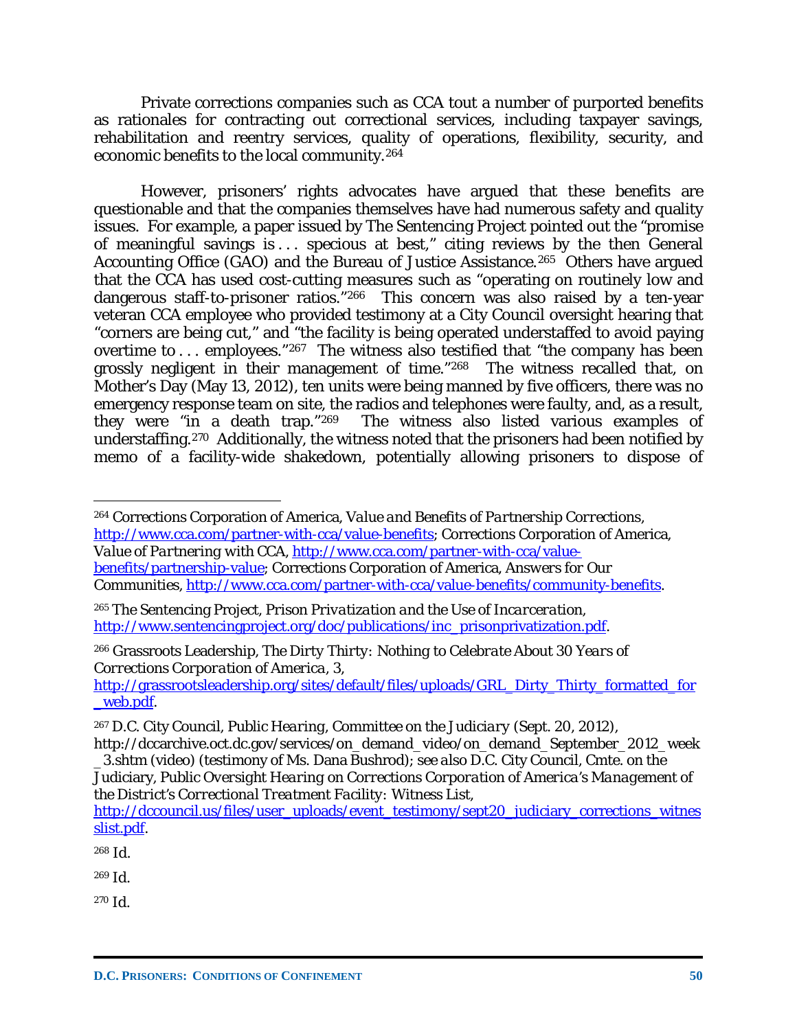Private corrections companies such as CCA tout a number of purported benefits as rationales for contracting out correctional services, including taxpayer savings, rehabilitation and reentry services, quality of operations, flexibility, security, and economic benefits to the local community.[264]

However, prisoners' rights advocates have argued that these benefits are questionable and that the companies themselves have had numerous safety and quality issues. For example, a paper issued by The Sentencing Project pointed out the "promise of meaningful savings is . . . specious at best," citing reviews by the then General Accounting Office (GAO) and the Bureau of Justice Assistance.[265] Others have argued that the CCA has used cost-cutting measures such as "operating on routinely low and dangerous staff-to-prisoner ratios."[266] This concern was also raised by a ten-year veteran CCA employee who provided testimony at a City Council oversight hearing that "corners are being cut," and "the facility is being operated understaffed to avoid paying overtime to . . . employees."[267] The witness also testified that "the company has been grossly negligent in their management of time."[268] The witness recalled that, on Mother's Day (May 13, 2012), ten units were being manned by five officers, there was no emergency response team on site, the radios and telephones were faulty, and, as a result, they were "in a death trap."[269] The witness also listed various examples of understaffing.[270] Additionally, the witness noted that the prisoners had been notified by memo of a facility-wide shakedown, potentially allowing prisoners to dispose of

---

[264] Corrections Corporation of America, *Value and Benefits of Partnership Corrections*, http://www.cca.com/partner-with-cca/value-benefits; Corrections Corporation of America, *Value of Partnering with CCA*, http://www.cca.com/partner-with-cca/value-benefits/partnership-value; Corrections Corporation of America, *Answers for Our Communities*, http://www.cca.com/partner-with-cca/value-benefits/community-benefits.

[265] The Sentencing Project, *Prison Privatization and the Use of Incarceration*, http://www.sentencingproject.org/doc/publications/inc_prisonprivatization.pdf.

[266] Grassroots Leadership, *The Dirty Thirty: Nothing to Celebrate About 30 Years of Corrections Corporation of America*, 3, http://grassrootsleadership.org/sites/default/files/uploads/GRL_Dirty_Thirty_formatted_for_web.pdf.

[267] D.C. City Council, *Public Hearing, Committee on the Judiciary* (Sept. 20, 2012), http://dccarchive.oct.dc.gov/services/on_demand_video/on_demand_September_2012_week_3.shtm (video) (testimony of Ms. Dana Bushrod); *see also* D.C. City Council, Cmte. on the Judiciary, *Public Oversight Hearing on Corrections Corporation of America's Management of the District's Correctional Treatment Facility: Witness List*, http://dccouncil.us/files/user_uploads/event_testimony/sept20_judiciary_corrections_witnesslist.pdf.

[268] *Id.*

[269] *Id.*

[270] *Id.*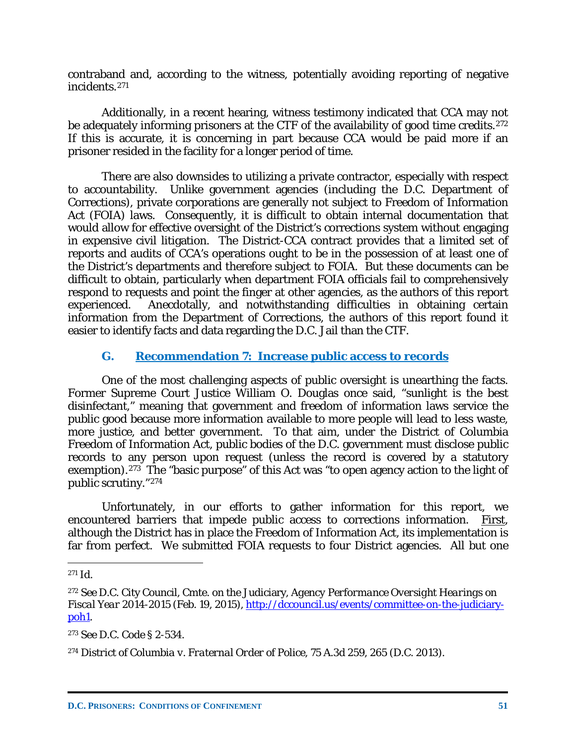contraband and, according to the witness, potentially avoiding reporting of negative incidents.[271]

Additionally, in a recent hearing, witness testimony indicated that CCA may not be adequately informing prisoners at the CTF of the availability of good time credits.[272] If this is accurate, it is concerning in part because CCA would be paid more if an prisoner resided in the facility for a longer period of time.

There are also downsides to utilizing a private contractor, especially with respect to accountability. Unlike government agencies (including the D.C. Department of Corrections), private corporations are generally not subject to Freedom of Information Act (FOIA) laws. Consequently, it is difficult to obtain internal documentation that would allow for effective oversight of the District's corrections system without engaging in expensive civil litigation. The District-CCA contract provides that a limited set of reports and audits of CCA's operations ought to be in the possession of at least one of the District's departments and therefore subject to FOIA. But these documents can be difficult to obtain, particularly when department FOIA officials fail to comprehensively respond to requests and point the finger at other agencies, as the authors of this report experienced. Anecdotally, and notwithstanding difficulties in obtaining certain information from the Department of Corrections, the authors of this report found it easier to identify facts and data regarding the D.C. Jail than the CTF.

### G. Recommendation 7: Increase public access to records

One of the most challenging aspects of public oversight is unearthing the facts. Former Supreme Court Justice William O. Douglas once said, "sunlight is the best disinfectant," meaning that government and freedom of information laws service the public good because more information available to more people will lead to less waste, more justice, and better government. To that aim, under the District of Columbia Freedom of Information Act, public bodies of the D.C. government must disclose public records to any person upon request (unless the record is covered by a statutory exemption).[273] The "basic purpose" of this Act was "to open agency action to the light of public scrutiny."[274]

Unfortunately, in our efforts to gather information for this report, we encountered barriers that impede public access to corrections information. First, although the District has in place the Freedom of Information Act, its implementation is far from perfect. We submitted FOIA requests to four District agencies. All but one

---

[271] *Id.*

[272] *See* D.C. City Council, Cmte. on the Judiciary, *Agency Performance Oversight Hearings on Fiscal Year 2014-2015* (Feb. 19, 2015), http://dccouncil.us/events/committee-on-the-judiciary-poh1.

[273] *See* D.C. Code § 2-534.

[274] *District of Columbia v. Fraternal Order of Police*, 75 A.3d 259, 265 (D.C. 2013).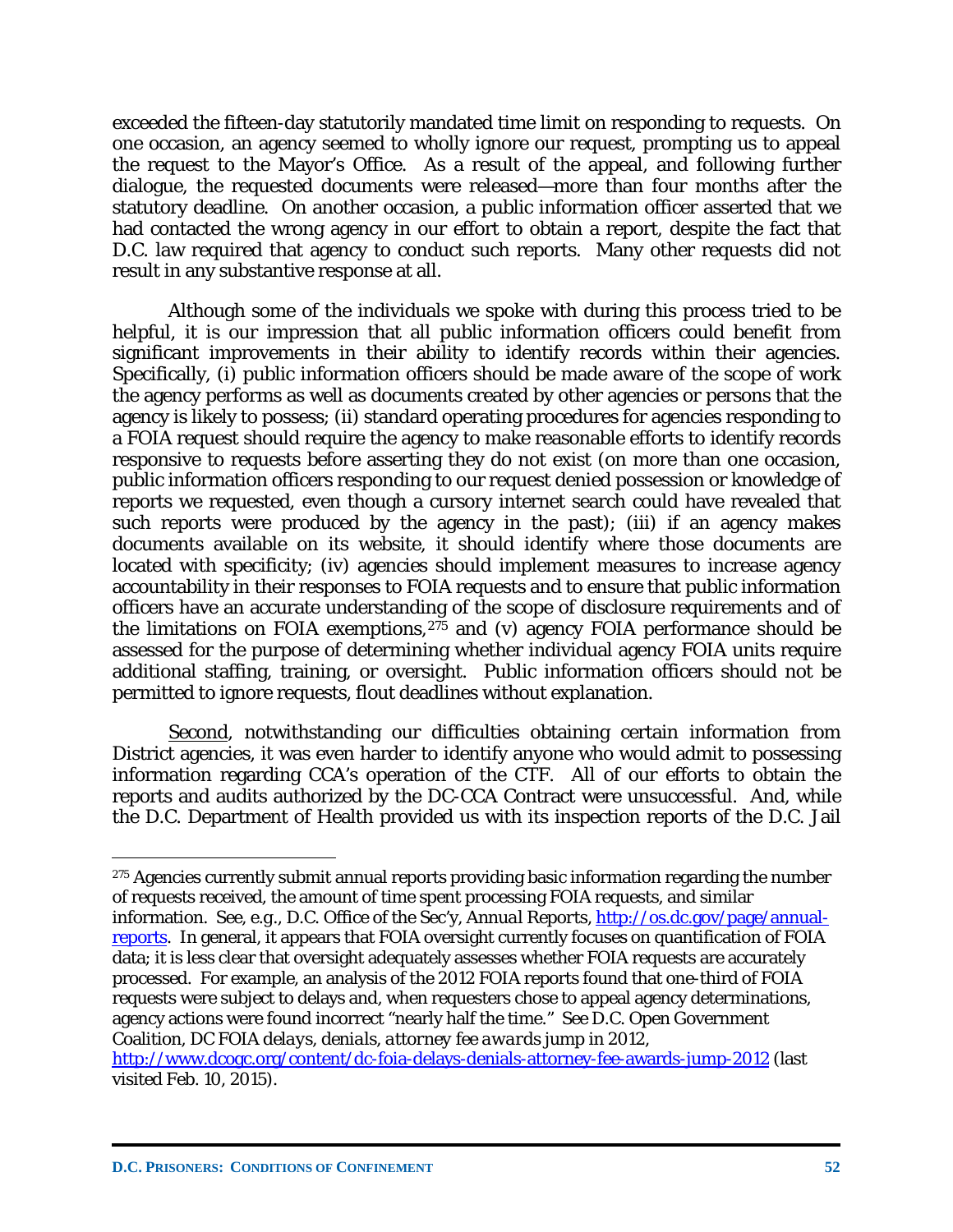exceeded the fifteen-day statutorily mandated time limit on responding to requests. On one occasion, an agency seemed to wholly ignore our request, prompting us to appeal the request to the Mayor's Office. As a result of the appeal, and following further dialogue, the requested documents were released—more than four months after the statutory deadline. On another occasion, a public information officer asserted that we had contacted the wrong agency in our effort to obtain a report, despite the fact that D.C. law required that agency to conduct such reports. Many other requests did not result in any substantive response at all.

Although some of the individuals we spoke with during this process tried to be helpful, it is our impression that all public information officers could benefit from significant improvements in their ability to identify records within their agencies. Specifically, (i) public information officers should be made aware of the scope of work the agency performs as well as documents created by other agencies or persons that the agency is likely to possess; (ii) standard operating procedures for agencies responding to a FOIA request should require the agency to make reasonable efforts to identify records responsive to requests *before* asserting they do not exist (on more than one occasion, public information officers responding to our request denied possession or knowledge of reports we requested, even though a cursory internet search could have revealed that such reports were produced by the agency in the past); (iii) if an agency makes documents available on its website, it should identify where those documents are located with specificity; (iv) agencies should implement measures to increase agency accountability in their responses to FOIA requests and to ensure that public information officers have an accurate understanding of the scope of disclosure requirements and of the limitations on FOIA exemptions,[275] and (v) agency FOIA performance should be assessed for the purpose of determining whether individual agency FOIA units require additional staffing, training, or oversight. Public information officers should not be permitted to ignore requests, flout deadlines without explanation.

<u>Second</u>, notwithstanding our difficulties obtaining certain information from District agencies, it was even harder to identify anyone who would admit to possessing information regarding CCA's operation of the CTF. All of our efforts to obtain the reports and audits authorized by the DC-CCA Contract were unsuccessful. And, while the D.C. Department of Health provided us with its inspection reports of the D.C. Jail

---

[275] Agencies currently submit annual reports providing basic information regarding the number of requests received, the amount of time spent processing FOIA requests, and similar information. *See, e.g.*, D.C. Office of the Sec'y, *Annual Reports*, http://os.dc.gov/page/annual-reports. In general, it appears that FOIA oversight currently focuses on quantification of FOIA data; it is less clear that oversight adequately assesses whether FOIA requests are accurately processed. For example, an analysis of the 2012 FOIA reports found that one-third of FOIA requests were subject to delays and, when requesters chose to appeal agency determinations, agency actions were found incorrect "nearly half the time." *See* D.C. Open Government Coalition, *DC FOIA delays, denials, attorney fee awards jump in 2012*, http://www.dcogc.org/content/dc-foia-delays-denials-attorney-fee-awards-jump-2012 (last visited Feb. 10, 2015).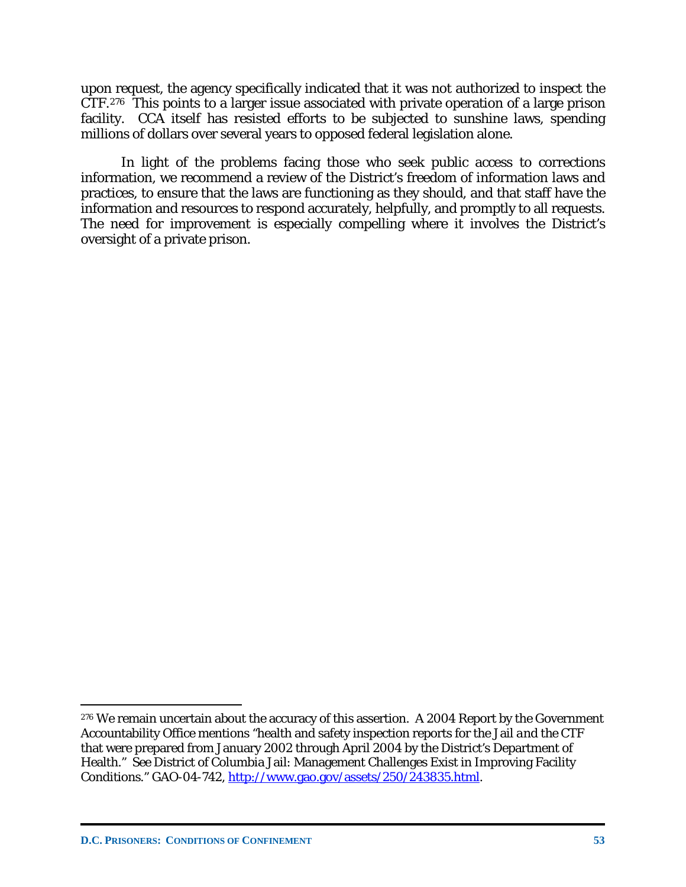upon request, the agency specifically indicated that it was not authorized to inspect the CTF.[276] This points to a larger issue associated with private operation of a large prison facility. CCA itself has resisted efforts to be subjected to sunshine laws, spending millions of dollars over several years to opposed federal legislation alone.

In light of the problems facing those who seek public access to corrections information, we recommend a review of the District's freedom of information laws and practices, to ensure that the laws are functioning as they should, and that staff have the information and resources to respond accurately, helpfully, and promptly to all requests. The need for improvement is especially compelling where it involves the District's oversight of a private prison.

---

[276] We remain uncertain about the accuracy of this assertion. A 2004 Report by the Government Accountability Office mentions "health and safety inspection reports for the Jail and the CTF that were prepared from January 2002 through April 2004 by the District's Department of Health." *See* District of Columbia Jail: Management Challenges Exist in Improving Facility Conditions." GAO-04-742, http://www.gao.gov/assets/250/243835.html.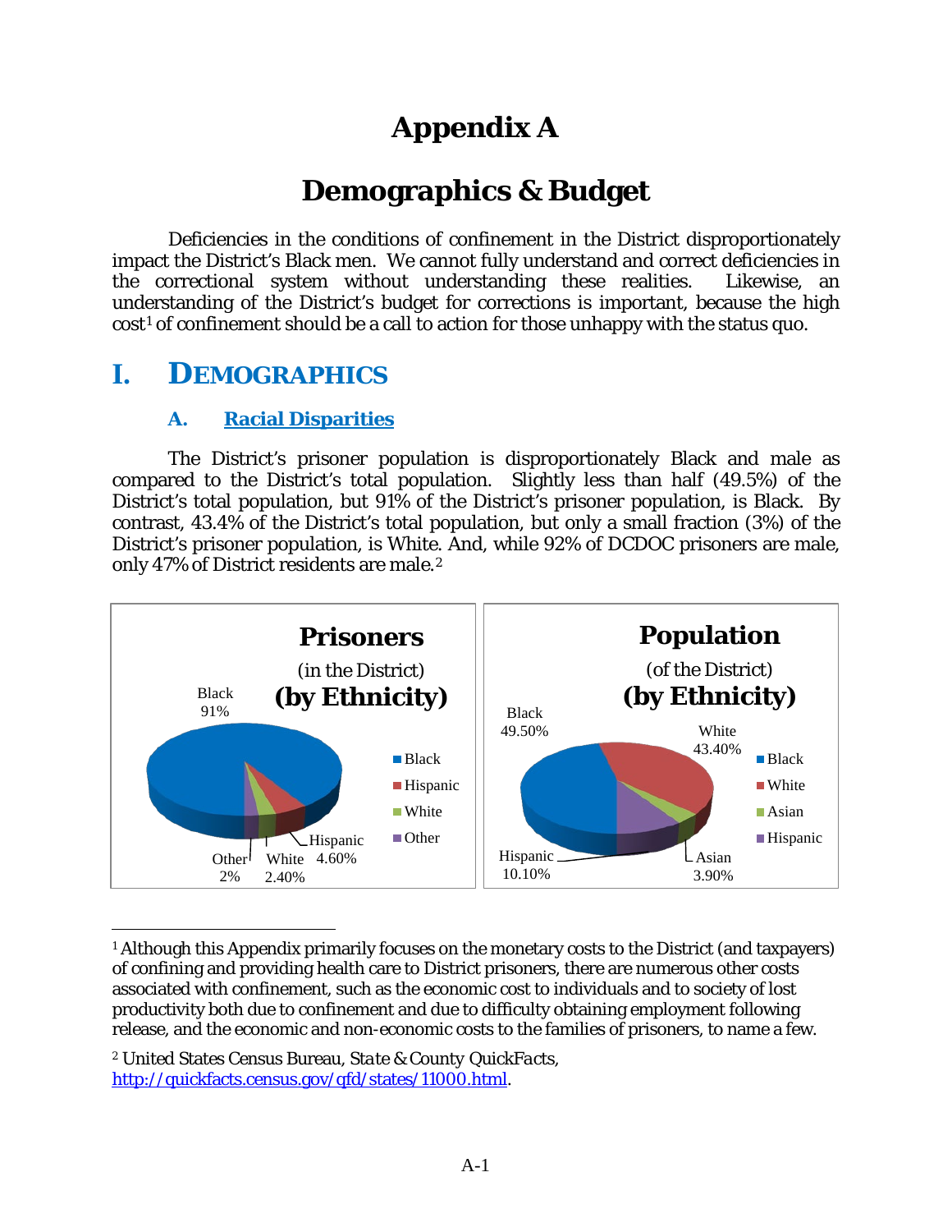# Appendix A

# Demographics & Budget

Deficiencies in the conditions of confinement in the District disproportionately impact the District's Black men. We cannot fully understand and correct deficiencies in the correctional system without understanding these realities. Likewise, an understanding of the District's budget for corrections is important, because the high cost[1] of confinement should be a call to action for those unhappy with the status quo.

## I. DEMOGRAPHICS

### A. Racial Disparities

The District's prisoner population is disproportionately Black and male as compared to the District's total population. Slightly less than half (49.5%) of the District's total population, but 91% of the District's prisoner population, is Black. By contrast, 43.4% of the District's total population, but only a small fraction (3%) of the District's prisoner population, is White. And, while 92% of DCDOC prisoners are male, only 47% of District residents are male.[2]

**Prisoners** (in the District) **(by Ethnicity)**

- Black 91%
- Hispanic 4.60%
- White 2.40%
- Other 2%

**Population** (of the District) **(by Ethnicity)**

- Black 49.50%
- White 43.40%
- Asian 3.90%
- Hispanic 10.10%

---

[1] Although this Appendix primarily focuses on the monetary costs to the District (and taxpayers) of confining and providing health care to District prisoners, there are numerous other costs associated with confinement, such as the economic cost to individuals and to society of lost productivity both due to confinement and due to difficulty obtaining employment following release, and the economic and non-economic costs to the families of prisoners, to name a few.

[2] United States Census Bureau, *State & County QuickFacts*, http://quickfacts.census.gov/qfd/states/11000.html.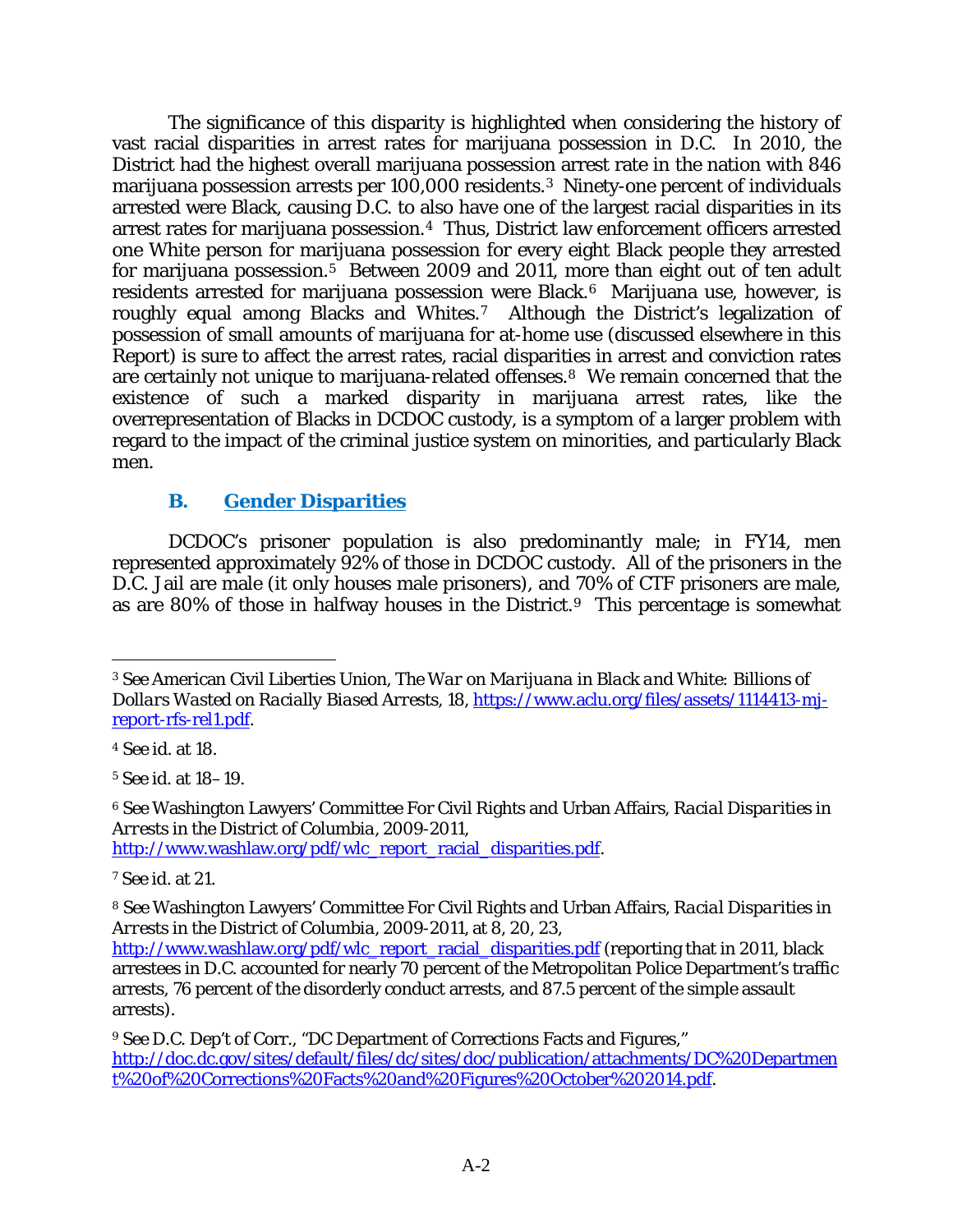The significance of this disparity is highlighted when considering the history of vast racial disparities in arrest rates for marijuana possession in D.C. In 2010, the District had the highest overall marijuana possession arrest rate in the nation with 846 marijuana possession arrests per 100,000 residents.[3] Ninety-one percent of individuals arrested were Black, causing D.C. to also have one of the largest racial disparities in its arrest rates for marijuana possession.[4] Thus, District law enforcement officers arrested one White person for marijuana possession for every eight Black people they arrested for marijuana possession.[5] Between 2009 and 2011, more than eight out of ten adult residents arrested for marijuana possession were Black.[6] Marijuana use, however, is roughly equal among Blacks and Whites.[7] Although the District's legalization of possession of small amounts of marijuana for at-home use (discussed elsewhere in this Report) is sure to affect the arrest rates, racial disparities in arrest and conviction rates are certainly not unique to marijuana-related offenses.[8] We remain concerned that the existence of such a marked disparity in marijuana arrest rates, like the overrepresentation of Blacks in DCDOC custody, is a symptom of a larger problem with regard to the impact of the criminal justice system on minorities, and particularly Black men.

### B. Gender Disparities

DCDOC's prisoner population is also predominantly male; in FY14, men represented approximately 92% of those in DCDOC custody. All of the prisoners in the D.C. Jail are male (it only houses male prisoners), and 70% of CTF prisoners are male, as are 80% of those in halfway houses in the District.[9] This percentage is somewhat

---

[3] *See* American Civil Liberties Union, *The War on Marijuana in Black and White: Billions of Dollars Wasted on Racially Biased Arrests*, 18, https://www.aclu.org/files/assets/1114413-mj-report-rfs-rel1.pdf.

[4] *See id.* at 18.

[5] *See id.* at 18–19.

[6] *See* Washington Lawyers' Committee For Civil Rights and Urban Affairs, *Racial Disparities in Arrests in the District of Columbia, 2009-2011*, http://www.washlaw.org/pdf/wlc_report_racial_disparities.pdf.

[7] *See id.* at 21.

[8] *See* Washington Lawyers' Committee For Civil Rights and Urban Affairs, *Racial Disparities in Arrests in the District of Columbia, 2009-2011*, at 8, 20, 23, http://www.washlaw.org/pdf/wlc_report_racial_disparities.pdf (reporting that in 2011, black arrestees in D.C. accounted for nearly 70 percent of the Metropolitan Police Department's traffic arrests, 76 percent of the disorderly conduct arrests, and 87.5 percent of the simple assault arrests).

[9] *See* D.C. Dep't of Corr., "DC Department of Corrections Facts and Figures," http://doc.dc.gov/sites/default/files/dc/sites/doc/publication/attachments/DC%20Department%20of%20Corrections%20Facts%20and%20Figures%20October%202014.pdf.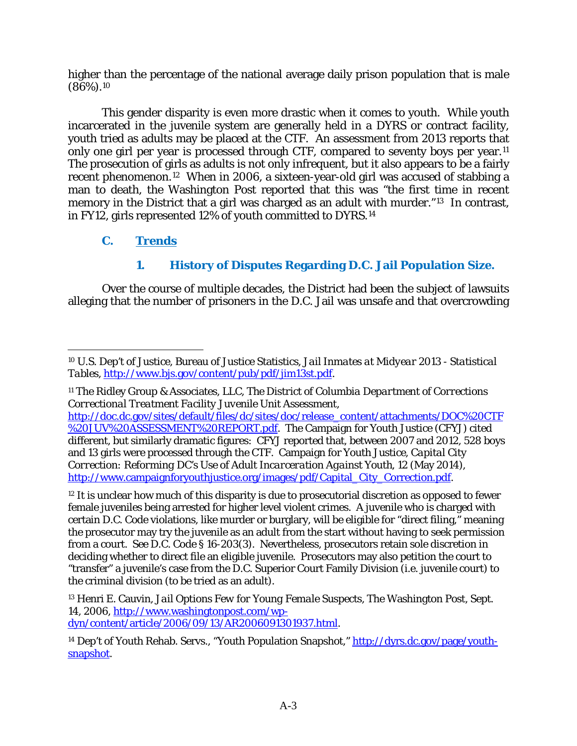higher than the percentage of the national average daily prison population that is male (86%).[10]

This gender disparity is even more drastic when it comes to youth. While youth incarcerated in the juvenile system are generally held in a DYRS or contract facility, youth tried as adults may be placed at the CTF. An assessment from 2013 reports that only one girl per year is processed through CTF, compared to seventy boys per year.[11] The prosecution of girls as adults is not only infrequent, but it also appears to be a fairly recent phenomenon.[12] When in 2006, a sixteen-year-old girl was accused of stabbing a man to death, the Washington Post reported that this was "the first time in recent memory in the District that a girl was charged as an adult with murder."[13] In contrast, in FY12, girls represented 12% of youth committed to DYRS.[14]

### C. Trends

#### 1. History of Disputes Regarding D.C. Jail Population Size.

Over the course of multiple decades, the District had been the subject of lawsuits alleging that the number of prisoners in the D.C. Jail was unsafe and that overcrowding

---

[10] U.S. Dep't of Justice, Bureau of Justice Statistics, *Jail Inmates at Midyear 2013 - Statistical Tables*, http://www.bjs.gov/content/pub/pdf/jim13st.pdf.

[11] The Ridley Group & Associates, LLC, *The District of Columbia Department of Corrections Correctional Treatment Facility Juvenile Unit Assessment*, http://doc.dc.gov/sites/default/files/dc/sites/doc/release_content/attachments/DOC%20CTF%20JUV%20ASSESSMENT%20REPORT.pdf. The Campaign for Youth Justice (CFYJ) cited different, but similarly dramatic figures: CFYJ reported that, between 2007 and 2012, 528 boys and 13 girls were processed through the CTF. Campaign for Youth Justice, *Capital City Correction: Reforming DC's Use of Adult Incarceration Against Youth*, 12 (May 2014), http://www.campaignforyouthjustice.org/images/pdf/Capital_City_Correction.pdf.

[12] It is unclear how much of this disparity is due to prosecutorial discretion as opposed to fewer female juveniles being arrested for higher level violent crimes. A juvenile who is charged with certain D.C. Code violations, like murder or burglary, will be eligible for "direct filing," meaning the prosecutor may try the juvenile as an adult from the start without having to seek permission from a court. *See* D.C. Code § 16-203(3). Nevertheless, prosecutors retain sole discretion in deciding whether to direct file an eligible juvenile. Prosecutors may also petition the court to "transfer" a juvenile's case from the D.C. Superior Court Family Division (i.e. juvenile court) to the criminal division (to be tried as an adult).

[13] Henri E. Cauvin, *Jail Options Few for Young Female Suspects*, The Washington Post, Sept. 14, 2006, http://www.washingtonpost.com/wp-dyn/content/article/2006/09/13/AR2006091301937.html.

[14] Dep't of Youth Rehab. Servs., "Youth Population Snapshot," http://dyrs.dc.gov/page/youth-snapshot.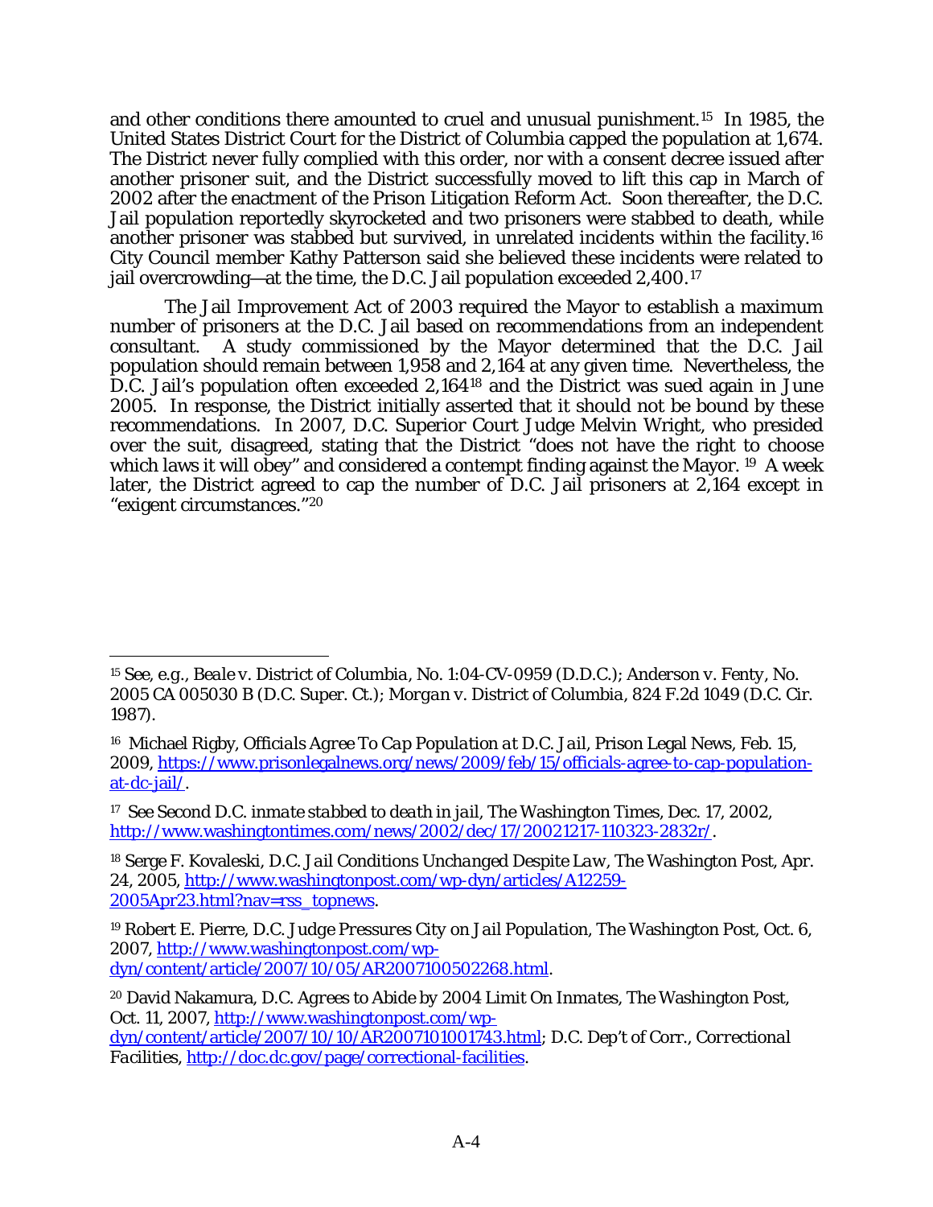and other conditions there amounted to cruel and unusual punishment.[15] In 1985, the United States District Court for the District of Columbia capped the population at 1,674. The District never fully complied with this order, nor with a consent decree issued after another prisoner suit, and the District successfully moved to lift this cap in March of 2002 after the enactment of the Prison Litigation Reform Act. Soon thereafter, the D.C. Jail population reportedly skyrocketed and two prisoners were stabbed to death, while another prisoner was stabbed but survived, in unrelated incidents within the facility.[16] City Council member Kathy Patterson said she believed these incidents were related to jail overcrowding—at the time, the D.C. Jail population exceeded 2,400.[17]

The Jail Improvement Act of 2003 required the Mayor to establish a maximum number of prisoners at the D.C. Jail based on recommendations from an independent consultant. A study commissioned by the Mayor determined that the D.C. Jail population should remain between 1,958 and 2,164 at any given time. Nevertheless, the D.C. Jail's population often exceeded 2,164[18] and the District was sued again in June 2005. In response, the District initially asserted that it should not be bound by these recommendations. In 2007, D.C. Superior Court Judge Melvin Wright, who presided over the suit, disagreed, stating that the District "does not have the right to choose which laws it will obey" and considered a contempt finding against the Mayor.[19] A week later, the District agreed to cap the number of D.C. Jail prisoners at 2,164 except in "exigent circumstances."[20]

---

[15] *See, e.g.*, *Beale v. District of Columbia*, No. 1:04-CV-0959 (D.D.C.); *Anderson v. Fenty*, No. 2005 CA 005030 B (D.C. Super. Ct.); *Morgan v. District of Columbia*, 824 F.2d 1049 (D.C. Cir. 1987).

[16] Michael Rigby, *Officials Agree To Cap Population at D.C. Jail*, Prison Legal News, Feb. 15, 2009, https://www.prisonlegalnews.org/news/2009/feb/15/officials-agree-to-cap-population-at-dc-jail/.

[17] *See Second D.C. inmate stabbed to death in jail*, The Washington Times, Dec. 17, 2002, http://www.washingtontimes.com/news/2002/dec/17/20021217-110323-2832r/.

[18] Serge F. Kovaleski, *D.C. Jail Conditions Unchanged Despite Law*, The Washington Post, Apr. 24, 2005, http://www.washingtonpost.com/wp-dyn/articles/A12259-2005Apr23.html?nav=rss_topnews.

[19] Robert E. Pierre, *D.C. Judge Pressures City on Jail Population*, The Washington Post, Oct. 6, 2007, http://www.washingtonpost.com/wp-dyn/content/article/2007/10/05/AR2007100502268.html.

[20] David Nakamura, *D.C. Agrees to Abide by 2004 Limit On Inmates*, The Washington Post, Oct. 11, 2007, http://www.washingtonpost.com/wp-dyn/content/article/2007/10/10/AR2007101001743.html; D.C. Dep't of Corr., *Correctional Facilities*, http://doc.dc.gov/page/correctional-facilities.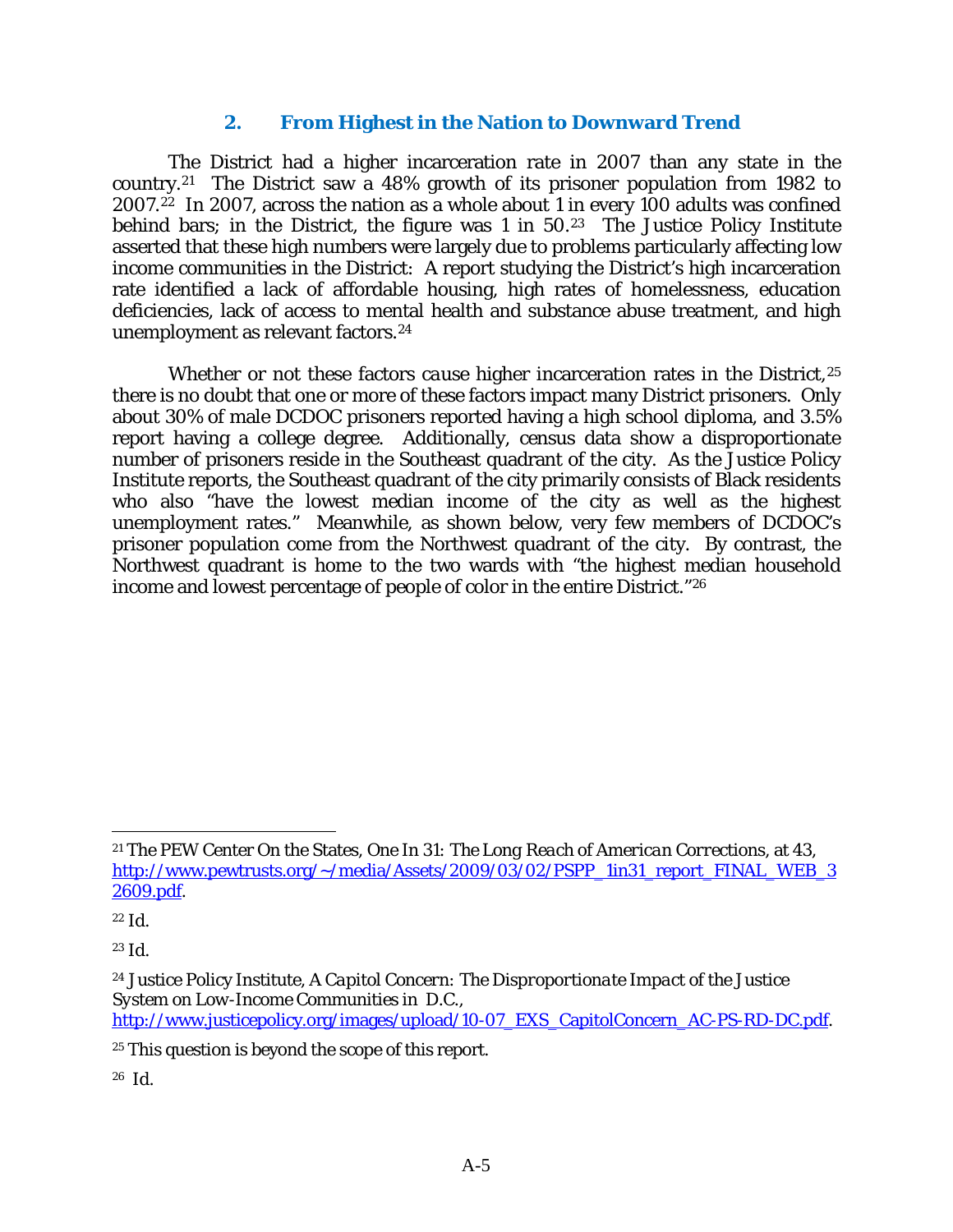### 2. From Highest in the Nation to Downward Trend

The District had a higher incarceration rate in 2007 than any state in the country.[21] The District saw a 48% growth of its prisoner population from 1982 to 2007.[22] In 2007, across the nation as a whole about 1 in every 100 adults was confined behind bars; in the District, the figure was 1 in 50.[23] The Justice Policy Institute asserted that these high numbers were largely due to problems particularly affecting low income communities in the District: A report studying the District's high incarceration rate identified a lack of affordable housing, high rates of homelessness, education deficiencies, lack of access to mental health and substance abuse treatment, and high unemployment as relevant factors.[24]

Whether or not these factors *cause* higher incarceration rates in the District,[25] there is no doubt that one or more of these factors impact many District prisoners. Only about 30% of male DCDOC prisoners reported having a high school diploma, and 3.5% report having a college degree. Additionally, census data show a disproportionate number of prisoners reside in the Southeast quadrant of the city. As the Justice Policy Institute reports, the Southeast quadrant of the city primarily consists of Black residents who also "have the lowest median income of the city as well as the highest unemployment rates." Meanwhile, as shown below, very few members of DCDOC's prisoner population come from the Northwest quadrant of the city. By contrast, the Northwest quadrant is home to the two wards with "the highest median household income and lowest percentage of people of color in the entire District."[26]

---

[21] The PEW Center On the States, *One In 31: The Long Reach of American Corrections*, at 43, http://www.pewtrusts.org/~/media/Assets/2009/03/02/PSPP_1in31_report_FINAL_WEB_32609.pdf.

[22] *Id.*

[23] *Id.*

[24] Justice Policy Institute, *A Capitol Concern: The Disproportionate Impact of the Justice System on Low-Income Communities in D.C.*, http://www.justicepolicy.org/images/upload/10-07_EXS_CapitolConcern_AC-PS-RD-DC.pdf.

[25] This question is beyond the scope of this report.

[26] *Id.*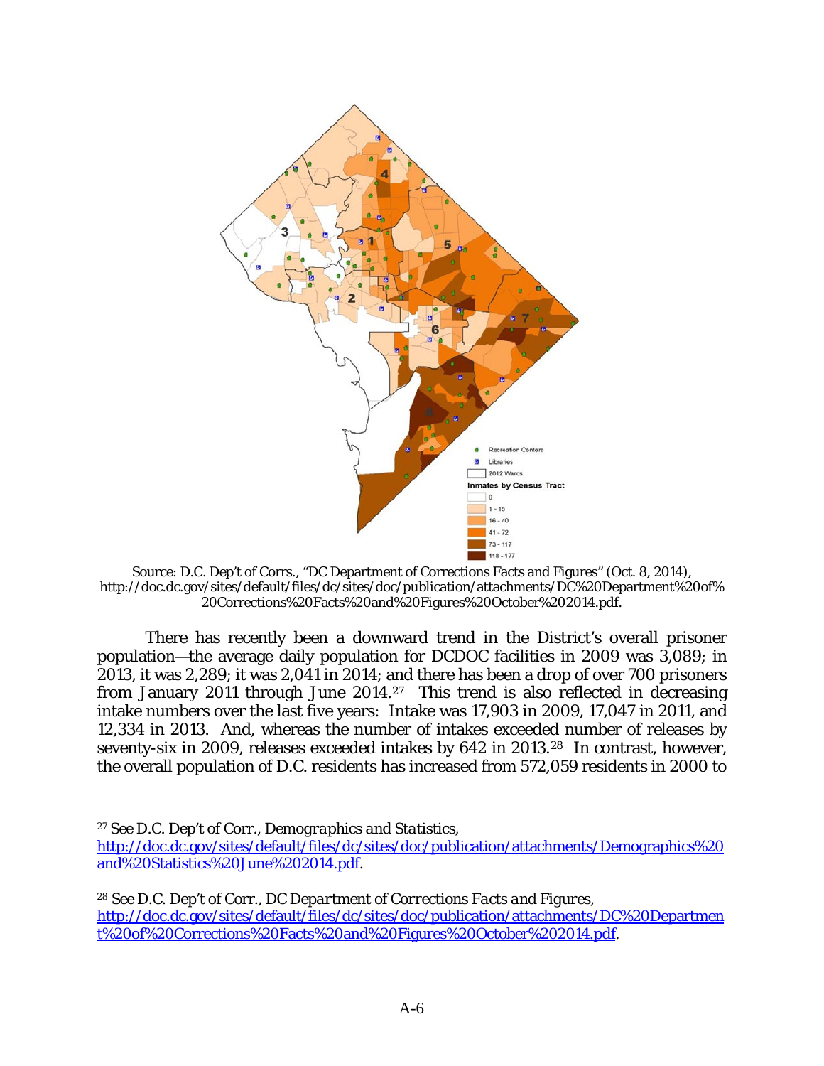Source: D.C. Dep't of Corrs., "DC Department of Corrections Facts and Figures" (Oct. 8, 2014), http://doc.dc.gov/sites/default/files/dc/sites/doc/publication/attachments/DC%20Department%20of%20Corrections%20Facts%20and%20Figures%20October%202014.pdf.

There has recently been a downward trend in the District's overall prisoner population—the average daily population for DCDOC facilities in 2009 was 3,089; in 2013, it was 2,289; it was 2,041 in 2014; and there has been a drop of over 700 prisoners from January 2011 through June 2014.[27] This trend is also reflected in decreasing intake numbers over the last five years: Intake was 17,903 in 2009, 17,047 in 2011, and 12,334 in 2013. And, whereas the number of intakes exceeded number of releases by seventy-six in 2009, releases exceeded intakes by 642 in 2013.[28] In contrast, however, the overall population of D.C. residents has increased from 572,059 residents in 2000 to

---

[27] *See* D.C. Dep't of Corr., *Demographics and Statistics*, http://doc.dc.gov/sites/default/files/dc/sites/doc/publication/attachments/Demographics%20and%20Statistics%20June%202014.pdf.

[28] *See* D.C. Dep't of Corr., *DC Department of Corrections Facts and Figures*, http://doc.dc.gov/sites/default/files/dc/sites/doc/publication/attachments/DC%20Department%20of%20Corrections%20Facts%20and%20Figures%20October%202014.pdf.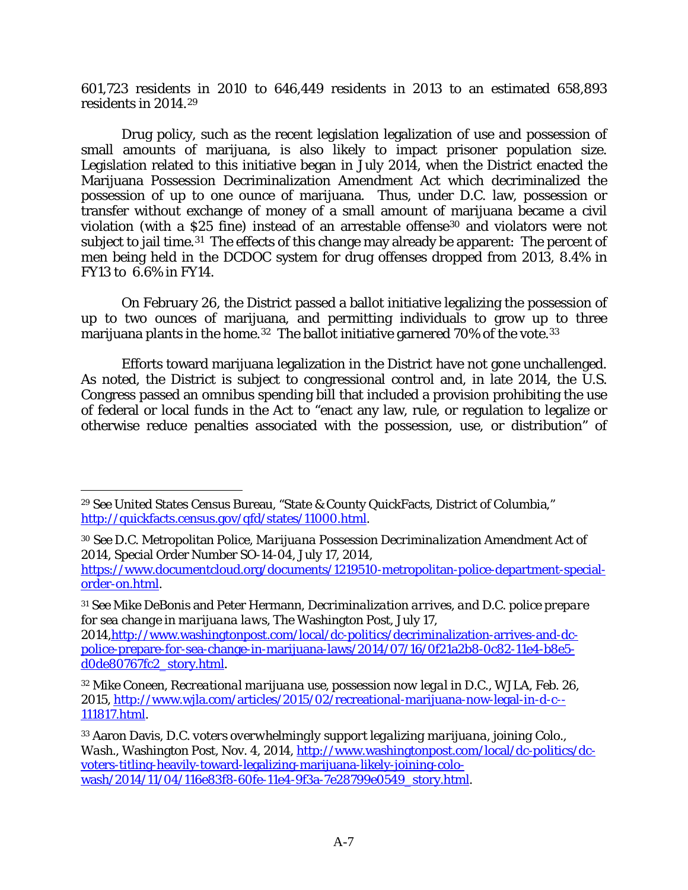601,723 residents in 2010 to 646,449 residents in 2013 to an estimated 658,893 residents in 2014.[29]

Drug policy, such as the recent legislation legalization of use and possession of small amounts of marijuana, is also likely to impact prisoner population size. Legislation related to this initiative began in July 2014, when the District enacted the Marijuana Possession Decriminalization Amendment Act which decriminalized the possession of up to one ounce of marijuana. Thus, under D.C. law, possession or transfer without exchange of money of a small amount of marijuana became a civil violation (with a $25 fine) instead of an arrestable offense[30] and violators were not subject to jail time.[31] The effects of this change may already be apparent: The percent of men being held in the DCDOC system for drug offenses dropped from 2013, 8.4% in FY13 to 6.6% in FY14.

On February 26, the District passed a ballot initiative legalizing the possession of up to two ounces of marijuana, and permitting individuals to grow up to three marijuana plants in the home.[32] The ballot initiative garnered 70% of the vote.[33]

Efforts toward marijuana legalization in the District have not gone unchallenged. As noted, the District is subject to congressional control and, in late 2014, the U.S. Congress passed an omnibus spending bill that included a provision prohibiting the use of federal or local funds in the Act to "enact any law, rule, or regulation to legalize or otherwise reduce penalties associated with the possession, use, or distribution" of

---

[29] See United States Census Bureau, "State & County QuickFacts, District of Columbia," http://quickfacts.census.gov/qfd/states/11000.html.

[30] See D.C. Metropolitan Police, *Marijuana Possession Decriminalization Amendment Act of 2014*, Special Order Number SO-14-04, July 17, 2014, https://www.documentcloud.org/documents/1219510-metropolitan-police-department-special-order-on.html.

[31] See Mike DeBonis and Peter Hermann, *Decriminalization arrives, and D.C. police prepare for sea change in marijuana laws*, The Washington Post, July 17, 2014,http://www.washingtonpost.com/local/dc-politics/decriminalization-arrives-and-dc-police-prepare-for-sea-change-in-marijuana-laws/2014/07/16/0f21a2b8-0c82-11e4-b8e5-d0de80767fc2_story.html.

[32] Mike Coneen, *Recreational marijuana use, possession now legal in D.C.*, WJLA, Feb. 26, 2015, http://www.wjla.com/articles/2015/02/recreational-marijuana-now-legal-in-d-c--111817.html.

[33] Aaron Davis, *D.C. voters overwhelmingly support legalizing marijuana, joining Colo., Wash.*, Washington Post, Nov. 4, 2014, http://www.washingtonpost.com/local/dc-politics/dc-voters-titling-heavily-toward-legalizing-marijuana-likely-joining-colo-wash/2014/11/04/116e83f8-60fe-11e4-9f3a-7e28799e0549_story.html.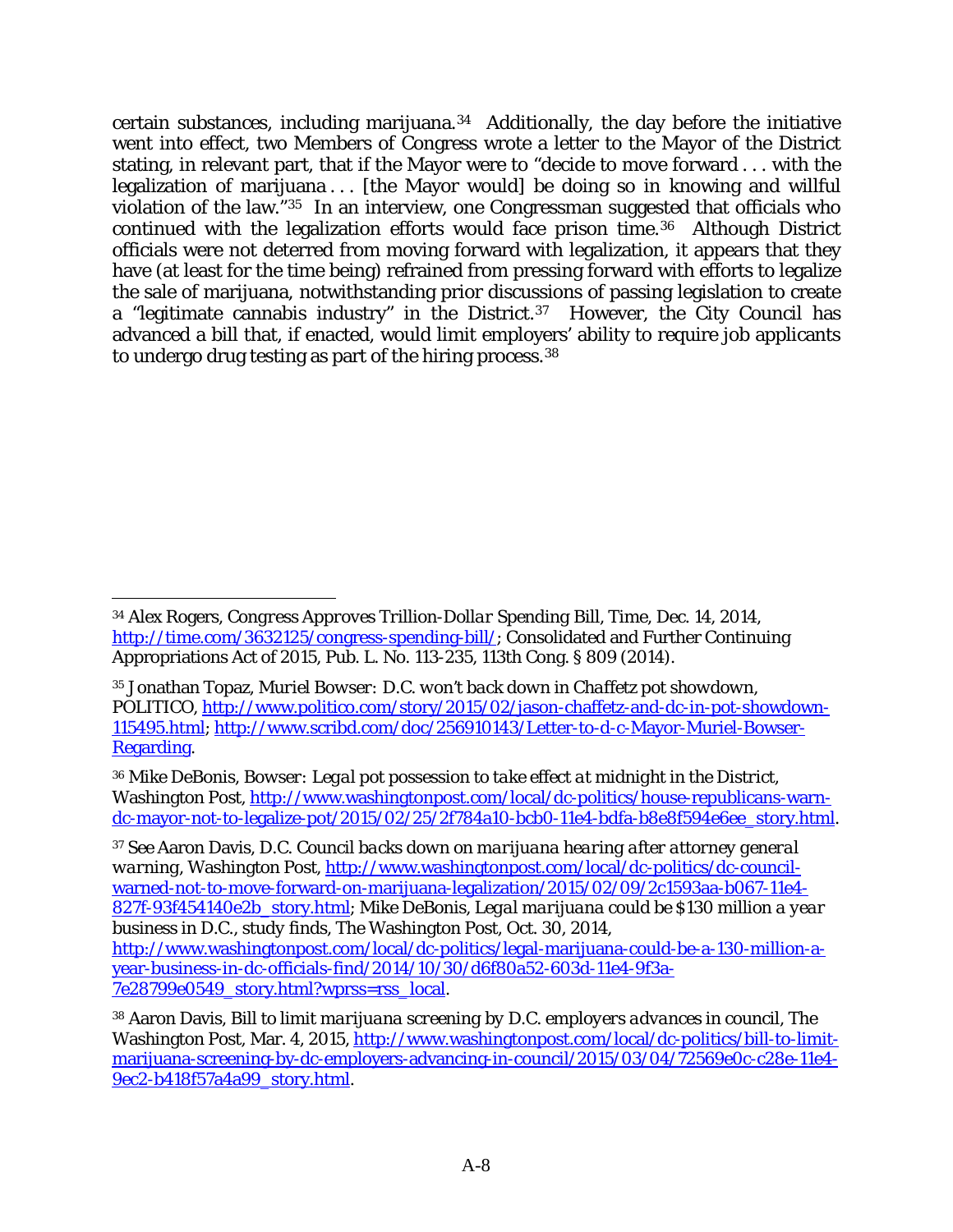certain substances, including marijuana.[34] Additionally, the day before the initiative went into effect, two Members of Congress wrote a letter to the Mayor of the District stating, in relevant part, that if the Mayor were to "decide to move forward . . . with the legalization of marijuana . . . [the Mayor would] be doing so in knowing and willful violation of the law."[35] In an interview, one Congressman suggested that officials who continued with the legalization efforts would face prison time.[36] Although District officials were not deterred from moving forward with legalization, it appears that they have (at least for the time being) refrained from pressing forward with efforts to legalize the sale of marijuana, notwithstanding prior discussions of passing legislation to create a "legitimate cannabis industry" in the District.[37] However, the City Council has advanced a bill that, if enacted, would limit employers' ability to require job applicants to undergo drug testing as part of the hiring process.[38]

---

[34] Alex Rogers, *Congress Approves Trillion-Dollar Spending Bill*, Time, Dec. 14, 2014, http://time.com/3632125/congress-spending-bill/; Consolidated and Further Continuing Appropriations Act of 2015, Pub. L. No. 113-235, 113th Cong. § 809 (2014).

[35] Jonathan Topaz, *Muriel Bowser: D.C. won't back down in Chaffetz pot showdown*, POLITICO, http://www.politico.com/story/2015/02/jason-chaffetz-and-dc-in-pot-showdown-115495.html; http://www.scribd.com/doc/256910143/Letter-to-d-c-Mayor-Muriel-Bowser-Regarding.

[36] Mike DeBonis, *Bowser: Legal pot possession to take effect at midnight in the District*, Washington Post, http://www.washingtonpost.com/local/dc-politics/house-republicans-warn-dc-mayor-not-to-legalize-pot/2015/02/25/2f784a10-bcb0-11e4-bdfa-b8e8f594e6ee_story.html.

[37] *See* Aaron Davis, *D.C. Council backs down on marijuana hearing after attorney general warning*, Washington Post, http://www.washingtonpost.com/local/dc-politics/dc-council-warned-not-to-move-forward-on-marijuana-legalization/2015/02/09/2c1593aa-b067-11e4-827f-93f454140e2b_story.html; Mike DeBonis, *Legal marijuana could be $130 million a year business in D.C., study finds*, The Washington Post, Oct. 30, 2014, http://www.washingtonpost.com/local/dc-politics/legal-marijuana-could-be-a-130-million-a-year-business-in-dc-officials-find/2014/10/30/d6f80a52-603d-11e4-9f3a-7e28799e0549_story.html?wprss=rss_local.

[38] Aaron Davis, *Bill to limit marijuana screening by D.C. employers advances in council*, The Washington Post, Mar. 4, 2015, http://www.washingtonpost.com/local/dc-politics/bill-to-limit-marijuana-screening-by-dc-employers-advancing-in-council/2015/03/04/72569e0c-c28e-11e4-9ec2-b418f57a4a99_story.html.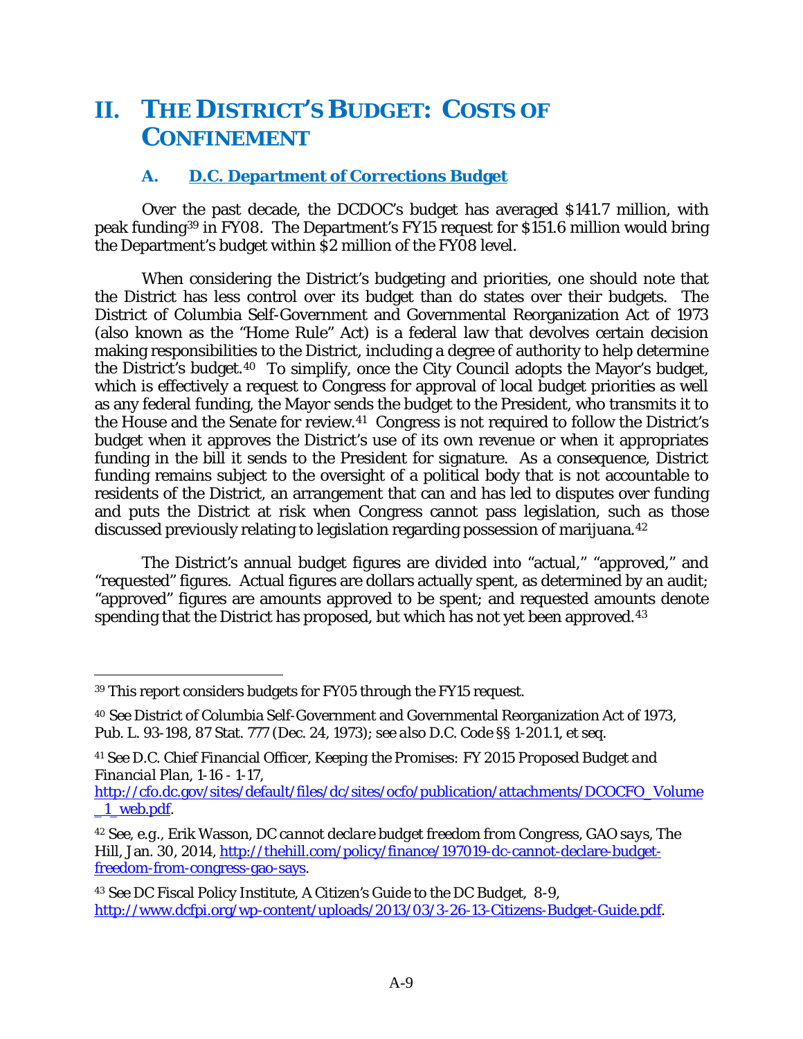# II. THE DISTRICT'S BUDGET: COSTS OF CONFINEMENT

## A. D.C. Department of Corrections Budget

Over the past decade, the DCDOC's budget has averaged $141.7 million, with peak funding[39] in FY08. The Department's FY15 request for $151.6 million would bring the Department's budget within $2 million of the FY08 level.

When considering the District's budgeting and priorities, one should note that the District has less control over its budget than do states over their budgets. The District of Columbia Self-Government and Governmental Reorganization Act of 1973 (also known as the "Home Rule" Act) is a federal law that devolves certain decision making responsibilities to the District, including a degree of authority to help determine the District's budget.[40] To simplify, once the City Council adopts the Mayor's budget, which is effectively a request to Congress for approval of local budget priorities as well as any federal funding, the Mayor sends the budget to the President, who transmits it to the House and the Senate for review.[41] Congress is not required to follow the District's budget when it approves the District's use of its own revenue or when it appropriates funding in the bill it sends to the President for signature. As a consequence, District funding remains subject to the oversight of a political body that is not accountable to residents of the District, an arrangement that can and has led to disputes over funding and puts the District at risk when Congress cannot pass legislation, such as those discussed previously relating to legislation regarding possession of marijuana.[42]

The District's annual budget figures are divided into "actual," "approved," and "requested" figures. Actual figures are dollars actually spent, as determined by an audit; "approved" figures are amounts approved to be spent; and requested amounts denote spending that the District has proposed, but which has not yet been approved.[43]

---

[39] This report considers budgets for FY05 through the FY15 request.

[40] *See* District of Columbia Self-Government and Governmental Reorganization Act of 1973, Pub. L. 93-198, 87 Stat. 777 (Dec. 24, 1973); *see also* D.C. Code §§ 1-201.1, *et seq.*

[41] *See* D.C. Chief Financial Officer, *Keeping the Promises: FY 2015 Proposed Budget and Financial Plan*, 1-16 - 1-17, http://cfo.dc.gov/sites/default/files/dc/sites/ocfo/publication/attachments/DCOCFO_Volume_1_web.pdf.

[42] *See, e.g.*, Erik Wasson, *DC cannot declare budget freedom from Congress, GAO says*, The Hill, Jan. 30, 2014, http://thehill.com/policy/finance/197019-dc-cannot-declare-budget-freedom-from-congress-gao-says.

[43] *See* DC Fiscal Policy Institute, A Citizen's Guide to the DC Budget, 8-9, http://www.dcfpi.org/wp-content/uploads/2013/03/3-26-13-Citizens-Budget-Guide.pdf.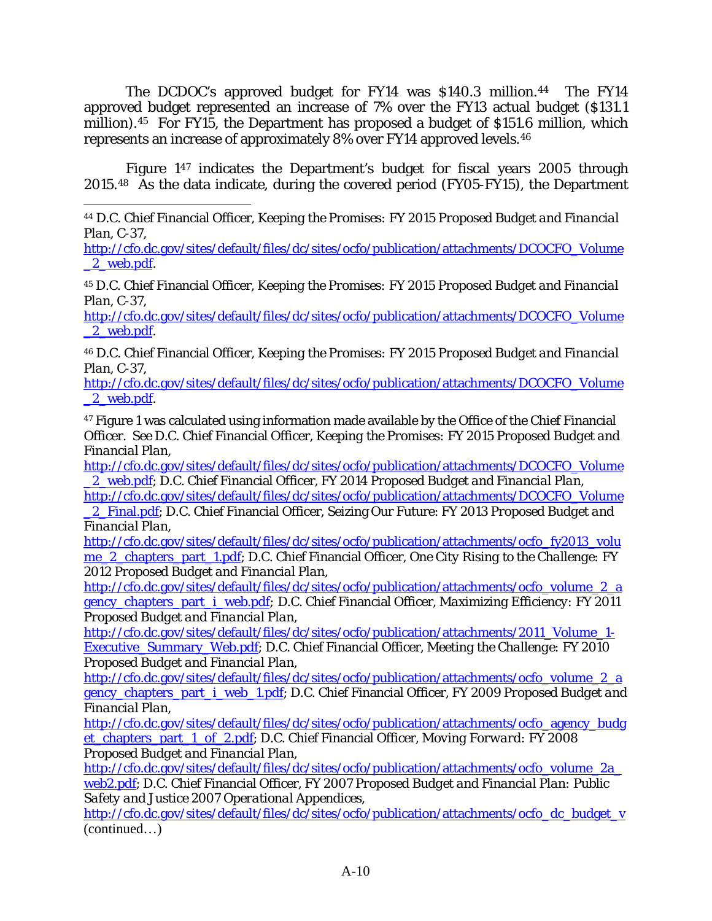The DCDOC's approved budget for FY14 was $140.3 million.[44] The FY14 approved budget represented an increase of 7% over the FY13 actual budget ($131.1 million).[45] For FY15, the Department has proposed a budget of $151.6 million, which represents an increase of approximately 8% over FY14 approved levels.[46]

Figure 1[47] indicates the Department's budget for fiscal years 2005 through 2015.[48] As the data indicate, during the covered period (FY05-FY15), the Department

---

[44] D.C. Chief Financial Officer, *Keeping the Promises: FY 2015 Proposed Budget and Financial Plan*, C-37, http://cfo.dc.gov/sites/default/files/dc/sites/ocfo/publication/attachments/DCOCFO_Volume_2_web.pdf.

[45] D.C. Chief Financial Officer, *Keeping the Promises: FY 2015 Proposed Budget and Financial Plan*, C-37, http://cfo.dc.gov/sites/default/files/dc/sites/ocfo/publication/attachments/DCOCFO_Volume_2_web.pdf.

[46] D.C. Chief Financial Officer, *Keeping the Promises: FY 2015 Proposed Budget and Financial Plan*, C-37, http://cfo.dc.gov/sites/default/files/dc/sites/ocfo/publication/attachments/DCOCFO_Volume_2_web.pdf.

[47] Figure 1 was calculated using information made available by the Office of the Chief Financial Officer. *See* D.C. Chief Financial Officer, *Keeping the Promises: FY 2015 Proposed Budget and Financial Plan*, http://cfo.dc.gov/sites/default/files/dc/sites/ocfo/publication/attachments/DCOCFO_Volume_2_web.pdf; D.C. Chief Financial Officer, *FY 2014 Proposed Budget and Financial Plan*, http://cfo.dc.gov/sites/default/files/dc/sites/ocfo/publication/attachments/DCOCFO_Volume_2_Final.pdf; D.C. Chief Financial Officer, *Seizing Our Future: FY 2013 Proposed Budget and Financial Plan*, http://cfo.dc.gov/sites/default/files/dc/sites/ocfo/publication/attachments/ocfo_fy2013_volume_2_chapters_part_1.pdf; D.C. Chief Financial Officer, *One City Rising to the Challenge: FY 2012 Proposed Budget and Financial Plan*, http://cfo.dc.gov/sites/default/files/dc/sites/ocfo/publication/attachments/ocfo_volume_2_agency_chapters_part_i_web.pdf; D.C. Chief Financial Officer, *Maximizing Efficiency: FY 2011 Proposed Budget and Financial Plan*, http://cfo.dc.gov/sites/default/files/dc/sites/ocfo/publication/attachments/2011_Volume_1-Executive_Summary_Web.pdf; D.C. Chief Financial Officer, *Meeting the Challenge: FY 2010 Proposed Budget and Financial Plan*, http://cfo.dc.gov/sites/default/files/dc/sites/ocfo/publication/attachments/ocfo_volume_2_agency_chapters_part_i_web_1.pdf; D.C. Chief Financial Officer, *FY 2009 Proposed Budget and Financial Plan*, http://cfo.dc.gov/sites/default/files/dc/sites/ocfo/publication/attachments/ocfo_agency_budget_chapters_part_1_of_2.pdf; D.C. Chief Financial Officer, *Moving Forward: FY 2008 Proposed Budget and Financial Plan*, http://cfo.dc.gov/sites/default/files/dc/sites/ocfo/publication/attachments/ocfo_volume_2a_web2.pdf; D.C. Chief Financial Officer, *FY 2007 Proposed Budget and Financial Plan: Public Safety and Justice 2007 Operational Appendices*, http://cfo.dc.gov/sites/default/files/dc/sites/ocfo/publication/attachments/ocfo_dc_budget_v (continued…)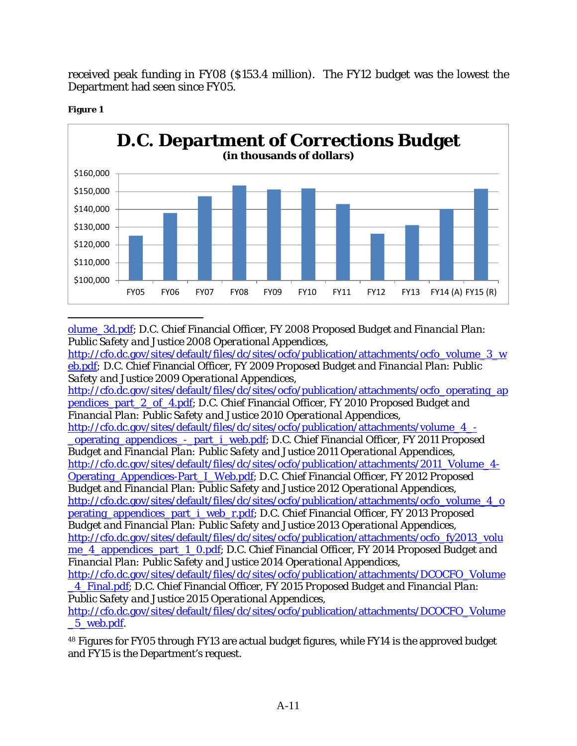received peak funding in FY08 ($153.4 million). The FY12 budget was the lowest the Department had seen since FY05.

**Figure 1**

**D.C. Department of Corrections Budget**
**(in thousands of dollars)**

olume_3d.pdf; D.C. Chief Financial Officer, *FY 2008 Proposed Budget and Financial Plan: Public Safety and Justice 2008 Operational Appendices*, http://cfo.dc.gov/sites/default/files/dc/sites/ocfo/publication/attachments/ocfo_volume_3_web.pdf; D.C. Chief Financial Officer, *FY 2009 Proposed Budget and Financial Plan: Public Safety and Justice 2009 Operational Appendices*, http://cfo.dc.gov/sites/default/files/dc/sites/ocfo/publication/attachments/ocfo_operating_appendices_part_2_of_4.pdf; D.C. Chief Financial Officer, *FY 2010 Proposed Budget and Financial Plan: Public Safety and Justice 2010 Operational Appendices*, http://cfo.dc.gov/sites/default/files/dc/sites/ocfo/publication/attachments/volume_4_-_operating_appendices_-_part_i_web.pdf; D.C. Chief Financial Officer, *FY 2011 Proposed Budget and Financial Plan: Public Safety and Justice 2011 Operational Appendices*, http://cfo.dc.gov/sites/default/files/dc/sites/ocfo/publication/attachments/2011_Volume_4-Operating_Appendices-Part_I_Web.pdf; D.C. Chief Financial Officer, *FY 2012 Proposed Budget and Financial Plan: Public Safety and Justice 2012 Operational Appendices*, http://cfo.dc.gov/sites/default/files/dc/sites/ocfo/publication/attachments/ocfo_volume_4_operating_appendices_part_i_web_r.pdf; D.C. Chief Financial Officer, *FY 2013 Proposed Budget and Financial Plan: Public Safety and Justice 2013 Operational Appendices*, http://cfo.dc.gov/sites/default/files/dc/sites/ocfo/publication/attachments/ocfo_fy2013_volume_4_appendices_part_1_0.pdf; D.C. Chief Financial Officer, *FY 2014 Proposed Budget and Financial Plan: Public Safety and Justice 2014 Operational Appendices*, http://cfo.dc.gov/sites/default/files/dc/sites/ocfo/publication/attachments/DCOCFO_Volume_4_Final.pdf; D.C. Chief Financial Officer, *FY 2015 Proposed Budget and Financial Plan: Public Safety and Justice 2015 Operational Appendices*, http://cfo.dc.gov/sites/default/files/dc/sites/ocfo/publication/attachments/DCOCFO_Volume_5_web.pdf.

[48] Figures for FY05 through FY13 are actual budget figures, while FY14 is the approved budget and FY15 is the Department's request.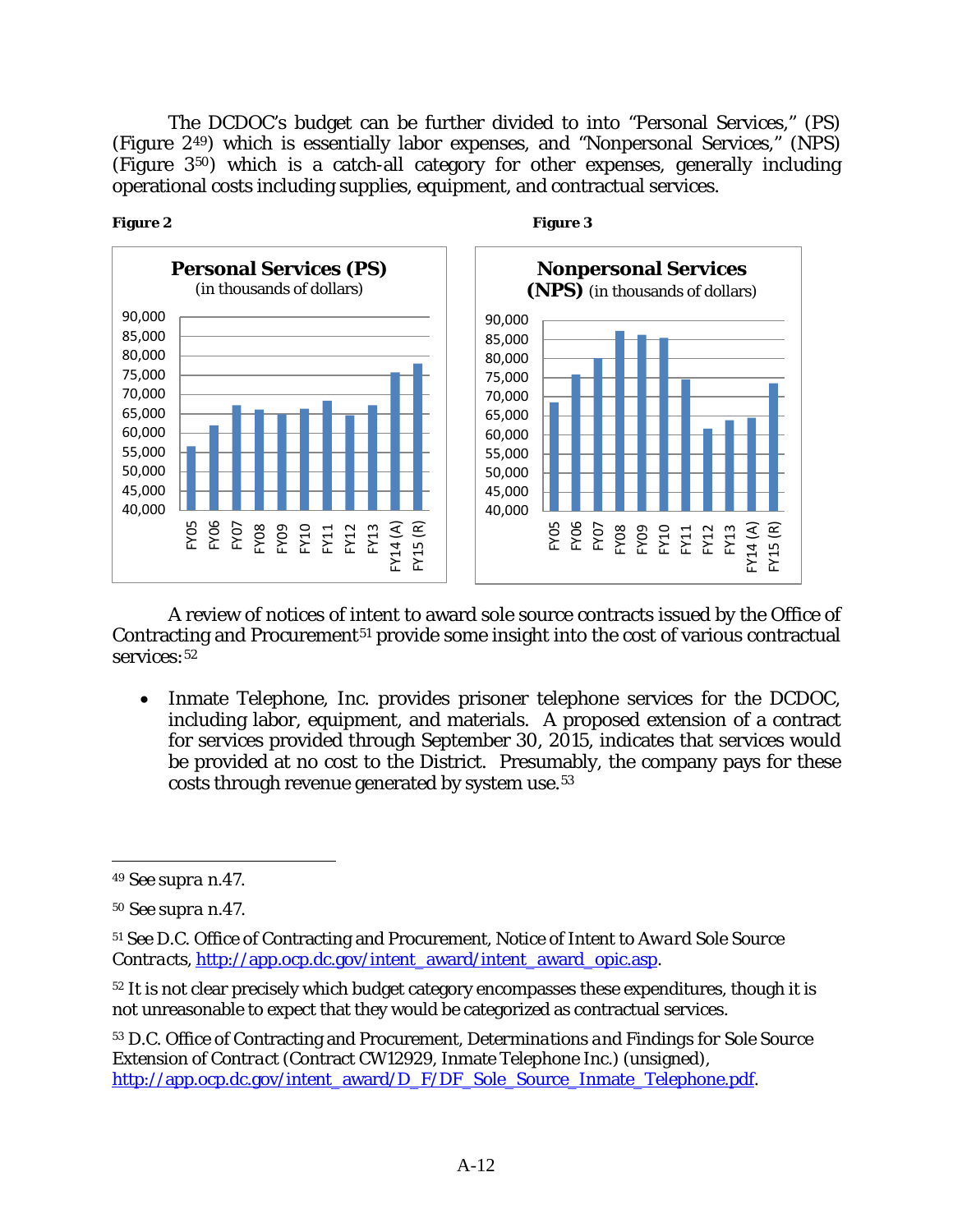The DCDOC's budget can be further divided to into "Personal Services," (PS) (Figure 2[49]) which is essentially labor expenses, and "Nonpersonal Services," (NPS) (Figure 3[50]) which is a catch-all category for other expenses, generally including operational costs including supplies, equipment, and contractual services.

**Figure 2**

**Personal Services (PS)**
(in thousands of dollars)

**Figure 3**

**Nonpersonal Services (NPS)** (in thousands of dollars)

A review of notices of intent to award sole source contracts issued by the Office of Contracting and Procurement[51] provide some insight into the cost of various contractual services:[52]

- Inmate Telephone, Inc. provides prisoner telephone services for the DCDOC, including labor, equipment, and materials. A proposed extension of a contract for services provided through September 30, 2015, indicates that services would be provided at no cost to the District. Presumably, the company pays for these costs through revenue generated by system use.[53]

---

[49] *See supra* n.47.

[50] *See supra* n.47.

[51] *See* D.C. Office of Contracting and Procurement, *Notice of Intent to Award Sole Source Contracts*, http://app.ocp.dc.gov/intent_award/intent_award_opic.asp.

[52] It is not clear precisely which budget category encompasses these expenditures, though it is not unreasonable to expect that they would be categorized as contractual services.

[53] D.C. Office of Contracting and Procurement, *Determinations and Findings for Sole Source Extension of Contract* (Contract CW12929, Inmate Telephone Inc.) (unsigned), http://app.ocp.dc.gov/intent_award/D_F/DF_Sole_Source_Inmate_Telephone.pdf.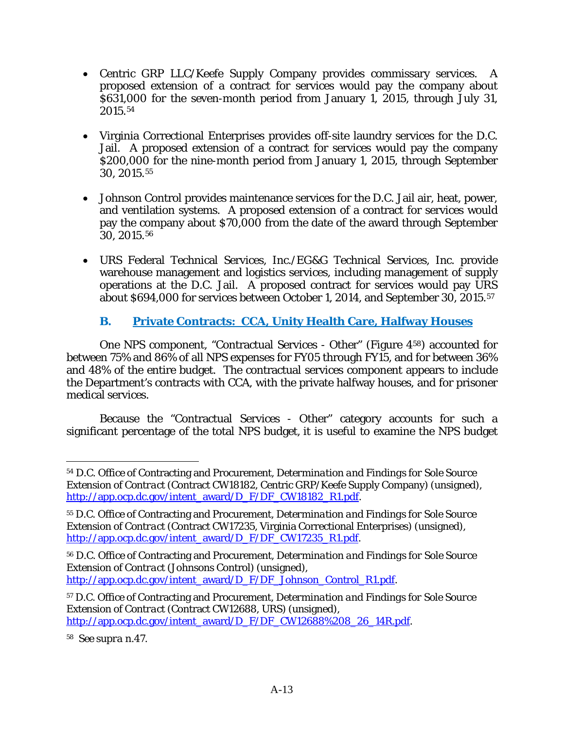- Centric GRP LLC/Keefe Supply Company provides commissary services. A proposed extension of a contract for services would pay the company about $631,000 for the seven-month period from January 1, 2015, through July 31, 2015.[54]

- Virginia Correctional Enterprises provides off-site laundry services for the D.C. Jail. A proposed extension of a contract for services would pay the company $200,000 for the nine-month period from January 1, 2015, through September 30, 2015.[55]

- Johnson Control provides maintenance services for the D.C. Jail air, heat, power, and ventilation systems. A proposed extension of a contract for services would pay the company about $70,000 from the date of the award through September 30, 2015.[56]

- URS Federal Technical Services, Inc./EG&G Technical Services, Inc. provide warehouse management and logistics services, including management of supply operations at the D.C. Jail. A proposed contract for services would pay URS about $694,000 for services between October 1, 2014, and September 30, 2015.[57]

### B. Private Contracts: CCA, Unity Health Care, Halfway Houses

One NPS component, "Contractual Services - Other" (Figure 4[58]) accounted for between 75% and 86% of all NPS expenses for FY05 through FY15, and for between 36% and 48% of the entire budget. The contractual services component appears to include the Department's contracts with CCA, with the private halfway houses, and for prisoner medical services.

Because the "Contractual Services - Other" category accounts for such a significant percentage of the total NPS budget, it is useful to examine the NPS budget

---

[54] D.C. Office of Contracting and Procurement, *Determination and Findings for Sole Source Extension of Contract* (Contract CW18182, Centric GRP/Keefe Supply Company) (unsigned), http://app.ocp.dc.gov/intent_award/D_F/DF_CW18182_R1.pdf.

[55] D.C. Office of Contracting and Procurement, *Determination and Findings for Sole Source Extension of Contract* (Contract CW17235, Virginia Correctional Enterprises) (unsigned), http://app.ocp.dc.gov/intent_award/D_F/DF_CW17235_R1.pdf.

[56] D.C. Office of Contracting and Procurement, *Determination and Findings for Sole Source Extension of Contract* (Johnsons Control) (unsigned), http://app.ocp.dc.gov/intent_award/D_F/DF_Johnson_Control_R1.pdf.

[57] D.C. Office of Contracting and Procurement, *Determination and Findings for Sole Source Extension of Contract* (Contract CW12688, URS) (unsigned), http://app.ocp.dc.gov/intent_award/D_F/DF_CW12688%208_26_14R.pdf.

[58] *See supra* n.47.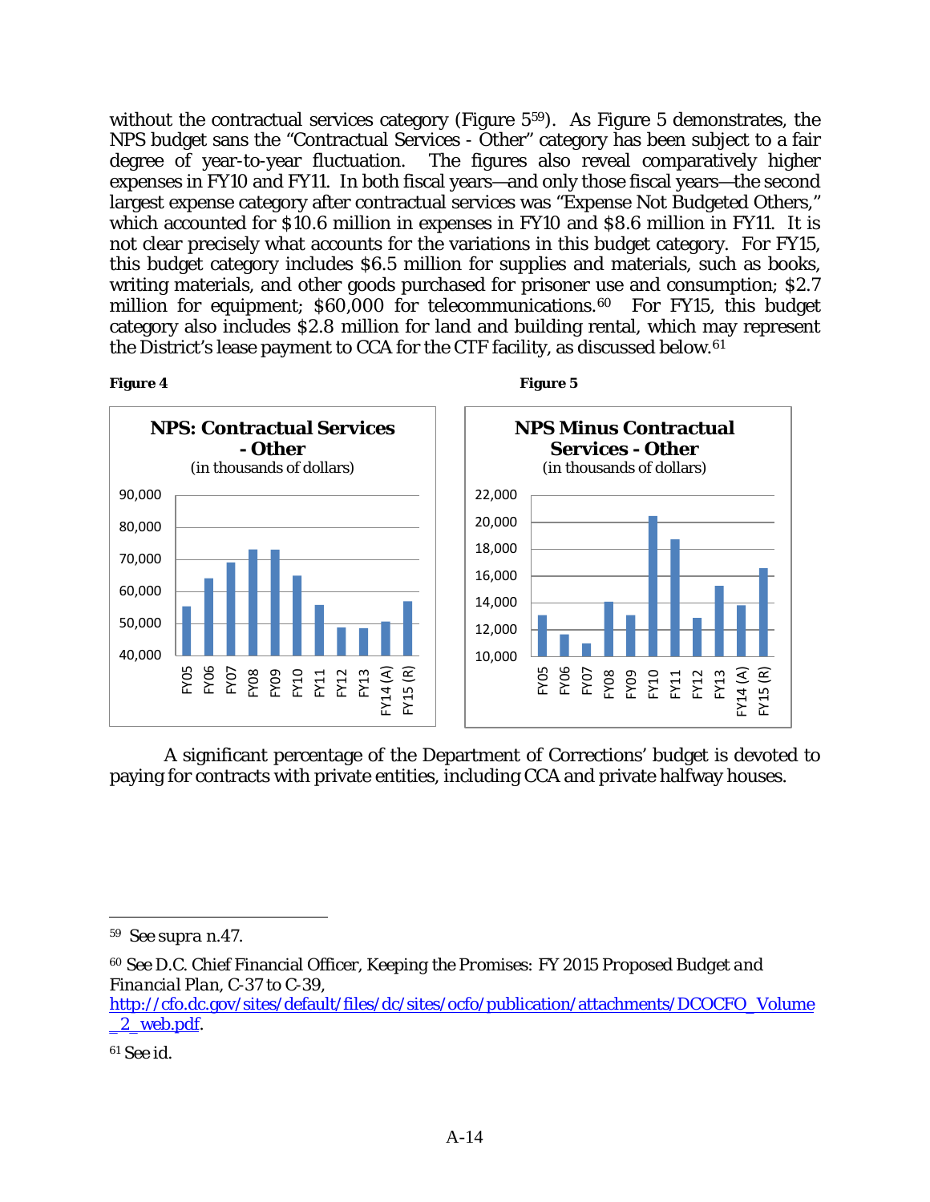without the contractual services category (Figure 5[59]). As Figure 5 demonstrates, the NPS budget sans the "Contractual Services - Other" category has been subject to a fair degree of year-to-year fluctuation. The figures also reveal comparatively higher expenses in FY10 and FY11. In both fiscal years—and only those fiscal years—the second largest expense category after contractual services was "Expense Not Budgeted Others," which accounted for $10.6 million in expenses in FY10 and $8.6 million in FY11. It is not clear precisely what accounts for the variations in this budget category. For FY15, this budget category includes $6.5 million for supplies and materials, such as books, writing materials, and other goods purchased for prisoner use and consumption; $2.7 million for equipment; $60,000 for telecommunications.[60] For FY15, this budget category also includes $2.8 million for land and building rental, which may represent the District's lease payment to CCA for the CTF facility, as discussed below.[61]

**Figure 4**

**NPS: Contractual Services - Other**
(in thousands of dollars)

**Figure 5**

**NPS Minus Contractual Services - Other**
(in thousands of dollars)

A significant percentage of the Department of Corrections' budget is devoted to paying for contracts with private entities, including CCA and private halfway houses.

---

[59] *See supra* n.47.

[60] *See* D.C. Chief Financial Officer, *Keeping the Promises: FY 2015 Proposed Budget and Financial Plan*, C-37 to C-39, http://cfo.dc.gov/sites/default/files/dc/sites/ocfo/publication/attachments/DCOCFO_Volume_2_web.pdf.

[61] *See id.*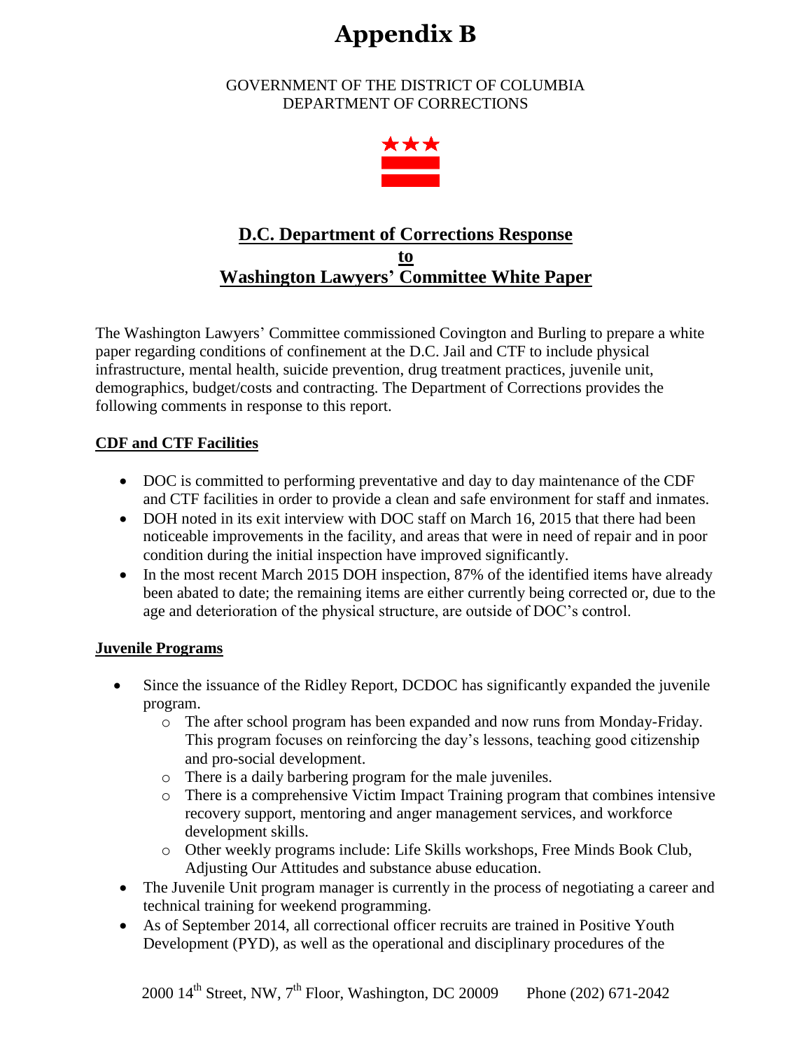# Appendix B

GOVERNMENT OF THE DISTRICT OF COLUMBIA
DEPARTMENT OF CORRECTIONS

## D.C. Department of Corrections Response to Washington Lawyers' Committee White Paper

The Washington Lawyers' Committee commissioned Covington and Burling to prepare a white paper regarding conditions of confinement at the D.C. Jail and CTF to include physical infrastructure, mental health, suicide prevention, drug treatment practices, juvenile unit, demographics, budget/costs and contracting. The Department of Corrections provides the following comments in response to this report.

### CDF and CTF Facilities

- DOC is committed to performing preventative and day to day maintenance of the CDF and CTF facilities in order to provide a clean and safe environment for staff and inmates.
- DOH noted in its exit interview with DOC staff on March 16, 2015 that there had been noticeable improvements in the facility, and areas that were in need of repair and in poor condition during the initial inspection have improved significantly.
- In the most recent March 2015 DOH inspection, 87% of the identified items have already been abated to date; the remaining items are either currently being corrected or, due to the age and deterioration of the physical structure, are outside of DOC's control.

### Juvenile Programs

- Since the issuance of the Ridley Report, DCDOC has significantly expanded the juvenile program.
  - The after school program has been expanded and now runs from Monday-Friday. This program focuses on reinforcing the day's lessons, teaching good citizenship and pro-social development.
  - There is a daily barbering program for the male juveniles.
  - There is a comprehensive Victim Impact Training program that combines intensive recovery support, mentoring and anger management services, and workforce development skills.
  - Other weekly programs include: Life Skills workshops, Free Minds Book Club, Adjusting Our Attitudes and substance abuse education.
- The Juvenile Unit program manager is currently in the process of negotiating a career and technical training for weekend programming.
- As of September 2014, all correctional officer recruits are trained in Positive Youth Development (PYD), as well as the operational and disciplinary procedures of the

2000 14th Street, NW, 7th Floor, Washington, DC 20009 Phone (202) 671-2042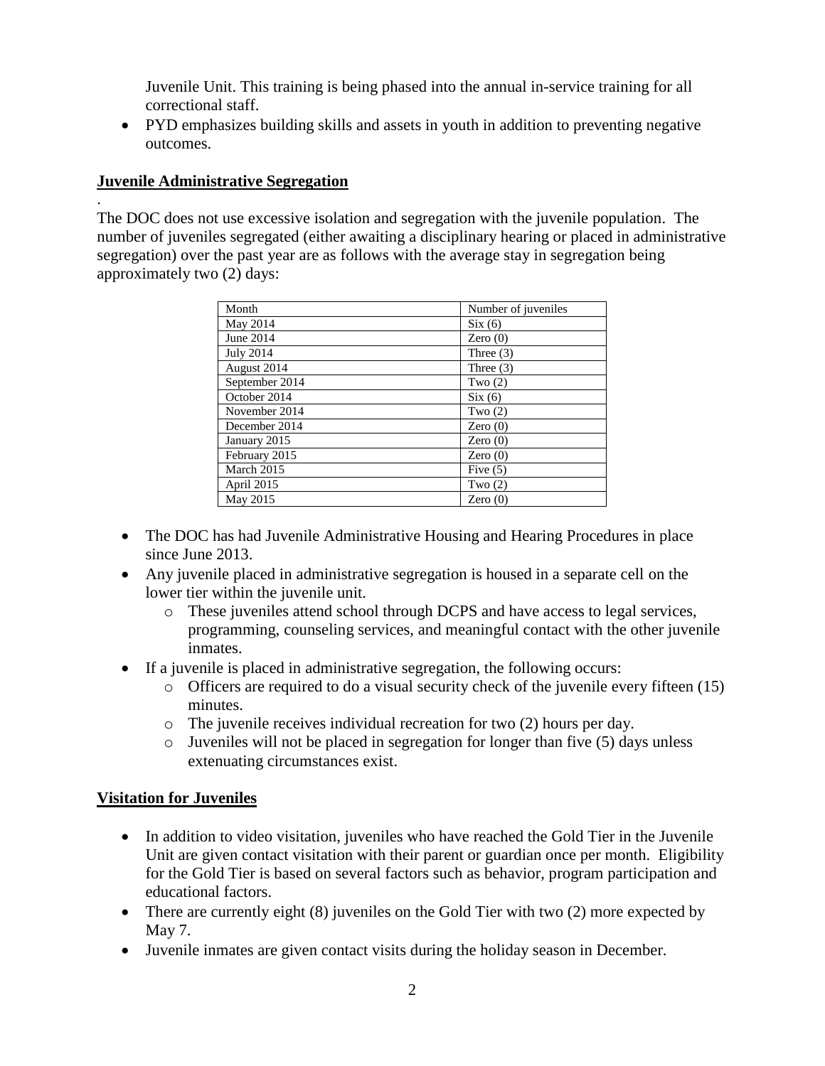Juvenile Unit. This training is being phased into the annual in-service training for all correctional staff.

- PYD emphasizes building skills and assets in youth in addition to preventing negative outcomes.

## Juvenile Administrative Segregation

.
The DOC does not use excessive isolation and segregation with the juvenile population. The number of juveniles segregated (either awaiting a disciplinary hearing or placed in administrative segregation) over the past year are as follows with the average stay in segregation being approximately two (2) days:

| Month | Number of juveniles |
|---|---|
| May 2014 | Six (6) |
| June 2014 | Zero (0) |
| July 2014 | Three (3) |
| August 2014 | Three (3) |
| September 2014 | Two (2) |
| October 2014 | Six (6) |
| November 2014 | Two (2) |
| December 2014 | Zero (0) |
| January 2015 | Zero (0) |
| February 2015 | Zero (0) |
| March 2015 | Five (5) |
| April 2015 | Two (2) |
| May 2015 | Zero (0) |

- The DOC has had Juvenile Administrative Housing and Hearing Procedures in place since June 2013.
- Any juvenile placed in administrative segregation is housed in a separate cell on the lower tier within the juvenile unit.
    - These juveniles attend school through DCPS and have access to legal services, programming, counseling services, and meaningful contact with the other juvenile inmates.
- If a juvenile is placed in administrative segregation, the following occurs:
    - Officers are required to do a visual security check of the juvenile every fifteen (15) minutes.
    - The juvenile receives individual recreation for two (2) hours per day.
    - Juveniles will not be placed in segregation for longer than five (5) days unless extenuating circumstances exist.

## Visitation for Juveniles

- In addition to video visitation, juveniles who have reached the Gold Tier in the Juvenile Unit are given contact visitation with their parent or guardian once per month. Eligibility for the Gold Tier is based on several factors such as behavior, program participation and educational factors.
- There are currently eight (8) juveniles on the Gold Tier with two (2) more expected by May 7.
- Juvenile inmates are given contact visits during the holiday season in December.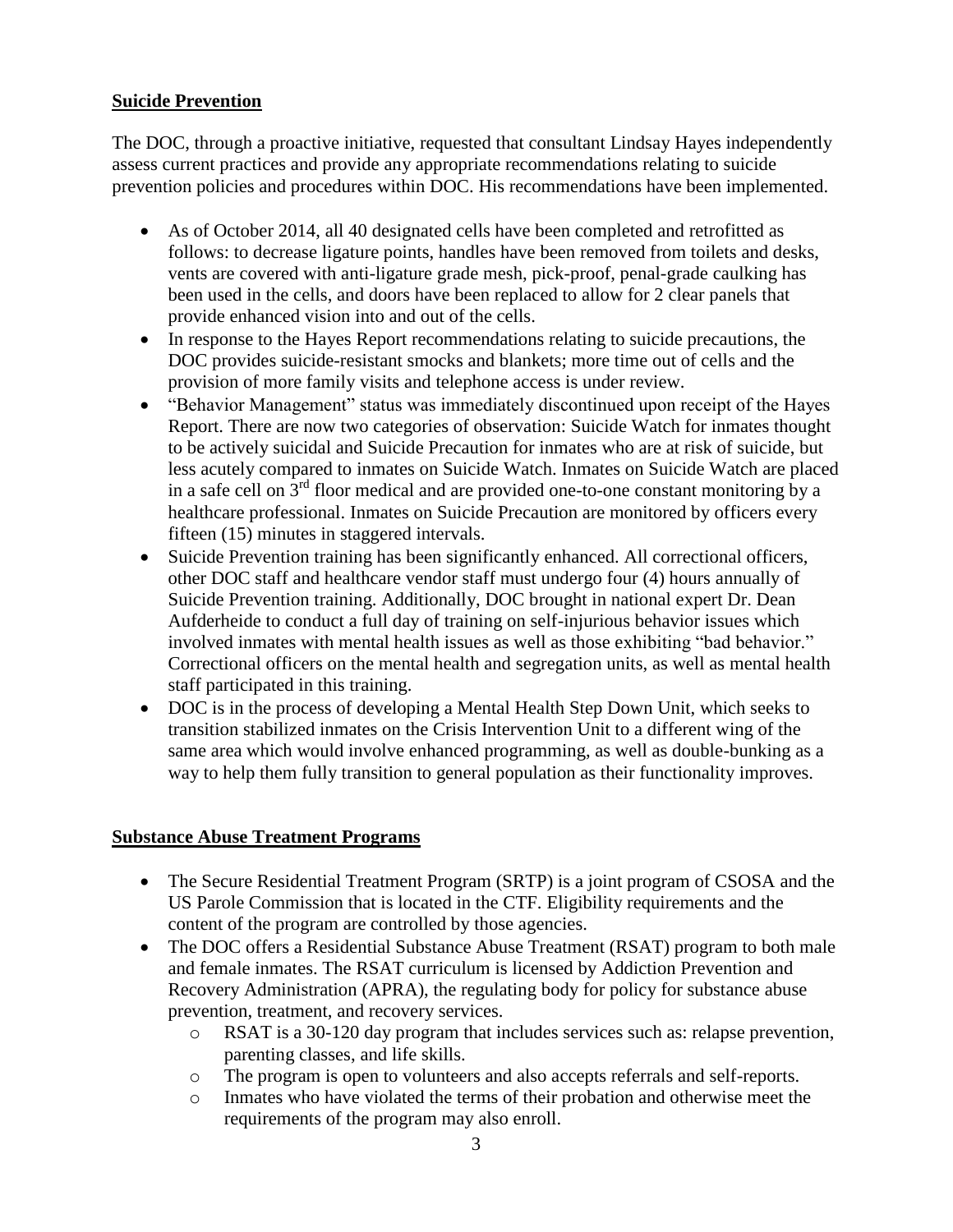**Suicide Prevention**

The DOC, through a proactive initiative, requested that consultant Lindsay Hayes independently assess current practices and provide any appropriate recommendations relating to suicide prevention policies and procedures within DOC. His recommendations have been implemented.

- As of October 2014, all 40 designated cells have been completed and retrofitted as follows: to decrease ligature points, handles have been removed from toilets and desks, vents are covered with anti-ligature grade mesh, pick-proof, penal-grade caulking has been used in the cells, and doors have been replaced to allow for 2 clear panels that provide enhanced vision into and out of the cells.
- In response to the Hayes Report recommendations relating to suicide precautions, the DOC provides suicide-resistant smocks and blankets; more time out of cells and the provision of more family visits and telephone access is under review.
- "Behavior Management" status was immediately discontinued upon receipt of the Hayes Report. There are now two categories of observation: Suicide Watch for inmates thought to be actively suicidal and Suicide Precaution for inmates who are at risk of suicide, but less acutely compared to inmates on Suicide Watch. Inmates on Suicide Watch are placed in a safe cell on 3rd floor medical and are provided one-to-one constant monitoring by a healthcare professional. Inmates on Suicide Precaution are monitored by officers every fifteen (15) minutes in staggered intervals.
- Suicide Prevention training has been significantly enhanced. All correctional officers, other DOC staff and healthcare vendor staff must undergo four (4) hours annually of Suicide Prevention training. Additionally, DOC brought in national expert Dr. Dean Aufderheide to conduct a full day of training on self-injurious behavior issues which involved inmates with mental health issues as well as those exhibiting "bad behavior." Correctional officers on the mental health and segregation units, as well as mental health staff participated in this training.
- DOC is in the process of developing a Mental Health Step Down Unit, which seeks to transition stabilized inmates on the Crisis Intervention Unit to a different wing of the same area which would involve enhanced programming, as well as double-bunking as a way to help them fully transition to general population as their functionality improves.

**Substance Abuse Treatment Programs**

- The Secure Residential Treatment Program (SRTP) is a joint program of CSOSA and the US Parole Commission that is located in the CTF. Eligibility requirements and the content of the program are controlled by those agencies.
- The DOC offers a Residential Substance Abuse Treatment (RSAT) program to both male and female inmates. The RSAT curriculum is licensed by Addiction Prevention and Recovery Administration (APRA), the regulating body for policy for substance abuse prevention, treatment, and recovery services.
  - RSAT is a 30-120 day program that includes services such as: relapse prevention, parenting classes, and life skills.
  - The program is open to volunteers and also accepts referrals and self-reports.
  - Inmates who have violated the terms of their probation and otherwise meet the requirements of the program may also enroll.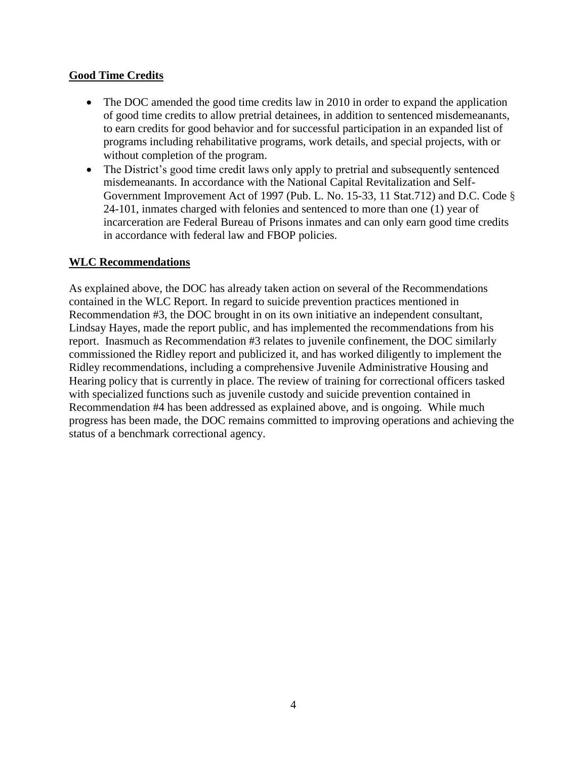## Good Time Credits

- The DOC amended the good time credits law in 2010 in order to expand the application of good time credits to allow pretrial detainees, in addition to sentenced misdemeanants, to earn credits for good behavior and for successful participation in an expanded list of programs including rehabilitative programs, work details, and special projects, with or without completion of the program.
- The District's good time credit laws only apply to pretrial and subsequently sentenced misdemeanants. In accordance with the National Capital Revitalization and Self-Government Improvement Act of 1997 (Pub. L. No. 15-33, 11 Stat.712) and D.C. Code § 24-101, inmates charged with felonies and sentenced to more than one (1) year of incarceration are Federal Bureau of Prisons inmates and can only earn good time credits in accordance with federal law and FBOP policies.

## WLC Recommendations

As explained above, the DOC has already taken action on several of the Recommendations contained in the WLC Report. In regard to suicide prevention practices mentioned in Recommendation #3, the DOC brought in on its own initiative an independent consultant, Lindsay Hayes, made the report public, and has implemented the recommendations from his report. Inasmuch as Recommendation #3 relates to juvenile confinement, the DOC similarly commissioned the Ridley report and publicized it, and has worked diligently to implement the Ridley recommendations, including a comprehensive Juvenile Administrative Housing and Hearing policy that is currently in place. The review of training for correctional officers tasked with specialized functions such as juvenile custody and suicide prevention contained in Recommendation #4 has been addressed as explained above, and is ongoing. While much progress has been made, the DOC remains committed to improving operations and achieving the status of a benchmark correctional agency.